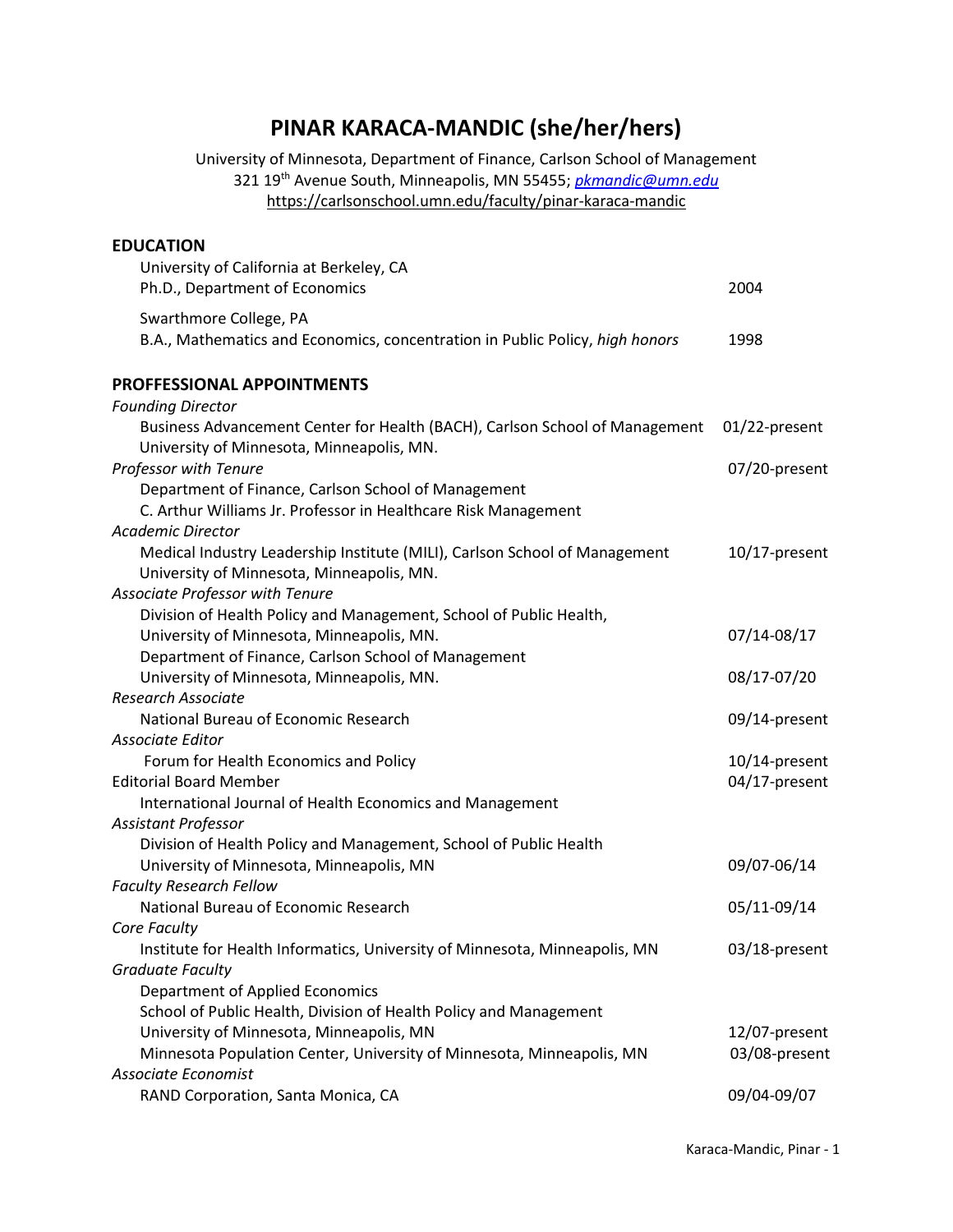# PINAR KARACA-MANDIC (she/her/hers)

University of Minnesota, Department of Finance, Carlson School of Management
321 19th Avenue South, Minneapolis, MN 55455; *pkmandic@umn.edu*
https://carlsonschool.umn.edu/faculty/pinar-karaca-mandic

## EDUCATION

University of California at Berkeley, CA
Ph.D., Department of Economics — 2004

Swarthmore College, PA
B.A., Mathematics and Economics, concentration in Public Policy, *high honors* — 1998

## PROFFESSIONAL APPOINTMENTS

*Founding Director*
Business Advancement Center for Health (BACH), Carlson School of Management — 01/22-present
University of Minnesota, Minneapolis, MN.

*Professor with Tenure* — 07/20-present
Department of Finance, Carlson School of Management
C. Arthur Williams Jr. Professor in Healthcare Risk Management

*Academic Director*
Medical Industry Leadership Institute (MILI), Carlson School of Management — 10/17-present
University of Minnesota, Minneapolis, MN.

*Associate Professor with Tenure*
Division of Health Policy and Management, School of Public Health,
University of Minnesota, Minneapolis, MN. — 07/14-08/17
Department of Finance, Carlson School of Management
University of Minnesota, Minneapolis, MN. — 08/17-07/20

*Research Associate*
National Bureau of Economic Research — 09/14-present

*Associate Editor*
Forum for Health Economics and Policy — 10/14-present

Editorial Board Member — 04/17-present
International Journal of Health Economics and Management

*Assistant Professor*
Division of Health Policy and Management, School of Public Health
University of Minnesota, Minneapolis, MN — 09/07-06/14

*Faculty Research Fellow*
National Bureau of Economic Research — 05/11-09/14

*Core Faculty*
Institute for Health Informatics, University of Minnesota, Minneapolis, MN — 03/18-present

*Graduate Faculty*
Department of Applied Economics
School of Public Health, Division of Health Policy and Management
University of Minnesota, Minneapolis, MN — 12/07-present
Minnesota Population Center, University of Minnesota, Minneapolis, MN — 03/08-present

*Associate Economist*
RAND Corporation, Santa Monica, CA — 09/04-09/07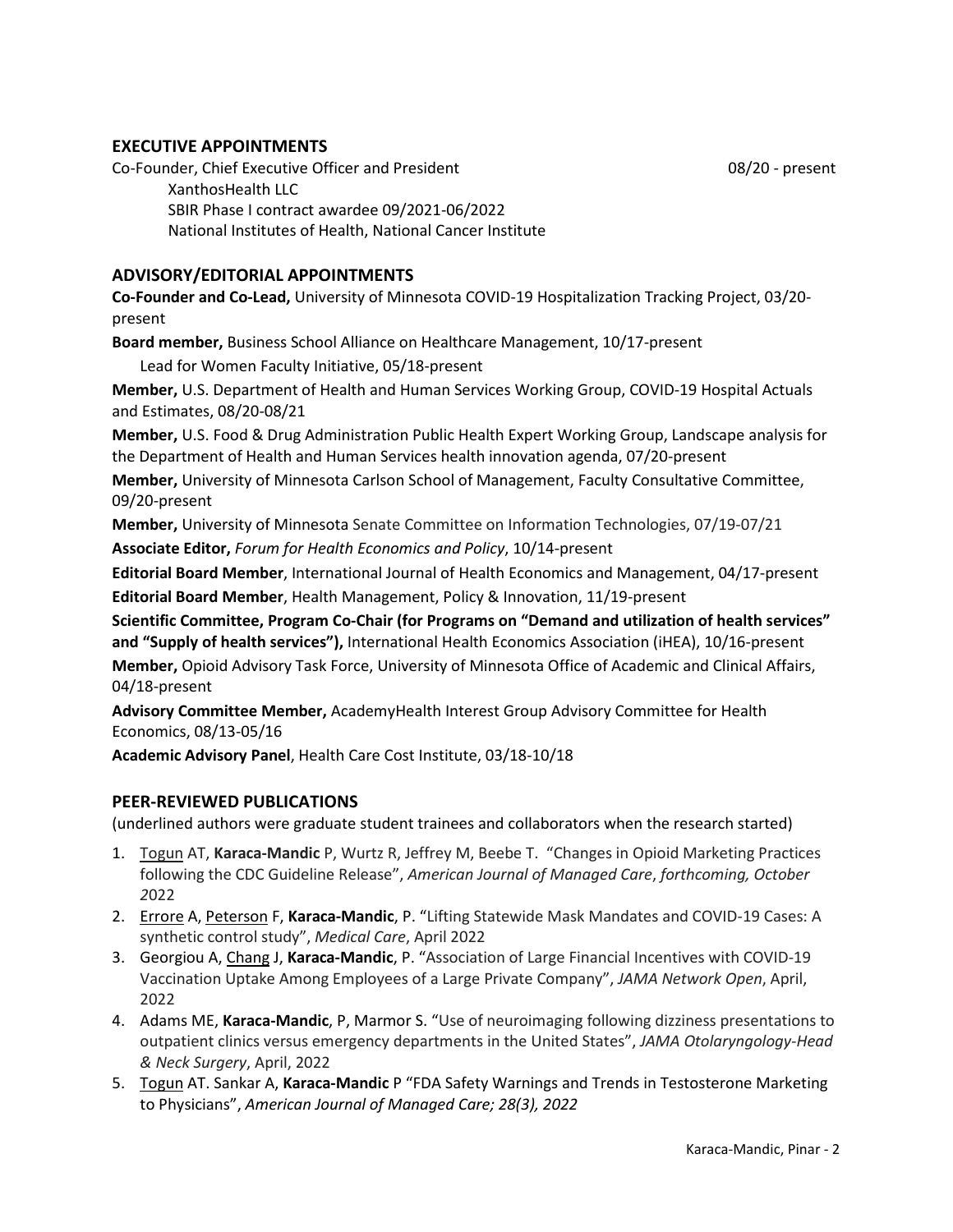## EXECUTIVE APPOINTMENTS

Co-Founder, Chief Executive Officer and President 08/20 - present

XanthosHealth LLC
SBIR Phase I contract awardee 09/2021-06/2022
National Institutes of Health, National Cancer Institute

## ADVISORY/EDITORIAL APPOINTMENTS

**Co-Founder and Co-Lead,** University of Minnesota COVID-19 Hospitalization Tracking Project, 03/20-present

**Board member,** Business School Alliance on Healthcare Management, 10/17-present

Lead for Women Faculty Initiative, 05/18-present

**Member,** U.S. Department of Health and Human Services Working Group, COVID-19 Hospital Actuals and Estimates, 08/20-08/21

**Member,** U.S. Food & Drug Administration Public Health Expert Working Group, Landscape analysis for the Department of Health and Human Services health innovation agenda, 07/20-present

**Member,** University of Minnesota Carlson School of Management, Faculty Consultative Committee, 09/20-present

**Member,** University of Minnesota Senate Committee on Information Technologies, 07/19-07/21

**Associate Editor,** *Forum for Health Economics and Policy*, 10/14-present

**Editorial Board Member**, International Journal of Health Economics and Management, 04/17-present

**Editorial Board Member**, Health Management, Policy & Innovation, 11/19-present

**Scientific Committee, Program Co-Chair (for Programs on "Demand and utilization of health services" and "Supply of health services"),** International Health Economics Association (iHEA), 10/16-present

**Member,** Opioid Advisory Task Force, University of Minnesota Office of Academic and Clinical Affairs, 04/18-present

**Advisory Committee Member,** AcademyHealth Interest Group Advisory Committee for Health Economics, 08/13-05/16

**Academic Advisory Panel**, Health Care Cost Institute, 03/18-10/18

## PEER-REVIEWED PUBLICATIONS

(underlined authors were graduate student trainees and collaborators when the research started)

1. <u>Togun</u> AT, **Karaca-Mandic** P, Wurtz R, Jeffrey M, Beebe T. "Changes in Opioid Marketing Practices following the CDC Guideline Release", *American Journal of Managed Care*, *forthcoming, October 2022*
2. <u>Errore</u> A, <u>Peterson</u> F, **Karaca-Mandic**, P. "Lifting Statewide Mask Mandates and COVID-19 Cases: A synthetic control study", *Medical Care*, April 2022
3. Georgiou A, <u>Chang</u> J, **Karaca-Mandic**, P. "Association of Large Financial Incentives with COVID-19 Vaccination Uptake Among Employees of a Large Private Company", *JAMA Network Open*, April, 2022
4. Adams ME, **Karaca-Mandic**, P, Marmor S. "Use of neuroimaging following dizziness presentations to outpatient clinics versus emergency departments in the United States", *JAMA Otolaryngology-Head & Neck Surgery*, April, 2022
5. <u>Togun</u> AT. Sankar A, **Karaca-Mandic** P "FDA Safety Warnings and Trends in Testosterone Marketing to Physicians", *American Journal of Managed Care; 28(3), 2022*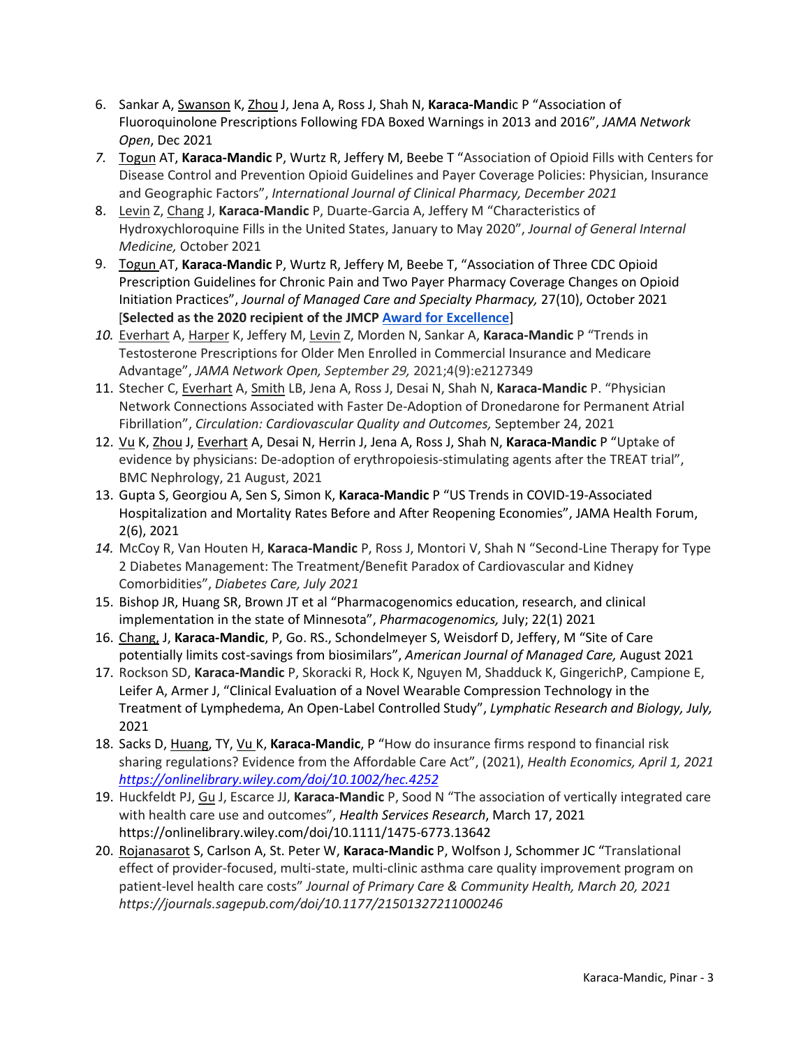6. Sankar A, <u>Swanson</u> K, <u>Zhou</u> J, Jena A, Ross J, Shah N, **Karaca-Mand**ic P "Association of Fluoroquinolone Prescriptions Following FDA Boxed Warnings in 2013 and 2016", *JAMA Network Open*, Dec 2021
7. <u>Togun</u> AT, **Karaca-Mandic** P, Wurtz R, Jeffery M, Beebe T "Association of Opioid Fills with Centers for Disease Control and Prevention Opioid Guidelines and Payer Coverage Policies: Physician, Insurance and Geographic Factors", *International Journal of Clinical Pharmacy, December 2021*
8. <u>Levin</u> Z, <u>Chang</u> J, **Karaca-Mandic** P, Duarte-Garcia A, Jeffery M "Characteristics of Hydroxychloroquine Fills in the United States, January to May 2020", *Journal of General Internal Medicine,* October 2021
9. <u>Togun</u> AT, **Karaca-Mandic** P, Wurtz R, Jeffery M, Beebe T, "Association of Three CDC Opioid Prescription Guidelines for Chronic Pain and Two Payer Pharmacy Coverage Changes on Opioid Initiation Practices", *Journal of Managed Care and Specialty Pharmacy,* 27(10), October 2021 [**Selected as the 2020 recipient of the JMCP Award for Excellence**]
10. <u>Everhart</u> A, <u>Harper</u> K, Jeffery M, <u>Levin</u> Z, Morden N, Sankar A, **Karaca-Mandic** P "Trends in Testosterone Prescriptions for Older Men Enrolled in Commercial Insurance and Medicare Advantage", *JAMA Network Open, September 29,* 2021;4(9):e2127349
11. Stecher C, <u>Everhart</u> A, <u>Smith</u> LB, Jena A, Ross J, Desai N, Shah N, **Karaca-Mandic** P. "Physician Network Connections Associated with Faster De-Adoption of Dronedarone for Permanent Atrial Fibrillation", *Circulation: Cardiovascular Quality and Outcomes,* September 24, 2021
12. <u>Vu</u> K, <u>Zhou</u> J, <u>Everhart</u> A, Desai N, Herrin J, Jena A, Ross J, Shah N, **Karaca-Mandic** P "Uptake of evidence by physicians: De-adoption of erythropoiesis-stimulating agents after the TREAT trial", BMC Nephrology, 21 August, 2021
13. Gupta S, Georgiou A, Sen S, Simon K, **Karaca-Mandic** P "US Trends in COVID-19-Associated Hospitalization and Mortality Rates Before and After Reopening Economies", JAMA Health Forum, 2(6), 2021
14. McCoy R, Van Houten H, **Karaca-Mandic** P, Ross J, Montori V, Shah N "Second-Line Therapy for Type 2 Diabetes Management: The Treatment/Benefit Paradox of Cardiovascular and Kidney Comorbidities", *Diabetes Care, July 2021*
15. Bishop JR, Huang SR, Brown JT et al "Pharmacogenomics education, research, and clinical implementation in the state of Minnesota", *Pharmacogenomics,* July; 22(1) 2021
16. <u>Chang,</u> J, **Karaca-Mandic**, P, Go. RS., Schondelmeyer S, Weisdorf D, Jeffery, M "Site of Care potentially limits cost-savings from biosimilars", *American Journal of Managed Care,* August 2021
17. Rockson SD, **Karaca-Mandic** P, Skoracki R, Hock K, Nguyen M, Shadduck K, GingerichP, Campione E, Leifer A, Armer J, "Clinical Evaluation of a Novel Wearable Compression Technology in the Treatment of Lymphedema, An Open-Label Controlled Study", *Lymphatic Research and Biology, July,* 2021
18. Sacks D, <u>Huang</u>, TY, <u>Vu</u> K, **Karaca-Mandic**, P "How do insurance firms respond to financial risk sharing regulations? Evidence from the Affordable Care Act", (2021), *Health Economics, April 1, 2021 https://onlinelibrary.wiley.com/doi/10.1002/hec.4252*
19. Huckfeldt PJ, <u>Gu</u> J, Escarce JJ, **Karaca-Mandic** P, Sood N "The association of vertically integrated care with health care use and outcomes", *Health Services Research*, March 17, 2021 https://onlinelibrary.wiley.com/doi/10.1111/1475-6773.13642
20. <u>Rojanasarot</u> S, Carlson A, St. Peter W, **Karaca-Mandic** P, Wolfson J, Schommer JC "Translational effect of provider-focused, multi-state, multi-clinic asthma care quality improvement program on patient-level health care costs" *Journal of Primary Care & Community Health, March 20, 2021 https://journals.sagepub.com/doi/10.1177/21501327211000246*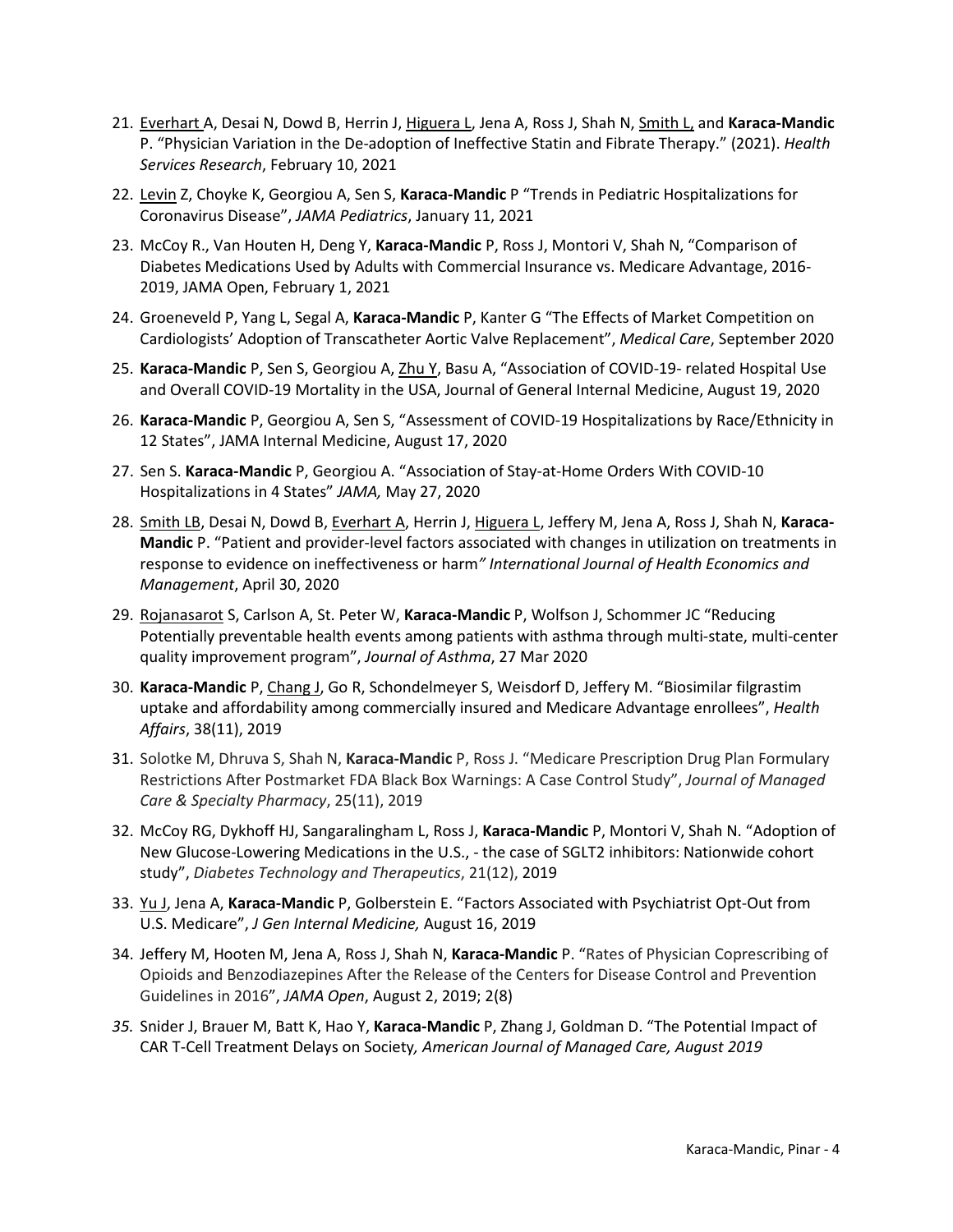21. Everhart A, Desai N, Dowd B, Herrin J, Higuera L, Jena A, Ross J, Shah N, Smith L, and **Karaca-Mandic** P. "Physician Variation in the De-adoption of Ineffective Statin and Fibrate Therapy." (2021). *Health Services Research*, February 10, 2021

22. Levin Z, Choyke K, Georgiou A, Sen S, **Karaca-Mandic** P "Trends in Pediatric Hospitalizations for Coronavirus Disease", *JAMA Pediatrics*, January 11, 2021

23. McCoy R., Van Houten H, Deng Y, **Karaca-Mandic** P, Ross J, Montori V, Shah N, "Comparison of Diabetes Medications Used by Adults with Commercial Insurance vs. Medicare Advantage, 2016-2019, JAMA Open, February 1, 2021

24. Groeneveld P, Yang L, Segal A, **Karaca-Mandic** P, Kanter G "The Effects of Market Competition on Cardiologists' Adoption of Transcatheter Aortic Valve Replacement", *Medical Care*, September 2020

25. **Karaca-Mandic** P, Sen S, Georgiou A, Zhu Y, Basu A, "Association of COVID-19- related Hospital Use and Overall COVID-19 Mortality in the USA, Journal of General Internal Medicine, August 19, 2020

26. **Karaca-Mandic** P, Georgiou A, Sen S, "Assessment of COVID-19 Hospitalizations by Race/Ethnicity in 12 States", JAMA Internal Medicine, August 17, 2020

27. Sen S. **Karaca-Mandic** P, Georgiou A. "Association of Stay-at-Home Orders With COVID-10 Hospitalizations in 4 States" *JAMA,* May 27, 2020

28. Smith LB, Desai N, Dowd B, Everhart A, Herrin J, Higuera L, Jeffery M, Jena A, Ross J, Shah N, **Karaca-Mandic** P. "Patient and provider-level factors associated with changes in utilization on treatments in response to evidence on ineffectiveness or harm*" International Journal of Health Economics and Management*, April 30, 2020

29. Rojanasarot S, Carlson A, St. Peter W, **Karaca-Mandic** P, Wolfson J, Schommer JC "Reducing Potentially preventable health events among patients with asthma through multi-state, multi-center quality improvement program", *Journal of Asthma*, 27 Mar 2020

30. **Karaca-Mandic** P, Chang J, Go R, Schondelmeyer S, Weisdorf D, Jeffery M. "Biosimilar filgrastim uptake and affordability among commercially insured and Medicare Advantage enrollees", *Health Affairs*, 38(11), 2019

31. Solotke M, Dhruva S, Shah N, **Karaca-Mandic** P, Ross J. "Medicare Prescription Drug Plan Formulary Restrictions After Postmarket FDA Black Box Warnings: A Case Control Study", *Journal of Managed Care & Specialty Pharmacy*, 25(11), 2019

32. McCoy RG, Dykhoff HJ, Sangaralingham L, Ross J, **Karaca-Mandic** P, Montori V, Shah N. "Adoption of New Glucose-Lowering Medications in the U.S., - the case of SGLT2 inhibitors: Nationwide cohort study", *Diabetes Technology and Therapeutics*, 21(12), 2019

33. Yu J, Jena A, **Karaca-Mandic** P, Golberstein E. "Factors Associated with Psychiatrist Opt-Out from U.S. Medicare", *J Gen Internal Medicine,* August 16, 2019

34. Jeffery M, Hooten M, Jena A, Ross J, Shah N, **Karaca-Mandic** P. "Rates of Physician Coprescribing of Opioids and Benzodiazepines After the Release of the Centers for Disease Control and Prevention Guidelines in 2016", *JAMA Open*, August 2, 2019; 2(8)

35. Snider J, Brauer M, Batt K, Hao Y, **Karaca-Mandic** P, Zhang J, Goldman D. "The Potential Impact of CAR T-Cell Treatment Delays on Society*, American Journal of Managed Care, August 2019*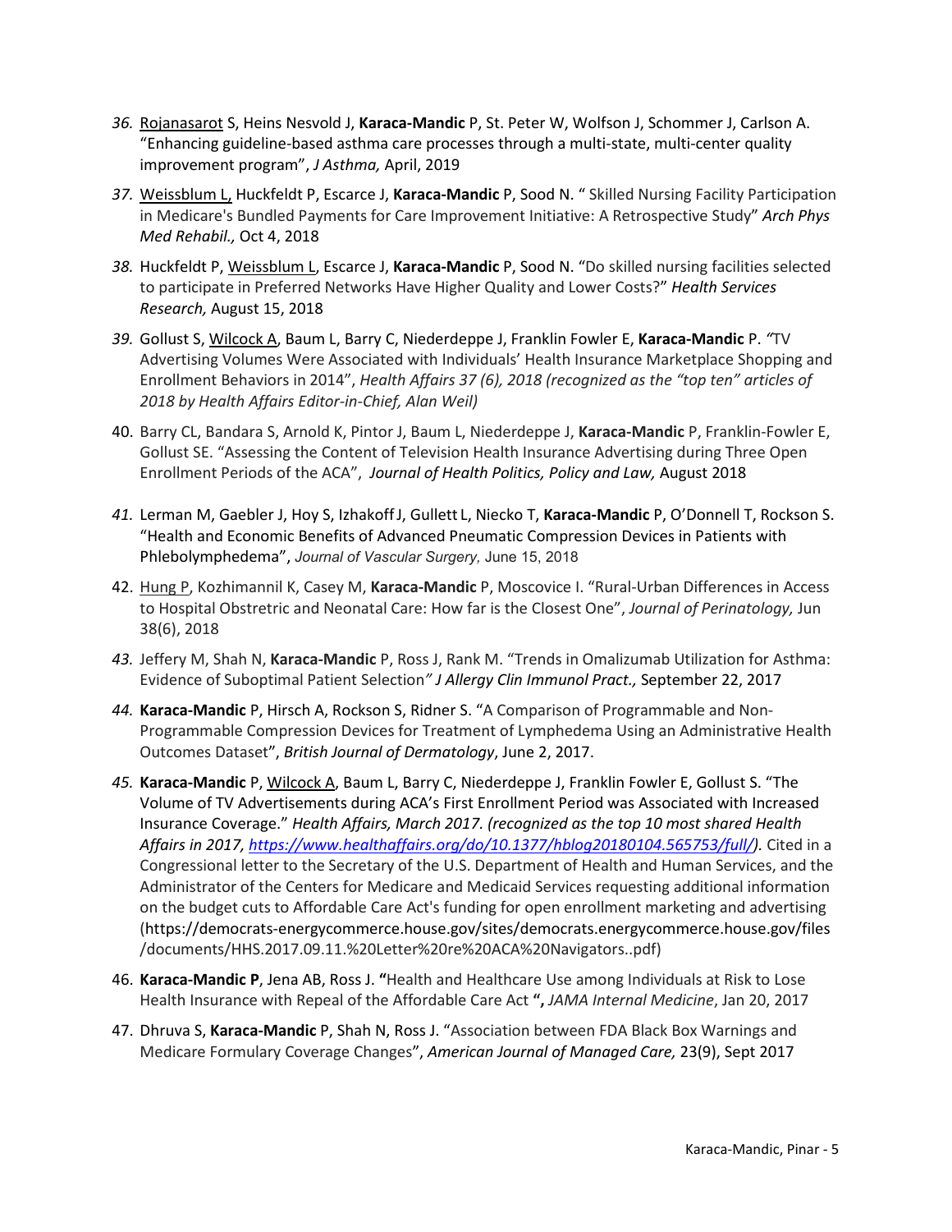36. Rojanasarot S, Heins Nesvold J, **Karaca-Mandic** P, St. Peter W, Wolfson J, Schommer J, Carlson A. "Enhancing guideline-based asthma care processes through a multi-state, multi-center quality improvement program", *J Asthma,* April, 2019

37. Weissblum L, Huckfeldt P, Escarce J, **Karaca-Mandic** P, Sood N. " Skilled Nursing Facility Participation in Medicare's Bundled Payments for Care Improvement Initiative: A Retrospective Study" *Arch Phys Med Rehabil.,* Oct 4, 2018

38. Huckfeldt P, Weissblum L, Escarce J, **Karaca-Mandic** P, Sood N. "Do skilled nursing facilities selected to participate in Preferred Networks Have Higher Quality and Lower Costs?" *Health Services Research,* August 15, 2018

39. Gollust S, Wilcock A, Baum L, Barry C, Niederdeppe J, Franklin Fowler E, **Karaca-Mandic** P. "TV Advertising Volumes Were Associated with Individuals' Health Insurance Marketplace Shopping and Enrollment Behaviors in 2014", *Health Affairs 37 (6), 2018 (recognized as the "top ten" articles of 2018 by Health Affairs Editor-in-Chief, Alan Weil)*

40. Barry CL, Bandara S, Arnold K, Pintor J, Baum L, Niederdeppe J, **Karaca-Mandic** P, Franklin-Fowler E, Gollust SE. "Assessing the Content of Television Health Insurance Advertising during Three Open Enrollment Periods of the ACA", *Journal of Health Politics, Policy and Law,* August 2018

41. Lerman M, Gaebler J, Hoy S, Izhakoff J, Gullett L, Niecko T, **Karaca-Mandic** P, O'Donnell T, Rockson S. "Health and Economic Benefits of Advanced Pneumatic Compression Devices in Patients with Phlebolymphedema", *Journal of Vascular Surgery*, June 15, 2018

42. Hung P, Kozhimannil K, Casey M, **Karaca-Mandic** P, Moscovice I. "Rural-Urban Differences in Access to Hospital Obstretric and Neonatal Care: How far is the Closest One", *Journal of Perinatology,* Jun 38(6), 2018

43. Jeffery M, Shah N, **Karaca-Mandic** P, Ross J, Rank M. "Trends in Omalizumab Utilization for Asthma: Evidence of Suboptimal Patient Selection" *J Allergy Clin Immunol Pract.,* September 22, 2017

44. **Karaca-Mandic** P, Hirsch A, Rockson S, Ridner S. "A Comparison of Programmable and Non-Programmable Compression Devices for Treatment of Lymphedema Using an Administrative Health Outcomes Dataset", *British Journal of Dermatology*, June 2, 2017.

45. **Karaca-Mandic** P, Wilcock A, Baum L, Barry C, Niederdeppe J, Franklin Fowler E, Gollust S. "The Volume of TV Advertisements during ACA's First Enrollment Period was Associated with Increased Insurance Coverage." *Health Affairs, March 2017. (recognized as the top 10 most shared Health Affairs in 2017, https://www.healthaffairs.org/do/10.1377/hblog20180104.565753/full/).* Cited in a Congressional letter to the Secretary of the U.S. Department of Health and Human Services, and the Administrator of the Centers for Medicare and Medicaid Services requesting additional information on the budget cuts to Affordable Care Act's funding for open enrollment marketing and advertising (https://democrats-energycommerce.house.gov/sites/democrats.energycommerce.house.gov/files/documents/HHS.2017.09.11.%20Letter%20re%20ACA%20Navigators..pdf)

46. **Karaca-Mandic P**, Jena AB, Ross J. **"**Health and Healthcare Use among Individuals at Risk to Lose Health Insurance with Repeal of the Affordable Care Act **",** *JAMA Internal Medicine*, Jan 20, 2017

47. Dhruva S, **Karaca-Mandic** P, Shah N, Ross J. "Association between FDA Black Box Warnings and Medicare Formulary Coverage Changes", *American Journal of Managed Care,* 23(9), Sept 2017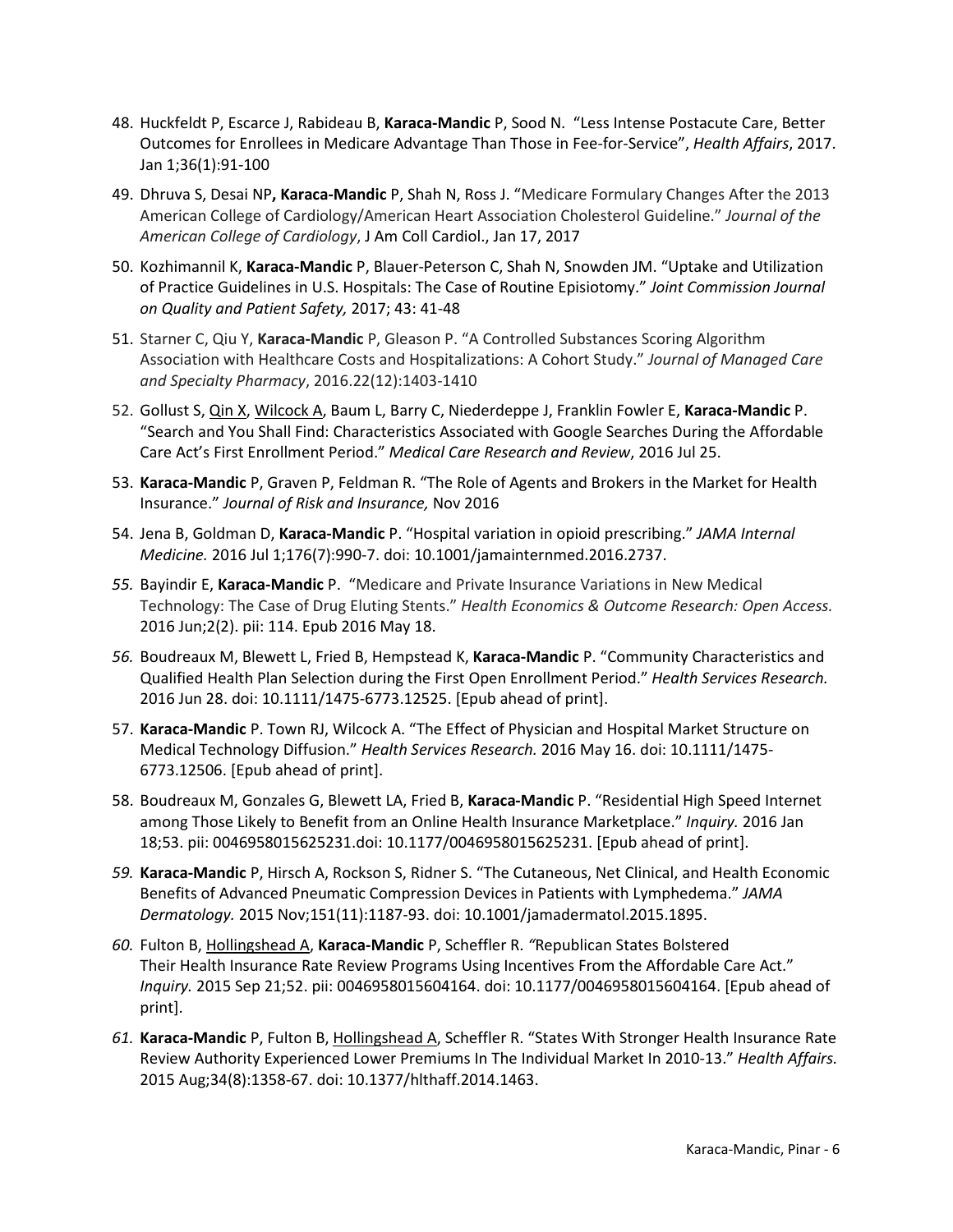48. Huckfeldt P, Escarce J, Rabideau B, **Karaca-Mandic** P, Sood N. "Less Intense Postacute Care, Better Outcomes for Enrollees in Medicare Advantage Than Those in Fee-for-Service", *Health Affairs*, 2017. Jan 1;36(1):91-100

49. Dhruva S, Desai NP**, Karaca-Mandic** P, Shah N, Ross J. "Medicare Formulary Changes After the 2013 American College of Cardiology/American Heart Association Cholesterol Guideline." *Journal of the American College of Cardiology*, J Am Coll Cardiol., Jan 17, 2017

50. Kozhimannil K, **Karaca-Mandic** P, Blauer-Peterson C, Shah N, Snowden JM. "Uptake and Utilization of Practice Guidelines in U.S. Hospitals: The Case of Routine Episiotomy." *Joint Commission Journal on Quality and Patient Safety,* 2017; 43: 41-48

51. Starner C, Qiu Y, **Karaca-Mandic** P, Gleason P. "A Controlled Substances Scoring Algorithm Association with Healthcare Costs and Hospitalizations: A Cohort Study." *Journal of Managed Care and Specialty Pharmacy*, 2016.22(12):1403-1410

52. Gollust S, <u>Qin X</u>, <u>Wilcock A</u>, Baum L, Barry C, Niederdeppe J, Franklin Fowler E, **Karaca-Mandic** P. "Search and You Shall Find: Characteristics Associated with Google Searches During the Affordable Care Act's First Enrollment Period." *Medical Care Research and Review*, 2016 Jul 25.

53. **Karaca-Mandic** P, Graven P, Feldman R. "The Role of Agents and Brokers in the Market for Health Insurance." *Journal of Risk and Insurance,* Nov 2016

54. Jena B, Goldman D, **Karaca-Mandic** P. "Hospital variation in opioid prescribing." *JAMA Internal Medicine.* 2016 Jul 1;176(7):990-7. doi: 10.1001/jamainternmed.2016.2737.

55. Bayindir E, **Karaca-Mandic** P. "Medicare and Private Insurance Variations in New Medical Technology: The Case of Drug Eluting Stents." *Health Economics & Outcome Research: Open Access.* 2016 Jun;2(2). pii: 114. Epub 2016 May 18.

56. Boudreaux M, Blewett L, Fried B, Hempstead K, **Karaca-Mandic** P. "Community Characteristics and Qualified Health Plan Selection during the First Open Enrollment Period." *Health Services Research.* 2016 Jun 28. doi: 10.1111/1475-6773.12525. [Epub ahead of print].

57. **Karaca-Mandic** P. Town RJ, Wilcock A. "The Effect of Physician and Hospital Market Structure on Medical Technology Diffusion." *Health Services Research.* 2016 May 16. doi: 10.1111/1475-6773.12506. [Epub ahead of print].

58. Boudreaux M, Gonzales G, Blewett LA, Fried B, **Karaca-Mandic** P. "Residential High Speed Internet among Those Likely to Benefit from an Online Health Insurance Marketplace." *Inquiry.* 2016 Jan 18;53. pii: 0046958015625231.doi: 10.1177/0046958015625231. [Epub ahead of print].

59. **Karaca-Mandic** P, Hirsch A, Rockson S, Ridner S. "The Cutaneous, Net Clinical, and Health Economic Benefits of Advanced Pneumatic Compression Devices in Patients with Lymphedema." *JAMA Dermatology.* 2015 Nov;151(11):1187-93. doi: 10.1001/jamadermatol.2015.1895.

60. Fulton B, <u>Hollingshead A</u>, **Karaca-Mandic** P, Scheffler R. "Republican States Bolstered Their Health Insurance Rate Review Programs Using Incentives From the Affordable Care Act." *Inquiry.* 2015 Sep 21;52. pii: 0046958015604164. doi: 10.1177/0046958015604164. [Epub ahead of print].

61. **Karaca-Mandic** P, Fulton B, <u>Hollingshead A</u>, Scheffler R. "States With Stronger Health Insurance Rate Review Authority Experienced Lower Premiums In The Individual Market In 2010-13." *Health Affairs.* 2015 Aug;34(8):1358-67. doi: 10.1377/hlthaff.2014.1463.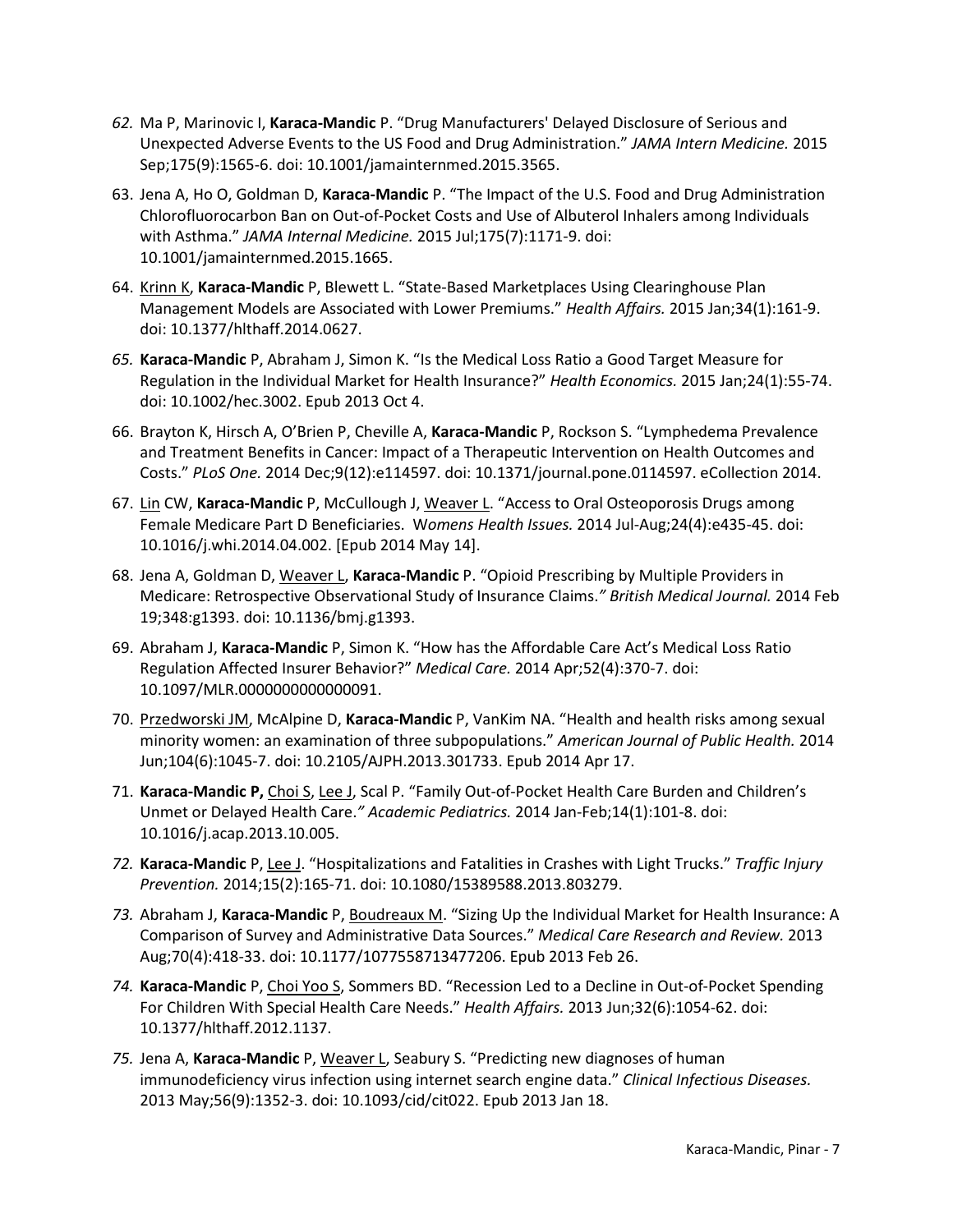62. Ma P, Marinovic I, **Karaca-Mandic** P. "Drug Manufacturers' Delayed Disclosure of Serious and Unexpected Adverse Events to the US Food and Drug Administration." *JAMA Intern Medicine.* 2015 Sep;175(9):1565-6. doi: 10.1001/jamainternmed.2015.3565.

63. Jena A, Ho O, Goldman D, **Karaca-Mandic** P. "The Impact of the U.S. Food and Drug Administration Chlorofluorocarbon Ban on Out-of-Pocket Costs and Use of Albuterol Inhalers among Individuals with Asthma." *JAMA Internal Medicine.* 2015 Jul;175(7):1171-9. doi: 10.1001/jamainternmed.2015.1665.

64. Krinn K, **Karaca-Mandic** P, Blewett L. "State-Based Marketplaces Using Clearinghouse Plan Management Models are Associated with Lower Premiums." *Health Affairs.* 2015 Jan;34(1):161-9. doi: 10.1377/hlthaff.2014.0627.

65. **Karaca-Mandic** P, Abraham J, Simon K. "Is the Medical Loss Ratio a Good Target Measure for Regulation in the Individual Market for Health Insurance?" *Health Economics.* 2015 Jan;24(1):55-74. doi: 10.1002/hec.3002. Epub 2013 Oct 4.

66. Brayton K, Hirsch A, O'Brien P, Cheville A, **Karaca-Mandic** P, Rockson S. "Lymphedema Prevalence and Treatment Benefits in Cancer: Impact of a Therapeutic Intervention on Health Outcomes and Costs." *PLoS One.* 2014 Dec;9(12):e114597. doi: 10.1371/journal.pone.0114597. eCollection 2014.

67. Lin CW, **Karaca-Mandic** P, McCullough J, Weaver L. "Access to Oral Osteoporosis Drugs among Female Medicare Part D Beneficiaries. W*omens Health Issues.* 2014 Jul-Aug;24(4):e435-45. doi: 10.1016/j.whi.2014.04.002. [Epub 2014 May 14].

68. Jena A, Goldman D, Weaver L, **Karaca-Mandic** P. "Opioid Prescribing by Multiple Providers in Medicare: Retrospective Observational Study of Insurance Claims.*" British Medical Journal.* 2014 Feb 19;348:g1393. doi: 10.1136/bmj.g1393.

69. Abraham J, **Karaca-Mandic** P, Simon K. "How has the Affordable Care Act's Medical Loss Ratio Regulation Affected Insurer Behavior?" *Medical Care.* 2014 Apr;52(4):370-7. doi: 10.1097/MLR.0000000000000091.

70. Przedworski JM, McAlpine D, **Karaca-Mandic** P, VanKim NA. "Health and health risks among sexual minority women: an examination of three subpopulations." *American Journal of Public Health.* 2014 Jun;104(6):1045-7. doi: 10.2105/AJPH.2013.301733. Epub 2014 Apr 17.

71. **Karaca-Mandic P,** Choi S, Lee J, Scal P. "Family Out-of-Pocket Health Care Burden and Children's Unmet or Delayed Health Care.*" Academic Pediatrics.* 2014 Jan-Feb;14(1):101-8. doi: 10.1016/j.acap.2013.10.005.

72. **Karaca-Mandic** P, Lee J. "Hospitalizations and Fatalities in Crashes with Light Trucks." *Traffic Injury Prevention.* 2014;15(2):165-71. doi: 10.1080/15389588.2013.803279.

73. Abraham J, **Karaca-Mandic** P, Boudreaux M. "Sizing Up the Individual Market for Health Insurance: A Comparison of Survey and Administrative Data Sources." *Medical Care Research and Review.* 2013 Aug;70(4):418-33. doi: 10.1177/1077558713477206. Epub 2013 Feb 26.

74. **Karaca-Mandic** P, Choi Yoo S, Sommers BD. "Recession Led to a Decline in Out-of-Pocket Spending For Children With Special Health Care Needs." *Health Affairs.* 2013 Jun;32(6):1054-62. doi: 10.1377/hlthaff.2012.1137.

75. Jena A, **Karaca-Mandic** P, Weaver L, Seabury S. "Predicting new diagnoses of human immunodeficiency virus infection using internet search engine data." *Clinical Infectious Diseases.* 2013 May;56(9):1352-3. doi: 10.1093/cid/cit022. Epub 2013 Jan 18.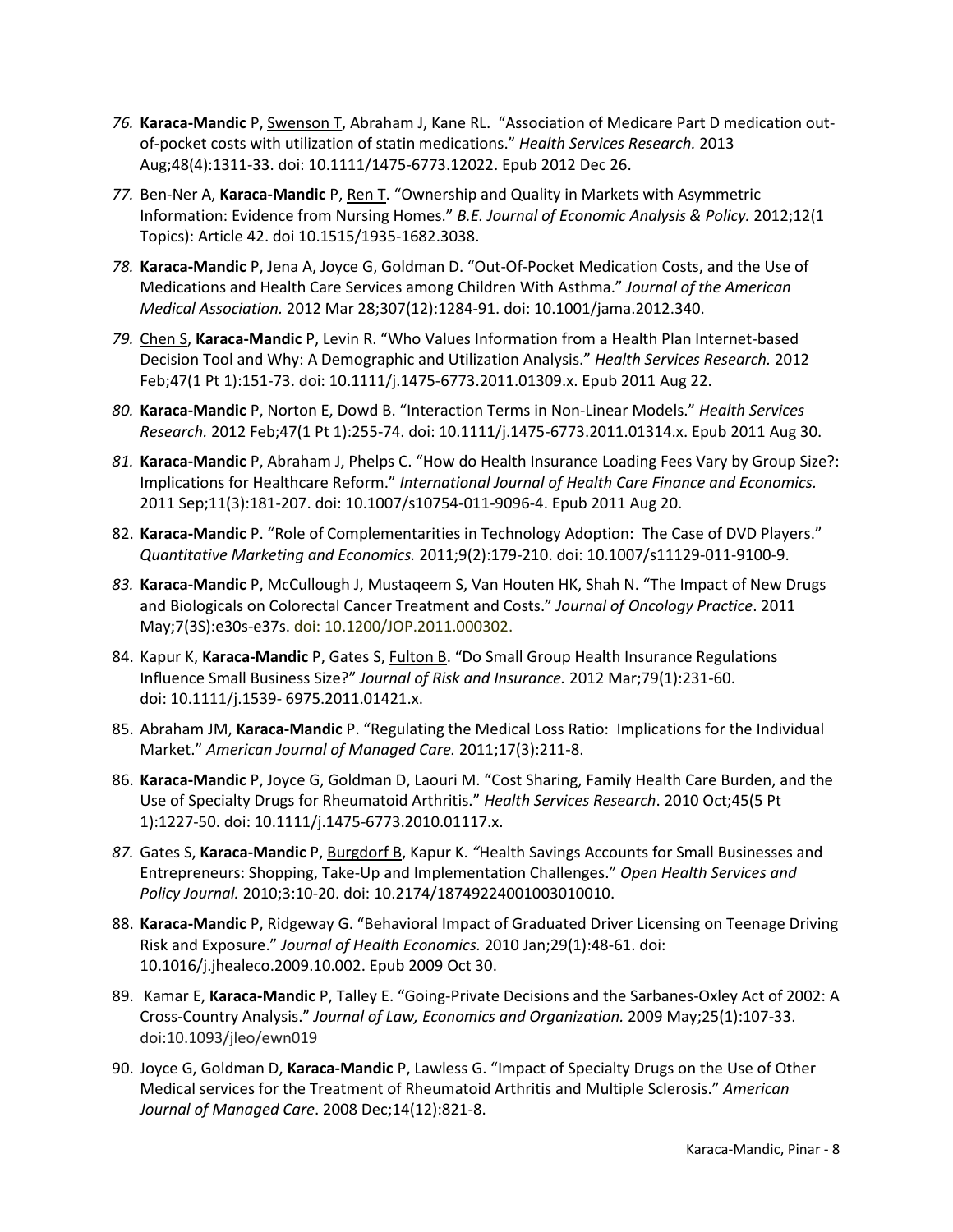76. **Karaca-Mandic** P, Swenson T, Abraham J, Kane RL. "Association of Medicare Part D medication out-of-pocket costs with utilization of statin medications." *Health Services Research.* 2013 Aug;48(4):1311-33. doi: 10.1111/1475-6773.12022. Epub 2012 Dec 26.

77. Ben-Ner A, **Karaca-Mandic** P, Ren T. "Ownership and Quality in Markets with Asymmetric Information: Evidence from Nursing Homes." *B.E. Journal of Economic Analysis & Policy.* 2012;12(1 Topics): Article 42. doi 10.1515/1935-1682.3038.

78. **Karaca-Mandic** P, Jena A, Joyce G, Goldman D. "Out-Of-Pocket Medication Costs, and the Use of Medications and Health Care Services among Children With Asthma." *Journal of the American Medical Association.* 2012 Mar 28;307(12):1284-91. doi: 10.1001/jama.2012.340.

79. Chen S, **Karaca-Mandic** P, Levin R. "Who Values Information from a Health Plan Internet-based Decision Tool and Why: A Demographic and Utilization Analysis." *Health Services Research.* 2012 Feb;47(1 Pt 1):151-73. doi: 10.1111/j.1475-6773.2011.01309.x. Epub 2011 Aug 22.

80. **Karaca-Mandic** P, Norton E, Dowd B. "Interaction Terms in Non-Linear Models." *Health Services Research.* 2012 Feb;47(1 Pt 1):255-74. doi: 10.1111/j.1475-6773.2011.01314.x. Epub 2011 Aug 30.

81. **Karaca-Mandic** P, Abraham J, Phelps C. "How do Health Insurance Loading Fees Vary by Group Size?: Implications for Healthcare Reform." *International Journal of Health Care Finance and Economics.* 2011 Sep;11(3):181-207. doi: 10.1007/s10754-011-9096-4. Epub 2011 Aug 20.

82. **Karaca-Mandic** P. "Role of Complementarities in Technology Adoption: The Case of DVD Players." *Quantitative Marketing and Economics.* 2011;9(2):179-210. doi: 10.1007/s11129-011-9100-9.

83. **Karaca-Mandic** P, McCullough J, Mustaqeem S, Van Houten HK, Shah N. "The Impact of New Drugs and Biologicals on Colorectal Cancer Treatment and Costs." *Journal of Oncology Practice*. 2011 May;7(3S):e30s-e37s. doi: 10.1200/JOP.2011.000302.

84. Kapur K, **Karaca-Mandic** P, Gates S, Fulton B. "Do Small Group Health Insurance Regulations Influence Small Business Size?" *Journal of Risk and Insurance.* 2012 Mar;79(1):231-60. doi: 10.1111/j.1539- 6975.2011.01421.x.

85. Abraham JM, **Karaca-Mandic** P. "Regulating the Medical Loss Ratio: Implications for the Individual Market." *American Journal of Managed Care.* 2011;17(3):211-8.

86. **Karaca-Mandic** P, Joyce G, Goldman D, Laouri M. "Cost Sharing, Family Health Care Burden, and the Use of Specialty Drugs for Rheumatoid Arthritis." *Health Services Research*. 2010 Oct;45(5 Pt 1):1227-50. doi: 10.1111/j.1475-6773.2010.01117.x.

87. Gates S, **Karaca-Mandic** P, Burgdorf B, Kapur K. "Health Savings Accounts for Small Businesses and Entrepreneurs: Shopping, Take-Up and Implementation Challenges." *Open Health Services and Policy Journal.* 2010;3:10-20. doi: 10.2174/18749224001003010010.

88. **Karaca-Mandic** P, Ridgeway G. "Behavioral Impact of Graduated Driver Licensing on Teenage Driving Risk and Exposure." *Journal of Health Economics.* 2010 Jan;29(1):48-61. doi: 10.1016/j.jhealeco.2009.10.002. Epub 2009 Oct 30.

89. Kamar E, **Karaca-Mandic** P, Talley E. "Going-Private Decisions and the Sarbanes-Oxley Act of 2002: A Cross-Country Analysis." *Journal of Law, Economics and Organization.* 2009 May;25(1):107-33. doi:10.1093/jleo/ewn019

90. Joyce G, Goldman D, **Karaca-Mandic** P, Lawless G. "Impact of Specialty Drugs on the Use of Other Medical services for the Treatment of Rheumatoid Arthritis and Multiple Sclerosis." *American Journal of Managed Care*. 2008 Dec;14(12):821-8.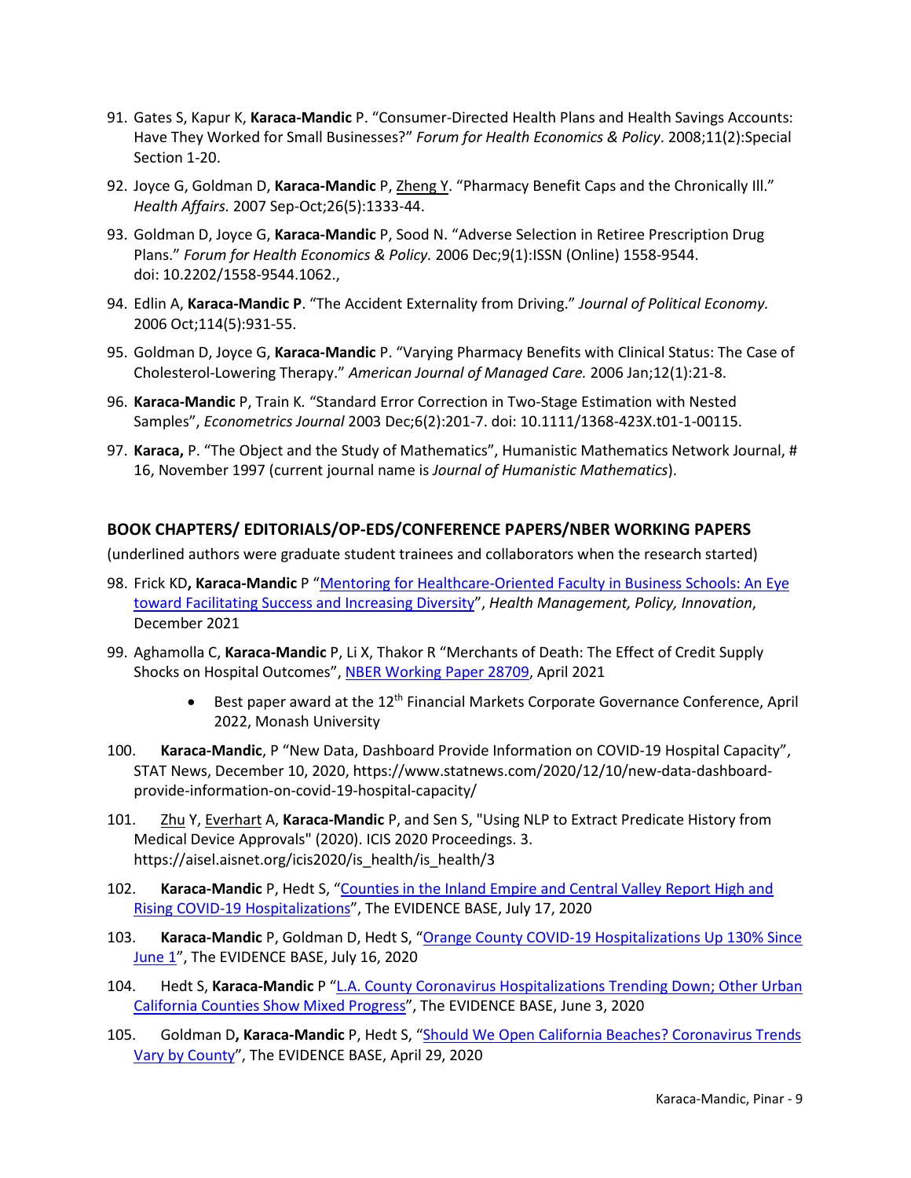91. Gates S, Kapur K, **Karaca-Mandic** P. "Consumer-Directed Health Plans and Health Savings Accounts: Have They Worked for Small Businesses?" *Forum for Health Economics & Policy*. 2008;11(2):Special Section 1-20.

92. Joyce G, Goldman D, **Karaca-Mandic** P, Zheng Y. "Pharmacy Benefit Caps and the Chronically Ill." *Health Affairs.* 2007 Sep-Oct;26(5):1333-44.

93. Goldman D, Joyce G, **Karaca-Mandic** P, Sood N. "Adverse Selection in Retiree Prescription Drug Plans." *Forum for Health Economics & Policy.* 2006 Dec;9(1):ISSN (Online) 1558-9544. doi: 10.2202/1558-9544.1062.,

94. Edlin A, **Karaca-Mandic P**. "The Accident Externality from Driving." *Journal of Political Economy.* 2006 Oct;114(5):931-55.

95. Goldman D, Joyce G, **Karaca-Mandic** P. "Varying Pharmacy Benefits with Clinical Status: The Case of Cholesterol-Lowering Therapy." *American Journal of Managed Care.* 2006 Jan;12(1):21-8.

96. **Karaca-Mandic** P, Train K. "Standard Error Correction in Two-Stage Estimation with Nested Samples", *Econometrics Journal* 2003 Dec;6(2):201-7. doi: 10.1111/1368-423X.t01-1-00115.

97. **Karaca,** P. "The Object and the Study of Mathematics", Humanistic Mathematics Network Journal, # 16, November 1997 (current journal name is *Journal of Humanistic Mathematics*).

## BOOK CHAPTERS/ EDITORIALS/OP-EDS/CONFERENCE PAPERS/NBER WORKING PAPERS

(underlined authors were graduate student trainees and collaborators when the research started)

98. Frick KD**, Karaca-Mandic** P "Mentoring for Healthcare-Oriented Faculty in Business Schools: An Eye toward Facilitating Success and Increasing Diversity", *Health Management, Policy, Innovation*, December 2021

99. Aghamolla C, **Karaca-Mandic** P, Li X, Thakor R "Merchants of Death: The Effect of Credit Supply Shocks on Hospital Outcomes", NBER Working Paper 28709, April 2021
    - Best paper award at the 12th Financial Markets Corporate Governance Conference, April 2022, Monash University

100. **Karaca-Mandic**, P "New Data, Dashboard Provide Information on COVID-19 Hospital Capacity", STAT News, December 10, 2020, https://www.statnews.com/2020/12/10/new-data-dashboard-provide-information-on-covid-19-hospital-capacity/

101. Zhu Y, Everhart A, **Karaca-Mandic** P, and Sen S, "Using NLP to Extract Predicate History from Medical Device Approvals" (2020). ICIS 2020 Proceedings. 3. https://aisel.aisnet.org/icis2020/is_health/is_health/3

102. **Karaca-Mandic** P, Hedt S, "Counties in the Inland Empire and Central Valley Report High and Rising COVID-19 Hospitalizations", The EVIDENCE BASE, July 17, 2020

103. **Karaca-Mandic** P, Goldman D, Hedt S, "Orange County COVID-19 Hospitalizations Up 130% Since June 1", The EVIDENCE BASE, July 16, 2020

104. Hedt S, **Karaca-Mandic** P "L.A. County Coronavirus Hospitalizations Trending Down; Other Urban California Counties Show Mixed Progress", The EVIDENCE BASE, June 3, 2020

105. Goldman D**, Karaca-Mandic** P, Hedt S, "Should We Open California Beaches? Coronavirus Trends Vary by County", The EVIDENCE BASE, April 29, 2020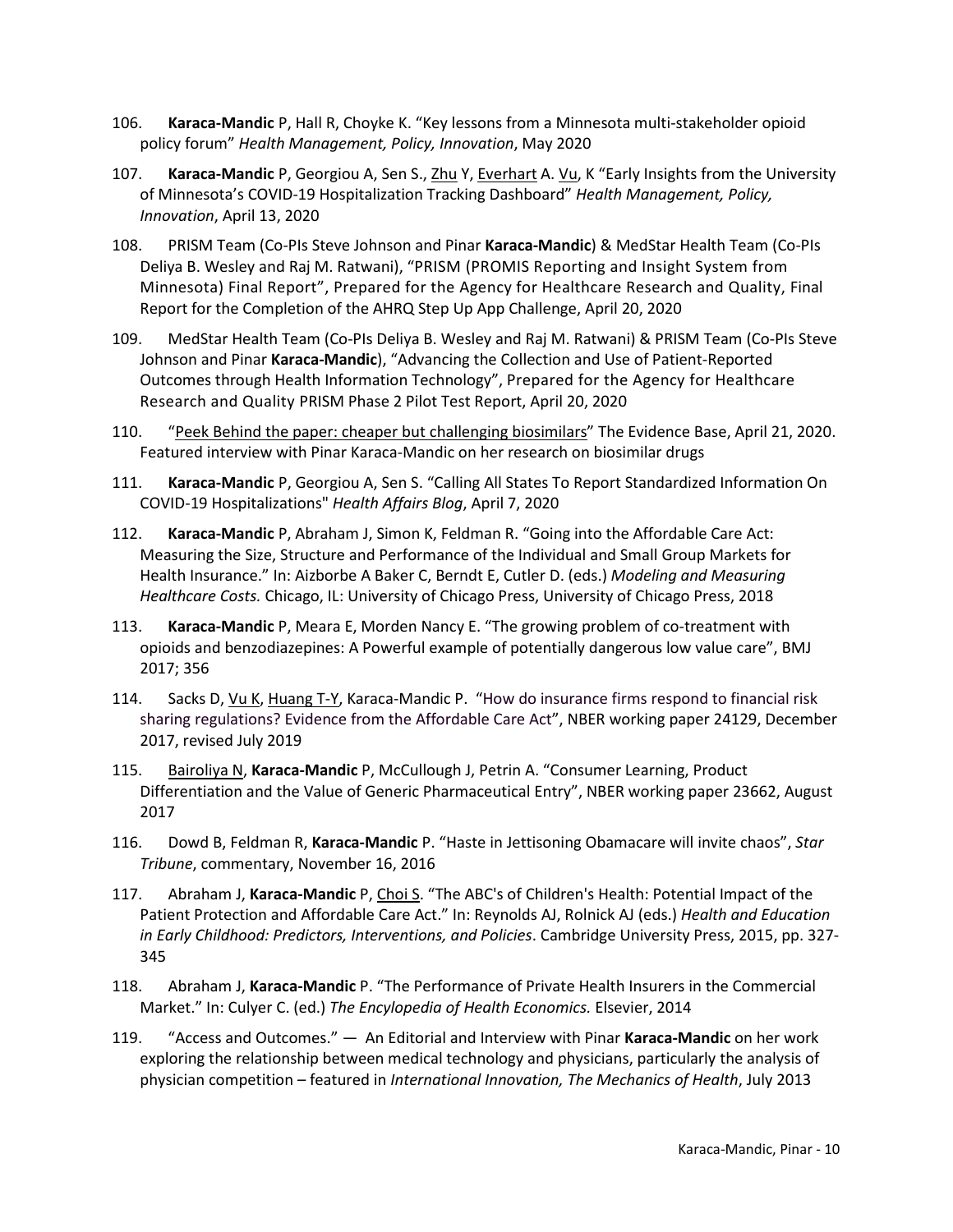106. **Karaca-Mandic** P, Hall R, Choyke K. "Key lessons from a Minnesota multi-stakeholder opioid policy forum" *Health Management, Policy, Innovation*, May 2020

107. **Karaca-Mandic** P, Georgiou A, Sen S., Zhu Y, Everhart A. Vu, K "Early Insights from the University of Minnesota's COVID-19 Hospitalization Tracking Dashboard" *Health Management, Policy, Innovation*, April 13, 2020

108. PRISM Team (Co-PIs Steve Johnson and Pinar **Karaca-Mandic**) & MedStar Health Team (Co-PIs Deliya B. Wesley and Raj M. Ratwani), "PRISM (PROMIS Reporting and Insight System from Minnesota) Final Report", Prepared for the Agency for Healthcare Research and Quality, Final Report for the Completion of the AHRQ Step Up App Challenge, April 20, 2020

109. MedStar Health Team (Co-PIs Deliya B. Wesley and Raj M. Ratwani) & PRISM Team (Co-PIs Steve Johnson and Pinar **Karaca-Mandic**), "Advancing the Collection and Use of Patient-Reported Outcomes through Health Information Technology", Prepared for the Agency for Healthcare Research and Quality PRISM Phase 2 Pilot Test Report, April 20, 2020

110. "Peek Behind the paper: cheaper but challenging biosimilars" The Evidence Base, April 21, 2020. Featured interview with Pinar Karaca-Mandic on her research on biosimilar drugs

111. **Karaca-Mandic** P, Georgiou A, Sen S. "Calling All States To Report Standardized Information On COVID-19 Hospitalizations" *Health Affairs Blog*, April 7, 2020

112. **Karaca-Mandic** P, Abraham J, Simon K, Feldman R. "Going into the Affordable Care Act: Measuring the Size, Structure and Performance of the Individual and Small Group Markets for Health Insurance." In: Aizborbe A Baker C, Berndt E, Cutler D. (eds.) *Modeling and Measuring Healthcare Costs.* Chicago, IL: University of Chicago Press, University of Chicago Press, 2018

113. **Karaca-Mandic** P, Meara E, Morden Nancy E. "The growing problem of co-treatment with opioids and benzodiazepines: A Powerful example of potentially dangerous low value care", BMJ 2017; 356

114. Sacks D, Vu K, Huang T-Y, Karaca-Mandic P. "How do insurance firms respond to financial risk sharing regulations? Evidence from the Affordable Care Act", NBER working paper 24129, December 2017, revised July 2019

115. Bairoliya N, **Karaca-Mandic** P, McCullough J, Petrin A. "Consumer Learning, Product Differentiation and the Value of Generic Pharmaceutical Entry", NBER working paper 23662, August 2017

116. Dowd B, Feldman R, **Karaca-Mandic** P. "Haste in Jettisoning Obamacare will invite chaos", *Star Tribune*, commentary, November 16, 2016

117. Abraham J, **Karaca-Mandic** P, Choi S. "The ABC's of Children's Health: Potential Impact of the Patient Protection and Affordable Care Act." In: Reynolds AJ, Rolnick AJ (eds.) *Health and Education in Early Childhood: Predictors, Interventions, and Policies*. Cambridge University Press, 2015, pp. 327-345

118. Abraham J, **Karaca-Mandic** P. "The Performance of Private Health Insurers in the Commercial Market." In: Culyer C. (ed.) *The Encylopedia of Health Economics.* Elsevier, 2014

119. "Access and Outcomes." — An Editorial and Interview with Pinar **Karaca-Mandic** on her work exploring the relationship between medical technology and physicians, particularly the analysis of physician competition – featured in *International Innovation, The Mechanics of Health*, July 2013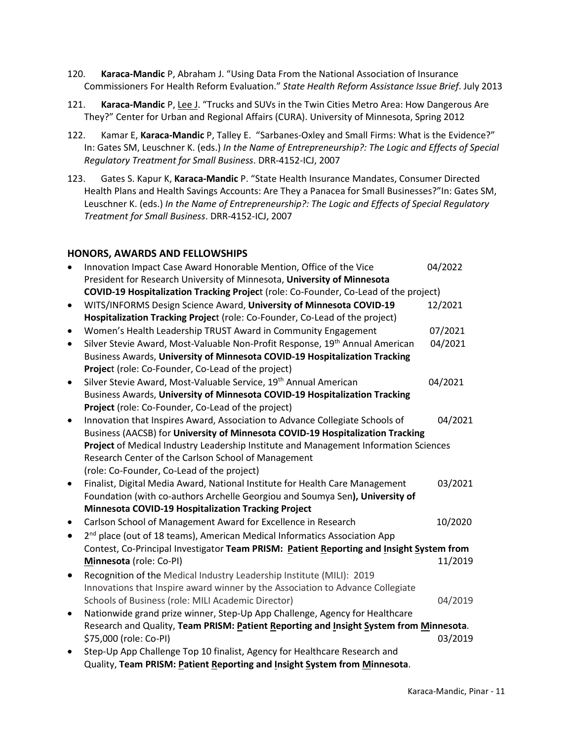120. **Karaca-Mandic** P, Abraham J. "Using Data From the National Association of Insurance Commissioners For Health Reform Evaluation." *State Health Reform Assistance Issue Brief*. July 2013

121. **Karaca-Mandic** P, Lee J. "Trucks and SUVs in the Twin Cities Metro Area: How Dangerous Are They?" Center for Urban and Regional Affairs (CURA). University of Minnesota, Spring 2012

122. Kamar E, **Karaca-Mandic** P, Talley E. "Sarbanes-Oxley and Small Firms: What is the Evidence?" In: Gates SM, Leuschner K. (eds.) *In the Name of Entrepreneurship?: The Logic and Effects of Special Regulatory Treatment for Small Business*. DRR-4152-ICJ, 2007

123. Gates S. Kapur K, **Karaca-Mandic** P. "State Health Insurance Mandates, Consumer Directed Health Plans and Health Savings Accounts: Are They a Panacea for Small Businesses?"In: Gates SM, Leuschner K. (eds.) *In the Name of Entrepreneurship?: The Logic and Effects of Special Regulatory Treatment for Small Business*. DRR-4152-ICJ, 2007

## HONORS, AWARDS AND FELLOWSHIPS

- Innovation Impact Case Award Honorable Mention, Office of the Vice President for Research University of Minnesota, **University of Minnesota COVID-19 Hospitalization Tracking Project** (role: Co-Founder, Co-Lead of the project) 04/2022
- WITS/INFORMS Design Science Award, **University of Minnesota COVID-19 Hospitalization Tracking Project** (role: Co-Founder, Co-Lead of the project) 12/2021
- Women's Health Leadership TRUST Award in Community Engagement 07/2021
- Silver Stevie Award, Most-Valuable Non-Profit Response, 19th Annual American Business Awards, **University of Minnesota COVID-19 Hospitalization Tracking Project** (role: Co-Founder, Co-Lead of the project) 04/2021
- Silver Stevie Award, Most-Valuable Service, 19th Annual American Business Awards, **University of Minnesota COVID-19 Hospitalization Tracking Project** (role: Co-Founder, Co-Lead of the project) 04/2021
- Innovation that Inspires Award, Association to Advance Collegiate Schools of Business (AACSB) for **University of Minnesota COVID-19 Hospitalization Tracking Project** of Medical Industry Leadership Institute and Management Information Sciences Research Center of the Carlson School of Management (role: Co-Founder, Co-Lead of the project) 04/2021
- Finalist, Digital Media Award, National Institute for Health Care Management Foundation (with co-authors Archelle Georgiou and Soumya Sen**), University of Minnesota COVID-19 Hospitalization Tracking Project** 03/2021
- Carlson School of Management Award for Excellence in Research 10/2020
- 2nd place (out of 18 teams), American Medical Informatics Association App Contest, Co-Principal Investigator **Team PRISM: Patient Reporting and Insight System from Minnesota** (role: Co-PI) 11/2019
- Recognition of the Medical Industry Leadership Institute (MILI): 2019 Innovations that Inspire award winner by the Association to Advance Collegiate Schools of Business (role: MILI Academic Director) 04/2019
- Nationwide grand prize winner, Step-Up App Challenge, Agency for Healthcare Research and Quality, **Team PRISM: Patient Reporting and Insight System from Minnesota**. $75,000 (role: Co-PI) 03/2019
- Step-Up App Challenge Top 10 finalist, Agency for Healthcare Research and Quality, **Team PRISM: Patient Reporting and Insight System from Minnesota**.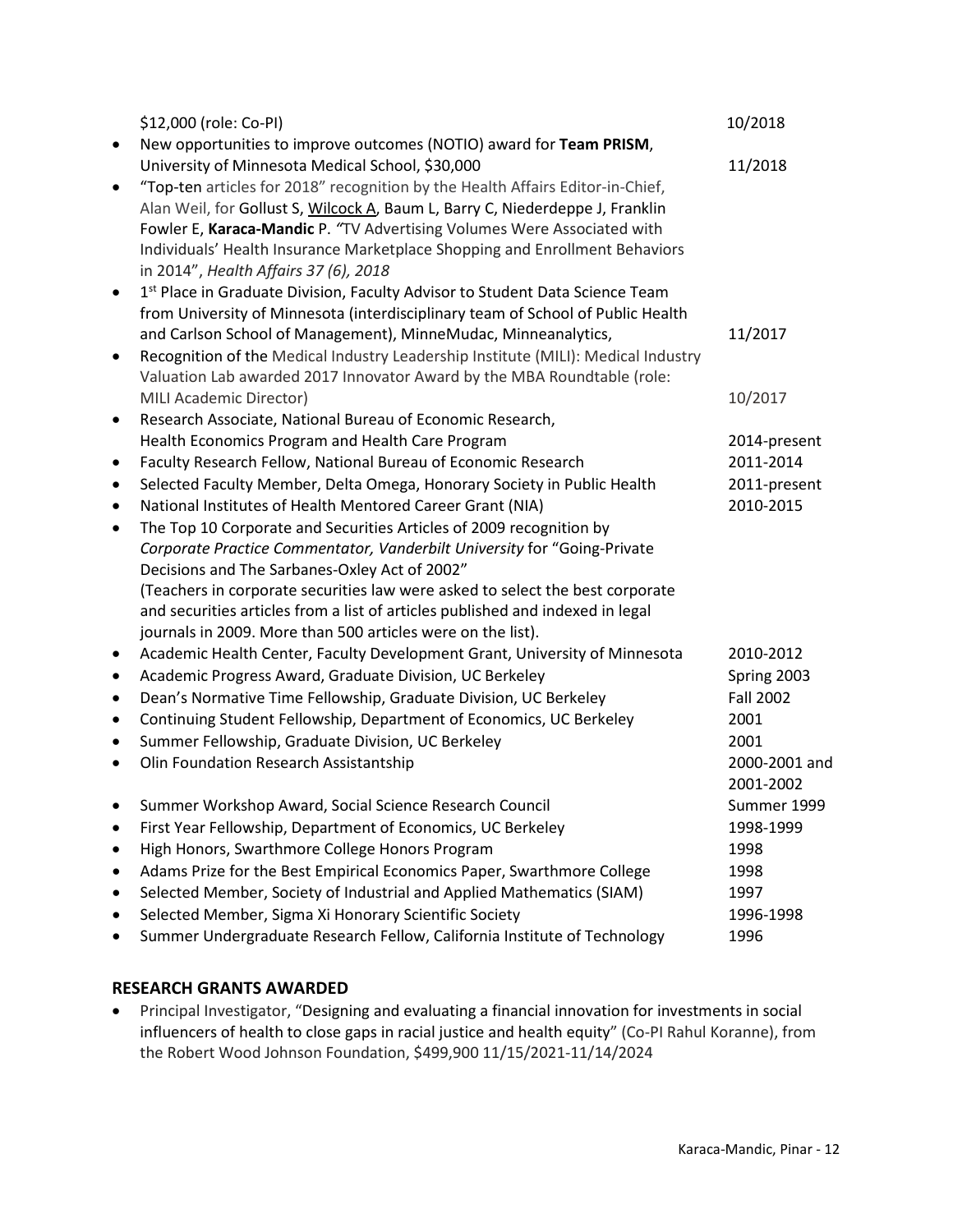$12,000 (role: Co-PI) 10/2018

- New opportunities to improve outcomes (NOTIO) award for **Team PRISM**, University of Minnesota Medical School, $30,000 11/2018
- "Top-ten articles for 2018" recognition by the Health Affairs Editor-in-Chief, Alan Weil, for Gollust S, Wilcock A, Baum L, Barry C, Niederdeppe J, Franklin Fowler E, **Karaca-Mandic** P. "TV Advertising Volumes Were Associated with Individuals' Health Insurance Marketplace Shopping and Enrollment Behaviors in 2014", *Health Affairs 37 (6), 2018*
- 1st Place in Graduate Division, Faculty Advisor to Student Data Science Team from University of Minnesota (interdisciplinary team of School of Public Health and Carlson School of Management), MinneMudac, Minneanalytics, 11/2017
- Recognition of the Medical Industry Leadership Institute (MILI): Medical Industry Valuation Lab awarded 2017 Innovator Award by the MBA Roundtable (role: MILI Academic Director) 10/2017
- Research Associate, National Bureau of Economic Research, Health Economics Program and Health Care Program 2014-present
- Faculty Research Fellow, National Bureau of Economic Research 2011-2014
- Selected Faculty Member, Delta Omega, Honorary Society in Public Health 2011-present
- National Institutes of Health Mentored Career Grant (NIA) 2010-2015
- The Top 10 Corporate and Securities Articles of 2009 recognition by *Corporate Practice Commentator, Vanderbilt University* for "Going-Private Decisions and The Sarbanes-Oxley Act of 2002"
  (Teachers in corporate securities law were asked to select the best corporate and securities articles from a list of articles published and indexed in legal journals in 2009. More than 500 articles were on the list).
- Academic Health Center, Faculty Development Grant, University of Minnesota 2010-2012
- Academic Progress Award, Graduate Division, UC Berkeley Spring 2003
- Dean's Normative Time Fellowship, Graduate Division, UC Berkeley Fall 2002
- Continuing Student Fellowship, Department of Economics, UC Berkeley 2001
- Summer Fellowship, Graduate Division, UC Berkeley 2001
- Olin Foundation Research Assistantship 2000-2001 and 2001-2002
- Summer Workshop Award, Social Science Research Council Summer 1999
- First Year Fellowship, Department of Economics, UC Berkeley 1998-1999
- High Honors, Swarthmore College Honors Program 1998
- Adams Prize for the Best Empirical Economics Paper, Swarthmore College 1998
- Selected Member, Society of Industrial and Applied Mathematics (SIAM) 1997
- Selected Member, Sigma Xi Honorary Scientific Society 1996-1998
- Summer Undergraduate Research Fellow, California Institute of Technology 1996

## RESEARCH GRANTS AWARDED

- Principal Investigator, "Designing and evaluating a financial innovation for investments in social influencers of health to close gaps in racial justice and health equity" (Co-PI Rahul Koranne), from the Robert Wood Johnson Foundation, $499,900 11/15/2021-11/14/2024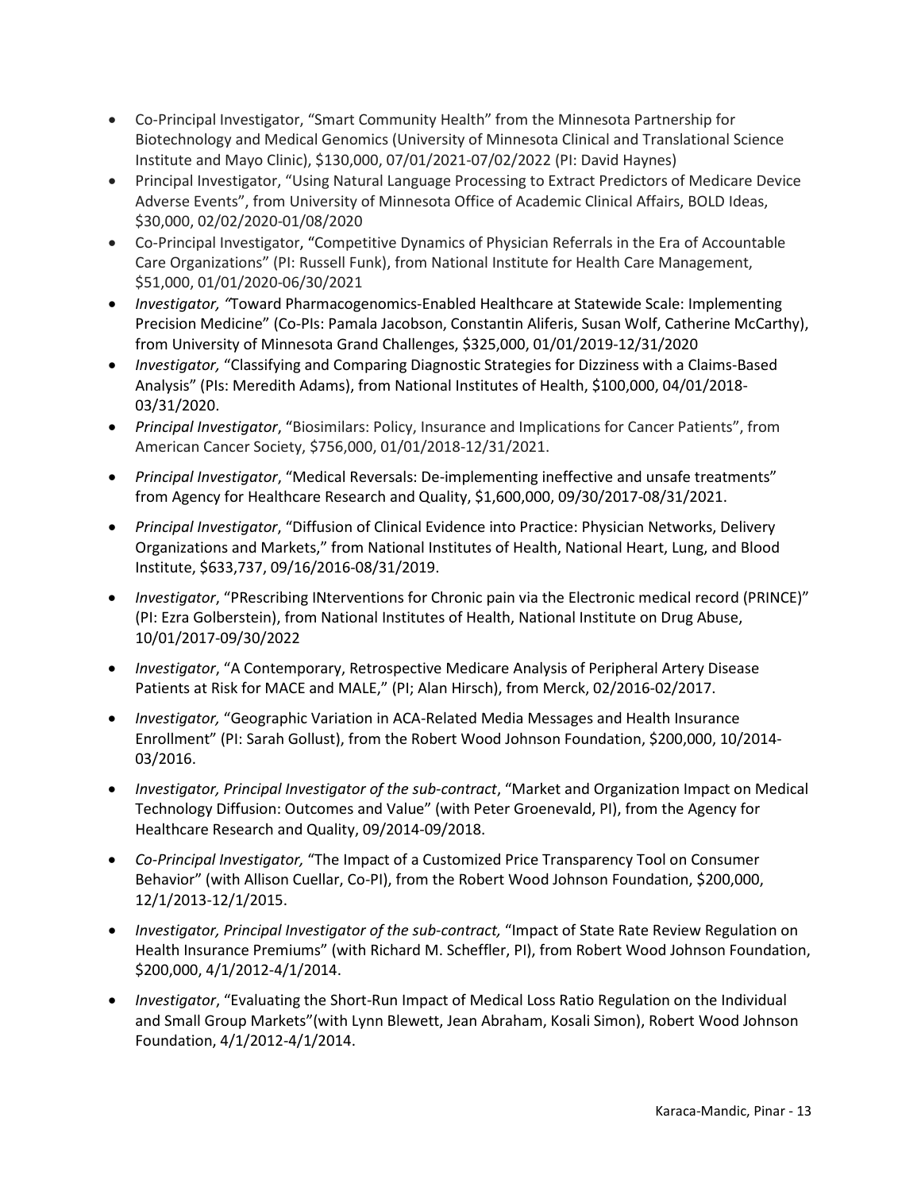- Co-Principal Investigator, "Smart Community Health" from the Minnesota Partnership for Biotechnology and Medical Genomics (University of Minnesota Clinical and Translational Science Institute and Mayo Clinic), $130,000, 07/01/2021-07/02/2022 (PI: David Haynes)
- Principal Investigator, "Using Natural Language Processing to Extract Predictors of Medicare Device Adverse Events", from University of Minnesota Office of Academic Clinical Affairs, BOLD Ideas, $30,000, 02/02/2020-01/08/2020
- Co-Principal Investigator, "Competitive Dynamics of Physician Referrals in the Era of Accountable Care Organizations" (PI: Russell Funk), from National Institute for Health Care Management, $51,000, 01/01/2020-06/30/2021
- *Investigator, "*Toward Pharmacogenomics-Enabled Healthcare at Statewide Scale: Implementing Precision Medicine" (Co-PIs: Pamala Jacobson, Constantin Aliferis, Susan Wolf, Catherine McCarthy), from University of Minnesota Grand Challenges, $325,000, 01/01/2019-12/31/2020
- *Investigator,* "Classifying and Comparing Diagnostic Strategies for Dizziness with a Claims-Based Analysis" (PIs: Meredith Adams), from National Institutes of Health, $100,000, 04/01/2018-03/31/2020.
- *Principal Investigator*, "Biosimilars: Policy, Insurance and Implications for Cancer Patients", from American Cancer Society, $756,000, 01/01/2018-12/31/2021.
- *Principal Investigator*, "Medical Reversals: De-implementing ineffective and unsafe treatments" from Agency for Healthcare Research and Quality, $1,600,000, 09/30/2017-08/31/2021.
- *Principal Investigator*, "Diffusion of Clinical Evidence into Practice: Physician Networks, Delivery Organizations and Markets," from National Institutes of Health, National Heart, Lung, and Blood Institute, $633,737, 09/16/2016-08/31/2019.
- *Investigator*, "PRescribing INterventions for Chronic pain via the Electronic medical record (PRINCE)" (PI: Ezra Golberstein), from National Institutes of Health, National Institute on Drug Abuse, 10/01/2017-09/30/2022
- *Investigator*, "A Contemporary, Retrospective Medicare Analysis of Peripheral Artery Disease Patients at Risk for MACE and MALE," (PI; Alan Hirsch), from Merck, 02/2016-02/2017.
- *Investigator,* "Geographic Variation in ACA-Related Media Messages and Health Insurance Enrollment" (PI: Sarah Gollust), from the Robert Wood Johnson Foundation, $200,000, 10/2014-03/2016.
- *Investigator, Principal Investigator of the sub-contract*, "Market and Organization Impact on Medical Technology Diffusion: Outcomes and Value" (with Peter Groenevald, PI), from the Agency for Healthcare Research and Quality, 09/2014-09/2018.
- *Co-Principal Investigator,* "The Impact of a Customized Price Transparency Tool on Consumer Behavior" (with Allison Cuellar, Co-PI), from the Robert Wood Johnson Foundation, $200,000, 12/1/2013-12/1/2015.
- *Investigator, Principal Investigator of the sub-contract,* "Impact of State Rate Review Regulation on Health Insurance Premiums" (with Richard M. Scheffler, PI), from Robert Wood Johnson Foundation, $200,000, 4/1/2012-4/1/2014.
- *Investigator*, "Evaluating the Short-Run Impact of Medical Loss Ratio Regulation on the Individual and Small Group Markets"(with Lynn Blewett, Jean Abraham, Kosali Simon), Robert Wood Johnson Foundation, 4/1/2012-4/1/2014.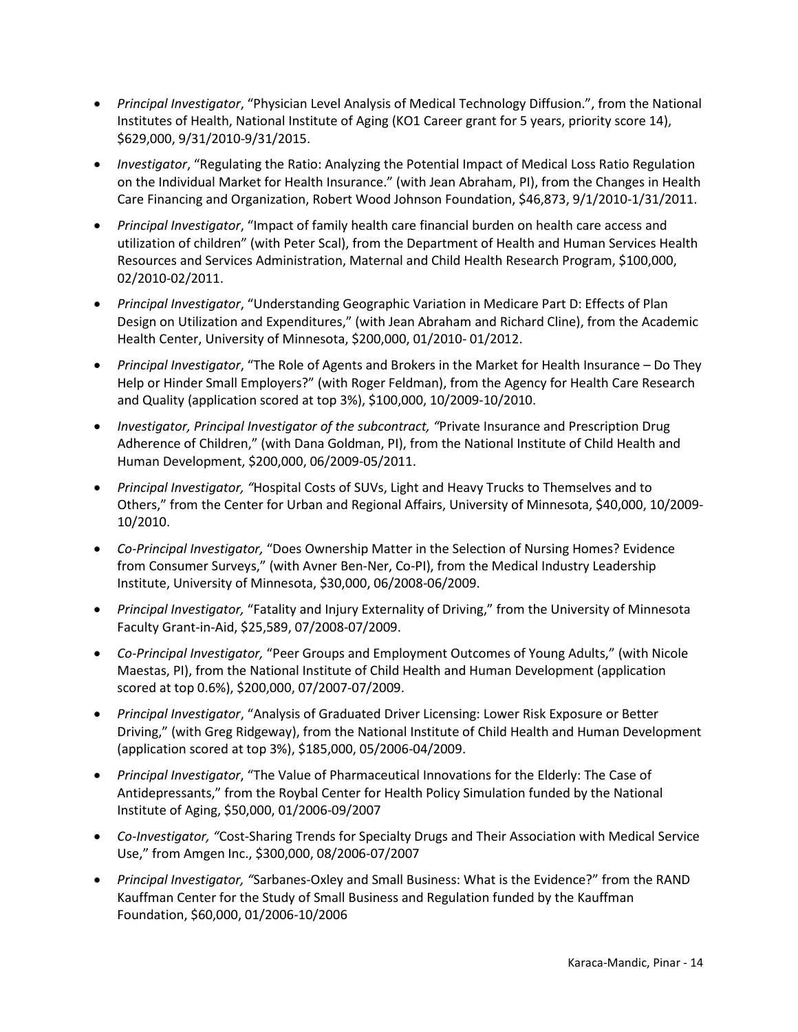- *Principal Investigator*, "Physician Level Analysis of Medical Technology Diffusion.", from the National Institutes of Health, National Institute of Aging (KO1 Career grant for 5 years, priority score 14), $629,000, 9/31/2010-9/31/2015.
- *Investigator*, "Regulating the Ratio: Analyzing the Potential Impact of Medical Loss Ratio Regulation on the Individual Market for Health Insurance." (with Jean Abraham, PI), from the Changes in Health Care Financing and Organization, Robert Wood Johnson Foundation, $46,873, 9/1/2010-1/31/2011.
- *Principal Investigator*, "Impact of family health care financial burden on health care access and utilization of children" (with Peter Scal), from the Department of Health and Human Services Health Resources and Services Administration, Maternal and Child Health Research Program, $100,000, 02/2010-02/2011.
- *Principal Investigator*, "Understanding Geographic Variation in Medicare Part D: Effects of Plan Design on Utilization and Expenditures," (with Jean Abraham and Richard Cline), from the Academic Health Center, University of Minnesota, $200,000, 01/2010- 01/2012.
- *Principal Investigator*, "The Role of Agents and Brokers in the Market for Health Insurance – Do They Help or Hinder Small Employers?" (with Roger Feldman), from the Agency for Health Care Research and Quality (application scored at top 3%), $100,000, 10/2009-10/2010.
- *Investigator, Principal Investigator of the subcontract, "*Private Insurance and Prescription Drug Adherence of Children," (with Dana Goldman, PI), from the National Institute of Child Health and Human Development, $200,000, 06/2009-05/2011.
- *Principal Investigator, "*Hospital Costs of SUVs, Light and Heavy Trucks to Themselves and to Others," from the Center for Urban and Regional Affairs, University of Minnesota, $40,000, 10/2009-10/2010.
- *Co-Principal Investigator,* "Does Ownership Matter in the Selection of Nursing Homes? Evidence from Consumer Surveys," (with Avner Ben-Ner, Co-PI), from the Medical Industry Leadership Institute, University of Minnesota, $30,000, 06/2008-06/2009.
- *Principal Investigator,* "Fatality and Injury Externality of Driving," from the University of Minnesota Faculty Grant-in-Aid, $25,589, 07/2008-07/2009.
- *Co-Principal Investigator,* "Peer Groups and Employment Outcomes of Young Adults," (with Nicole Maestas, PI), from the National Institute of Child Health and Human Development (application scored at top 0.6%), $200,000, 07/2007-07/2009.
- *Principal Investigator*, "Analysis of Graduated Driver Licensing: Lower Risk Exposure or Better Driving," (with Greg Ridgeway), from the National Institute of Child Health and Human Development (application scored at top 3%), $185,000, 05/2006-04/2009.
- *Principal Investigator*, "The Value of Pharmaceutical Innovations for the Elderly: The Case of Antidepressants," from the Roybal Center for Health Policy Simulation funded by the National Institute of Aging, $50,000, 01/2006-09/2007
- *Co-Investigator, "*Cost-Sharing Trends for Specialty Drugs and Their Association with Medical Service Use," from Amgen Inc., $300,000, 08/2006-07/2007
- *Principal Investigator, "*Sarbanes-Oxley and Small Business: What is the Evidence?" from the RAND Kauffman Center for the Study of Small Business and Regulation funded by the Kauffman Foundation, $60,000, 01/2006-10/2006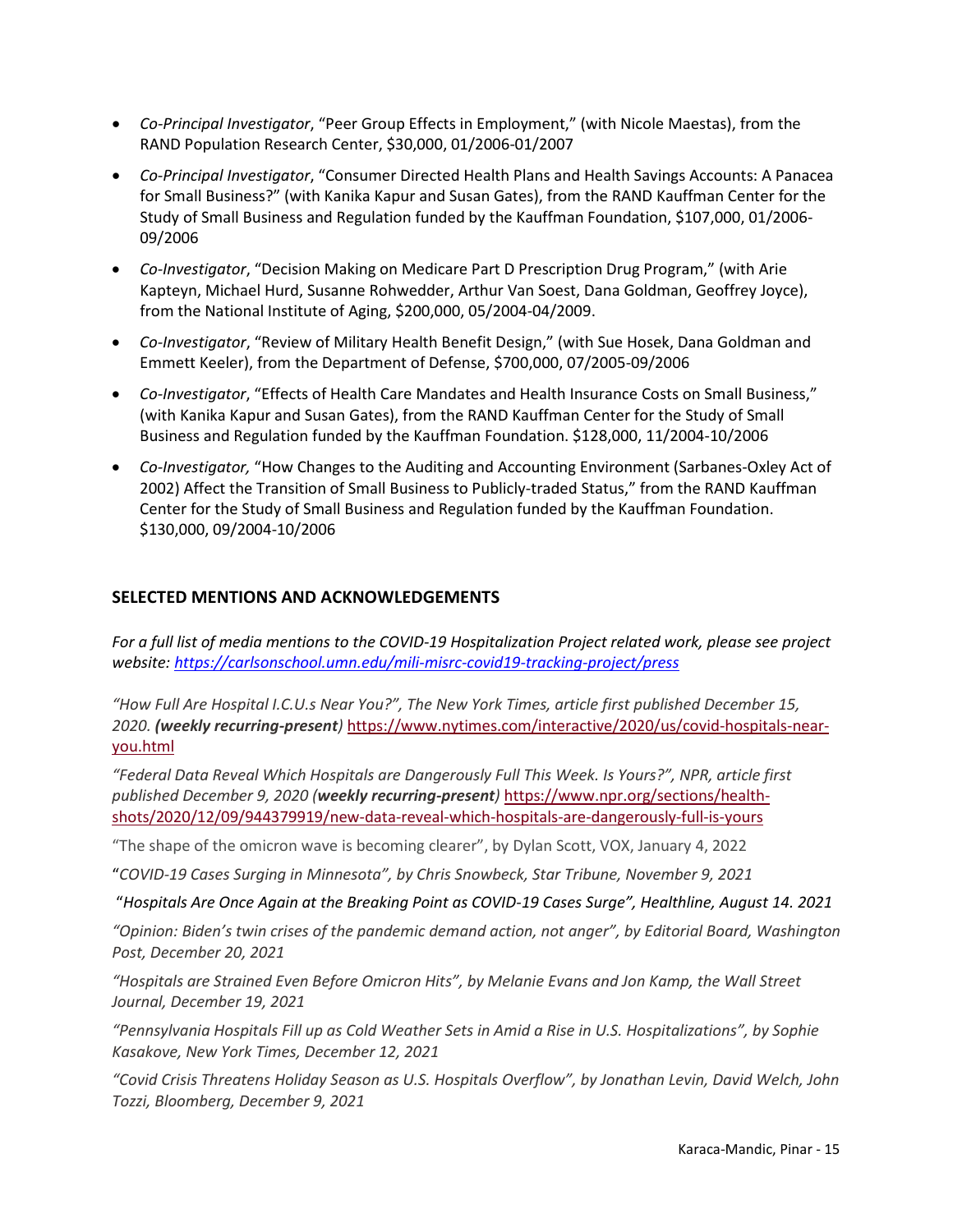- *Co-Principal Investigator*, “Peer Group Effects in Employment,” (with Nicole Maestas), from the RAND Population Research Center, $30,000, 01/2006-01/2007
- *Co-Principal Investigator*, “Consumer Directed Health Plans and Health Savings Accounts: A Panacea for Small Business?” (with Kanika Kapur and Susan Gates), from the RAND Kauffman Center for the Study of Small Business and Regulation funded by the Kauffman Foundation, $107,000, 01/2006-09/2006
- *Co-Investigator*, “Decision Making on Medicare Part D Prescription Drug Program,” (with Arie Kapteyn, Michael Hurd, Susanne Rohwedder, Arthur Van Soest, Dana Goldman, Geoffrey Joyce), from the National Institute of Aging, $200,000, 05/2004-04/2009.
- *Co-Investigator*, “Review of Military Health Benefit Design,” (with Sue Hosek, Dana Goldman and Emmett Keeler), from the Department of Defense, $700,000, 07/2005-09/2006
- *Co-Investigator*, “Effects of Health Care Mandates and Health Insurance Costs on Small Business,” (with Kanika Kapur and Susan Gates), from the RAND Kauffman Center for the Study of Small Business and Regulation funded by the Kauffman Foundation. $128,000, 11/2004-10/2006
- *Co-Investigator,* “How Changes to the Auditing and Accounting Environment (Sarbanes-Oxley Act of 2002) Affect the Transition of Small Business to Publicly-traded Status,” from the RAND Kauffman Center for the Study of Small Business and Regulation funded by the Kauffman Foundation. $130,000, 09/2004-10/2006

## SELECTED MENTIONS AND ACKNOWLEDGEMENTS

*For a full list of media mentions to the COVID-19 Hospitalization Project related work, please see project website: https://carlsonschool.umn.edu/mili-misrc-covid19-tracking-project/press*

*“How Full Are Hospital I.C.U.s Near You?”, The New York Times, article first published December 15, 2020.* ***(weekly recurring-present)*** https://www.nytimes.com/interactive/2020/us/covid-hospitals-near-you.html

*“Federal Data Reveal Which Hospitals are Dangerously Full This Week. Is Yours?”, NPR, article first published December 9, 2020 (****weekly recurring-present****)* https://www.npr.org/sections/health-shots/2020/12/09/944379919/new-data-reveal-which-hospitals-are-dangerously-full-is-yours

“The shape of the omicron wave is becoming clearer”, by Dylan Scott, VOX, January 4, 2022

“*COVID-19 Cases Surging in Minnesota”, by Chris Snowbeck, Star Tribune, November 9, 2021*

“*Hospitals Are Once Again at the Breaking Point as COVID-19 Cases Surge”, Healthline, August 14. 2021*

*“Opinion: Biden’s twin crises of the pandemic demand action, not anger”, by Editorial Board, Washington Post, December 20, 2021*

*“Hospitals are Strained Even Before Omicron Hits”, by Melanie Evans and Jon Kamp, the Wall Street Journal, December 19, 2021*

*“Pennsylvania Hospitals Fill up as Cold Weather Sets in Amid a Rise in U.S. Hospitalizations”, by Sophie Kasakove, New York Times, December 12, 2021*

*“Covid Crisis Threatens Holiday Season as U.S. Hospitals Overflow”, by Jonathan Levin, David Welch, John Tozzi, Bloomberg, December 9, 2021*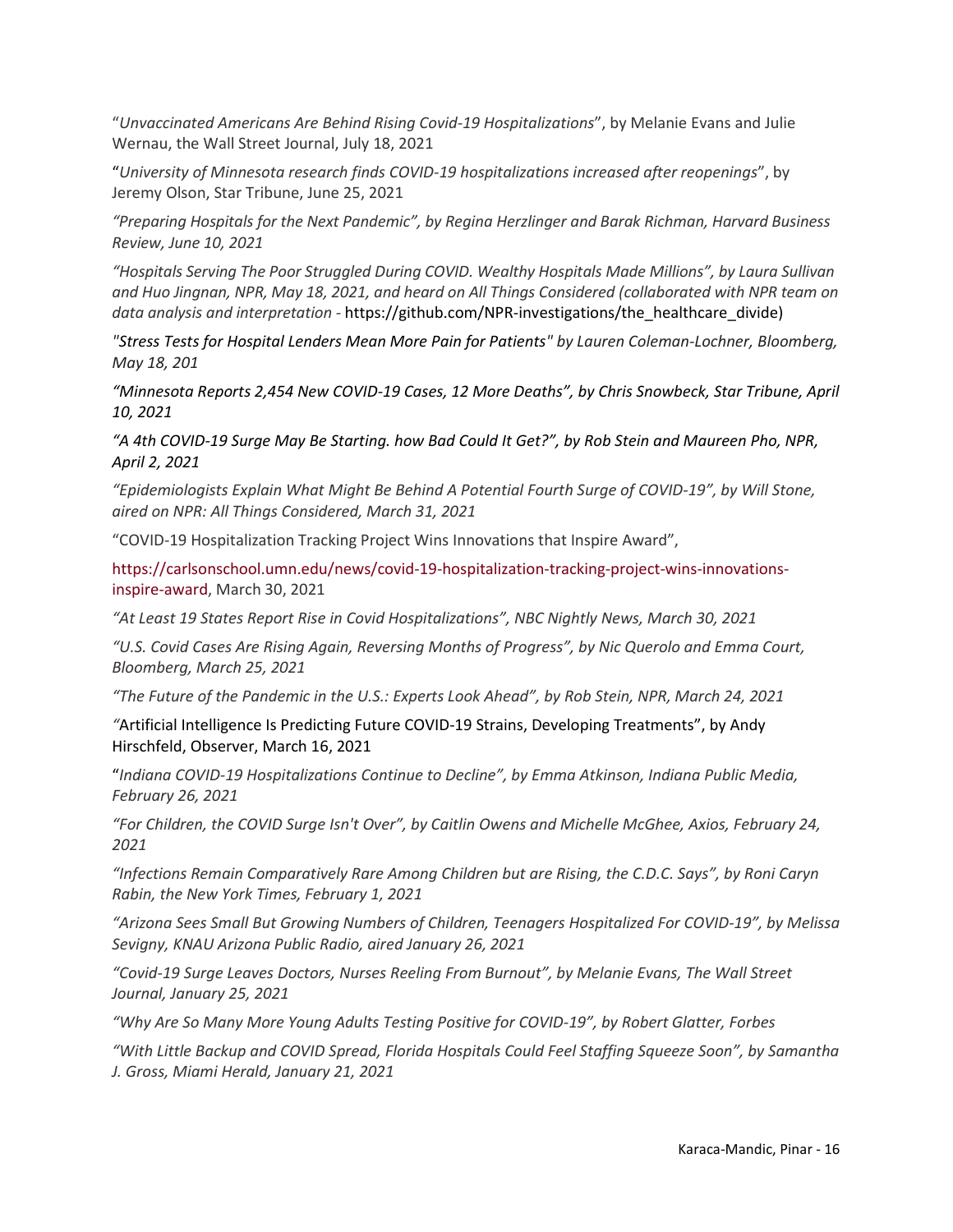"*Unvaccinated Americans Are Behind Rising Covid-19 Hospitalizations*", by Melanie Evans and Julie Wernau, the Wall Street Journal, July 18, 2021

"*University of Minnesota research finds COVID-19 hospitalizations increased after reopenings*", by Jeremy Olson, Star Tribune, June 25, 2021

*"Preparing Hospitals for the Next Pandemic", by Regina Herzlinger and Barak Richman, Harvard Business Review, June 10, 2021*

*"Hospitals Serving The Poor Struggled During COVID. Wealthy Hospitals Made Millions", by Laura Sullivan and Huo Jingnan, NPR, May 18, 2021, and heard on All Things Considered (collaborated with NPR team on data analysis and interpretation -* https://github.com/NPR-investigations/the_healthcare_divide)

*"Stress Tests for Hospital Lenders Mean More Pain for Patients" by Lauren Coleman-Lochner, Bloomberg, May 18, 201*

*"Minnesota Reports 2,454 New COVID-19 Cases, 12 More Deaths", by Chris Snowbeck, Star Tribune, April 10, 2021*

*"A 4th COVID-19 Surge May Be Starting. how Bad Could It Get?", by Rob Stein and Maureen Pho, NPR, April 2, 2021*

*"Epidemiologists Explain What Might Be Behind A Potential Fourth Surge of COVID-19", by Will Stone, aired on NPR: All Things Considered, March 31, 2021*

"COVID-19 Hospitalization Tracking Project Wins Innovations that Inspire Award",

https://carlsonschool.umn.edu/news/covid-19-hospitalization-tracking-project-wins-innovations-inspire-award, March 30, 2021

*"At Least 19 States Report Rise in Covid Hospitalizations", NBC Nightly News, March 30, 2021*

*"U.S. Covid Cases Are Rising Again, Reversing Months of Progress", by Nic Querolo and Emma Court, Bloomberg, March 25, 2021*

*"The Future of the Pandemic in the U.S.: Experts Look Ahead", by Rob Stein, NPR, March 24, 2021*

*"*Artificial Intelligence Is Predicting Future COVID-19 Strains, Developing Treatments", by Andy Hirschfeld, Observer, March 16, 2021

"*Indiana COVID-19 Hospitalizations Continue to Decline", by Emma Atkinson, Indiana Public Media, February 26, 2021*

*"For Children, the COVID Surge Isn't Over", by Caitlin Owens and Michelle McGhee, Axios, February 24, 2021*

*"Infections Remain Comparatively Rare Among Children but are Rising, the C.D.C. Says", by Roni Caryn Rabin, the New York Times, February 1, 2021*

*"Arizona Sees Small But Growing Numbers of Children, Teenagers Hospitalized For COVID-19", by Melissa Sevigny, KNAU Arizona Public Radio, aired January 26, 2021*

*"Covid-19 Surge Leaves Doctors, Nurses Reeling From Burnout", by Melanie Evans, The Wall Street Journal, January 25, 2021*

*"Why Are So Many More Young Adults Testing Positive for COVID-19", by Robert Glatter, Forbes*

*"With Little Backup and COVID Spread, Florida Hospitals Could Feel Staffing Squeeze Soon", by Samantha J. Gross, Miami Herald, January 21, 2021*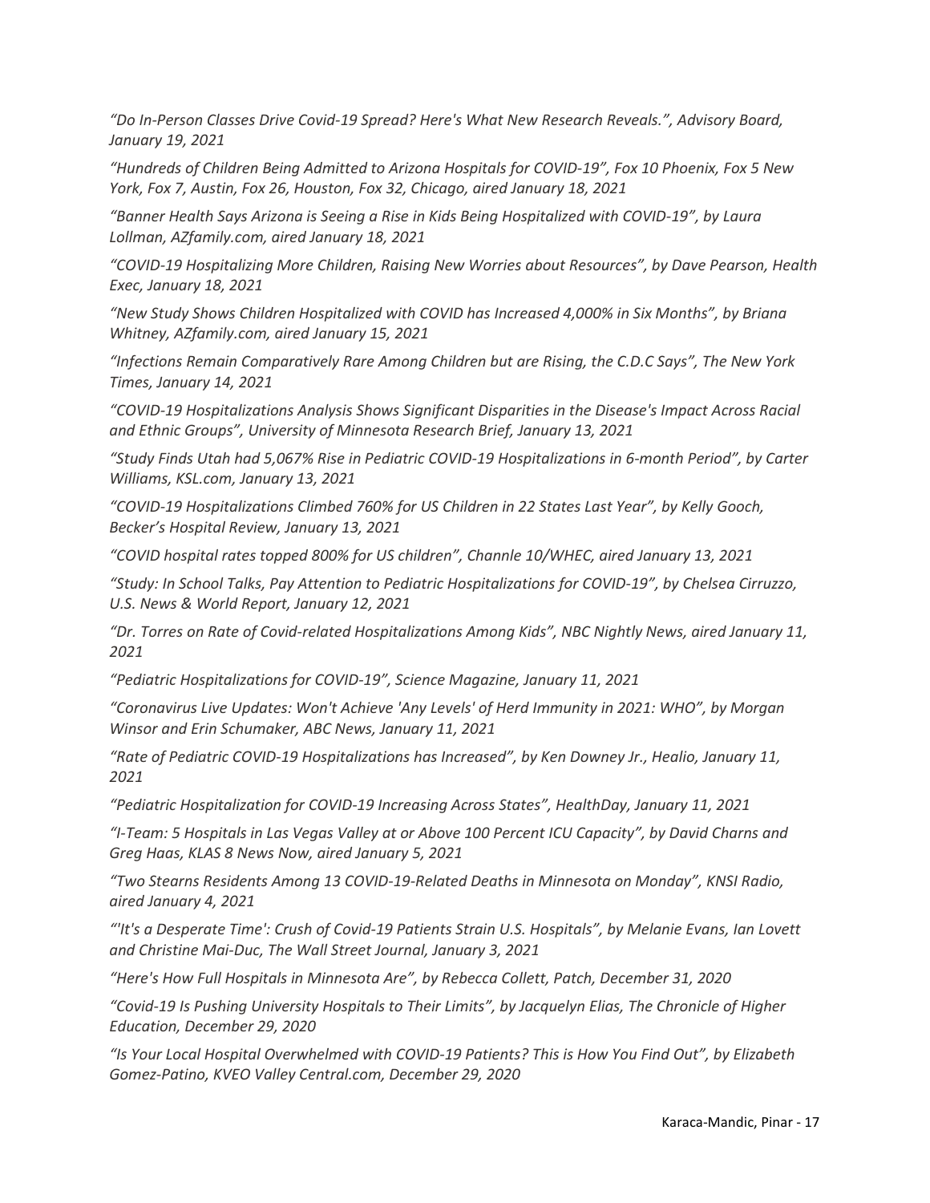*"Do In-Person Classes Drive Covid-19 Spread? Here's What New Research Reveals.", Advisory Board, January 19, 2021*

*"Hundreds of Children Being Admitted to Arizona Hospitals for COVID-19", Fox 10 Phoenix, Fox 5 New York, Fox 7, Austin, Fox 26, Houston, Fox 32, Chicago, aired January 18, 2021*

*"Banner Health Says Arizona is Seeing a Rise in Kids Being Hospitalized with COVID-19", by Laura Lollman, AZfamily.com, aired January 18, 2021*

*"COVID-19 Hospitalizing More Children, Raising New Worries about Resources", by Dave Pearson, Health Exec, January 18, 2021*

*"New Study Shows Children Hospitalized with COVID has Increased 4,000% in Six Months", by Briana Whitney, AZfamily.com, aired January 15, 2021*

*"Infections Remain Comparatively Rare Among Children but are Rising, the C.D.C Says", The New York Times, January 14, 2021*

*"COVID-19 Hospitalizations Analysis Shows Significant Disparities in the Disease's Impact Across Racial and Ethnic Groups", University of Minnesota Research Brief, January 13, 2021*

*"Study Finds Utah had 5,067% Rise in Pediatric COVID-19 Hospitalizations in 6-month Period", by Carter Williams, KSL.com, January 13, 2021*

*"COVID-19 Hospitalizations Climbed 760% for US Children in 22 States Last Year", by Kelly Gooch, Becker's Hospital Review, January 13, 2021*

*"COVID hospital rates topped 800% for US children", Channle 10/WHEC, aired January 13, 2021*

*"Study: In School Talks, Pay Attention to Pediatric Hospitalizations for COVID-19", by Chelsea Cirruzzo, U.S. News & World Report, January 12, 2021*

*"Dr. Torres on Rate of Covid-related Hospitalizations Among Kids", NBC Nightly News, aired January 11, 2021*

*"Pediatric Hospitalizations for COVID-19", Science Magazine, January 11, 2021*

*"Coronavirus Live Updates: Won't Achieve 'Any Levels' of Herd Immunity in 2021: WHO", by Morgan Winsor and Erin Schumaker, ABC News, January 11, 2021*

*"Rate of Pediatric COVID-19 Hospitalizations has Increased", by Ken Downey Jr., Healio, January 11, 2021*

*"Pediatric Hospitalization for COVID-19 Increasing Across States", HealthDay, January 11, 2021*

*"I-Team: 5 Hospitals in Las Vegas Valley at or Above 100 Percent ICU Capacity", by David Charns and Greg Haas, KLAS 8 News Now, aired January 5, 2021*

*"Two Stearns Residents Among 13 COVID-19-Related Deaths in Minnesota on Monday", KNSI Radio, aired January 4, 2021*

*"'It's a Desperate Time': Crush of Covid-19 Patients Strain U.S. Hospitals", by Melanie Evans, Ian Lovett and Christine Mai-Duc, The Wall Street Journal, January 3, 2021*

*"Here's How Full Hospitals in Minnesota Are", by Rebecca Collett, Patch, December 31, 2020*

*"Covid-19 Is Pushing University Hospitals to Their Limits", by Jacquelyn Elias, The Chronicle of Higher Education, December 29, 2020*

*"Is Your Local Hospital Overwhelmed with COVID-19 Patients? This is How You Find Out", by Elizabeth Gomez-Patino, KVEO Valley Central.com, December 29, 2020*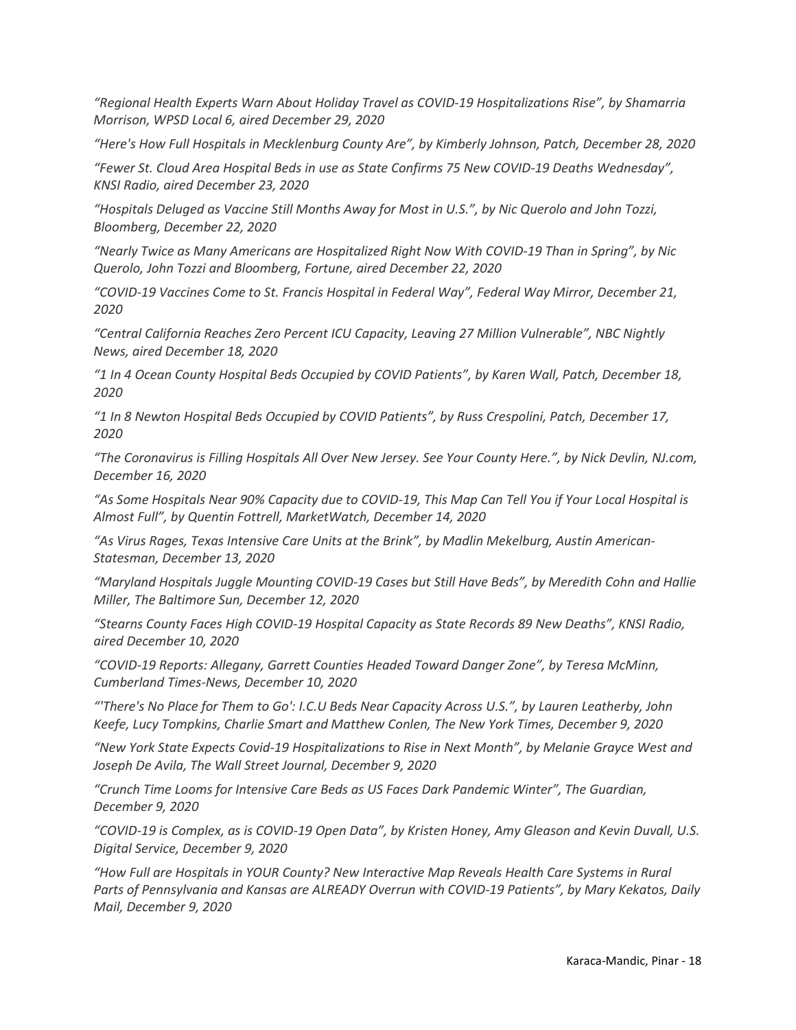*"Regional Health Experts Warn About Holiday Travel as COVID-19 Hospitalizations Rise", by Shamarria Morrison, WPSD Local 6, aired December 29, 2020*

*"Here's How Full Hospitals in Mecklenburg County Are", by Kimberly Johnson, Patch, December 28, 2020*

*"Fewer St. Cloud Area Hospital Beds in use as State Confirms 75 New COVID-19 Deaths Wednesday", KNSI Radio, aired December 23, 2020*

*"Hospitals Deluged as Vaccine Still Months Away for Most in U.S.", by Nic Querolo and John Tozzi, Bloomberg, December 22, 2020*

*"Nearly Twice as Many Americans are Hospitalized Right Now With COVID-19 Than in Spring", by Nic Querolo, John Tozzi and Bloomberg, Fortune, aired December 22, 2020*

*"COVID-19 Vaccines Come to St. Francis Hospital in Federal Way", Federal Way Mirror, December 21, 2020*

*"Central California Reaches Zero Percent ICU Capacity, Leaving 27 Million Vulnerable", NBC Nightly News, aired December 18, 2020*

*"1 In 4 Ocean County Hospital Beds Occupied by COVID Patients", by Karen Wall, Patch, December 18, 2020*

*"1 In 8 Newton Hospital Beds Occupied by COVID Patients", by Russ Crespolini, Patch, December 17, 2020*

*"The Coronavirus is Filling Hospitals All Over New Jersey. See Your County Here.", by Nick Devlin, NJ.com, December 16, 2020*

*"As Some Hospitals Near 90% Capacity due to COVID-19, This Map Can Tell You if Your Local Hospital is Almost Full", by Quentin Fottrell, MarketWatch, December 14, 2020*

*"As Virus Rages, Texas Intensive Care Units at the Brink", by Madlin Mekelburg, Austin American-Statesman, December 13, 2020*

*"Maryland Hospitals Juggle Mounting COVID-19 Cases but Still Have Beds", by Meredith Cohn and Hallie Miller, The Baltimore Sun, December 12, 2020*

*"Stearns County Faces High COVID-19 Hospital Capacity as State Records 89 New Deaths", KNSI Radio, aired December 10, 2020*

*"COVID-19 Reports: Allegany, Garrett Counties Headed Toward Danger Zone", by Teresa McMinn, Cumberland Times-News, December 10, 2020*

*"'There's No Place for Them to Go': I.C.U Beds Near Capacity Across U.S.", by Lauren Leatherby, John Keefe, Lucy Tompkins, Charlie Smart and Matthew Conlen, The New York Times, December 9, 2020*

*"New York State Expects Covid-19 Hospitalizations to Rise in Next Month", by Melanie Grayce West and Joseph De Avila, The Wall Street Journal, December 9, 2020*

*"Crunch Time Looms for Intensive Care Beds as US Faces Dark Pandemic Winter", The Guardian, December 9, 2020*

*"COVID-19 is Complex, as is COVID-19 Open Data", by Kristen Honey, Amy Gleason and Kevin Duvall, U.S. Digital Service, December 9, 2020*

*"How Full are Hospitals in YOUR County? New Interactive Map Reveals Health Care Systems in Rural Parts of Pennsylvania and Kansas are ALREADY Overrun with COVID-19 Patients", by Mary Kekatos, Daily Mail, December 9, 2020*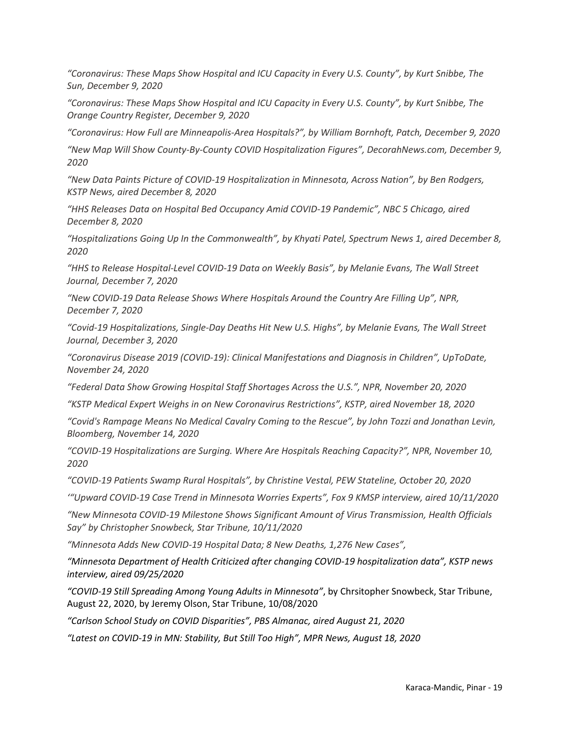*“Coronavirus: These Maps Show Hospital and ICU Capacity in Every U.S. County”, by Kurt Snibbe, The Sun, December 9, 2020*

*“Coronavirus: These Maps Show Hospital and ICU Capacity in Every U.S. County”, by Kurt Snibbe, The Orange Country Register, December 9, 2020*

*“Coronavirus: How Full are Minneapolis-Area Hospitals?”, by William Bornhoft, Patch, December 9, 2020*

*“New Map Will Show County-By-County COVID Hospitalization Figures”, DecorahNews.com, December 9, 2020*

*“New Data Paints Picture of COVID-19 Hospitalization in Minnesota, Across Nation”, by Ben Rodgers, KSTP News, aired December 8, 2020*

*“HHS Releases Data on Hospital Bed Occupancy Amid COVID-19 Pandemic”, NBC 5 Chicago, aired December 8, 2020*

*“Hospitalizations Going Up In the Commonwealth”, by Khyati Patel, Spectrum News 1, aired December 8, 2020*

*“HHS to Release Hospital-Level COVID-19 Data on Weekly Basis”, by Melanie Evans, The Wall Street Journal, December 7, 2020*

*“New COVID-19 Data Release Shows Where Hospitals Around the Country Are Filling Up”, NPR, December 7, 2020*

*“Covid-19 Hospitalizations, Single-Day Deaths Hit New U.S. Highs”, by Melanie Evans, The Wall Street Journal, December 3, 2020*

*“Coronavirus Disease 2019 (COVID-19): Clinical Manifestations and Diagnosis in Children”, UpToDate, November 24, 2020*

*“Federal Data Show Growing Hospital Staff Shortages Across the U.S.”, NPR, November 20, 2020*

*“KSTP Medical Expert Weighs in on New Coronavirus Restrictions”, KSTP, aired November 18, 2020*

*“Covid's Rampage Means No Medical Cavalry Coming to the Rescue”, by John Tozzi and Jonathan Levin, Bloomberg, November 14, 2020*

*“COVID-19 Hospitalizations are Surging. Where Are Hospitals Reaching Capacity?”, NPR, November 10, 2020*

*“COVID-19 Patients Swamp Rural Hospitals”, by Christine Vestal, PEW Stateline, October 20, 2020*

*‘“Upward COVID-19 Case Trend in Minnesota Worries Experts”, Fox 9 KMSP interview, aired 10/11/2020*

*“New Minnesota COVID-19 Milestone Shows Significant Amount of Virus Transmission, Health Officials Say” by Christopher Snowbeck, Star Tribune, 10/11/2020*

*“Minnesota Adds New COVID-19 Hospital Data; 8 New Deaths, 1,276 New Cases”,*

*“Minnesota Department of Health Criticized after changing COVID-19 hospitalization data”, KSTP news interview, aired 09/25/2020*

*“COVID-19 Still Spreading Among Young Adults in Minnesota”*, by Chrsitopher Snowbeck, Star Tribune, August 22, 2020, by Jeremy Olson, Star Tribune, 10/08/2020

*“Carlson School Study on COVID Disparities”, PBS Almanac, aired August 21, 2020*

*“Latest on COVID-19 in MN: Stability, But Still Too High”, MPR News, August 18, 2020*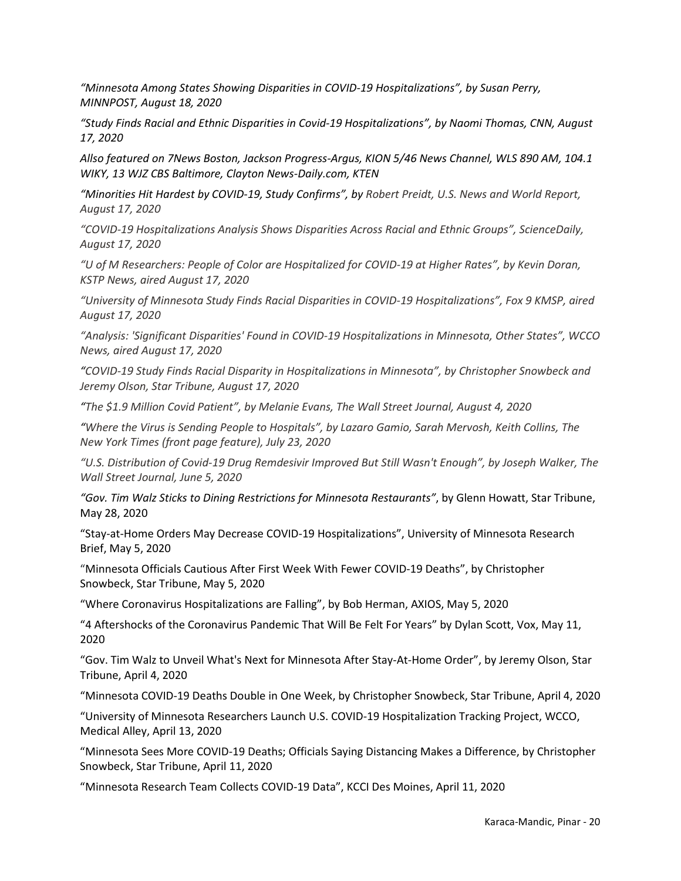*"Minnesota Among States Showing Disparities in COVID-19 Hospitalizations", by Susan Perry, MINNPOST, August 18, 2020*

*"Study Finds Racial and Ethnic Disparities in Covid-19 Hospitalizations", by Naomi Thomas, CNN, August 17, 2020*

*Allso featured on 7News Boston, Jackson Progress-Argus, KION 5/46 News Channel, WLS 890 AM, 104.1 WIKY, 13 WJZ CBS Baltimore, Clayton News-Daily.com, KTEN*

*"Minorities Hit Hardest by COVID-19, Study Confirms", by Robert Preidt, U.S. News and World Report, August 17, 2020*

*"COVID-19 Hospitalizations Analysis Shows Disparities Across Racial and Ethnic Groups", ScienceDaily, August 17, 2020*

*"U of M Researchers: People of Color are Hospitalized for COVID-19 at Higher Rates", by Kevin Doran, KSTP News, aired August 17, 2020*

*"University of Minnesota Study Finds Racial Disparities in COVID-19 Hospitalizations", Fox 9 KMSP, aired August 17, 2020*

*"Analysis: 'Significant Disparities' Found in COVID-19 Hospitalizations in Minnesota, Other States", WCCO News, aired August 17, 2020*

*"COVID-19 Study Finds Racial Disparity in Hospitalizations in Minnesota", by Christopher Snowbeck and Jeremy Olson, Star Tribune, August 17, 2020*

*"The $1.9 Million Covid Patient", by Melanie Evans, The Wall Street Journal, August 4, 2020*

*"Where the Virus is Sending People to Hospitals", by Lazaro Gamio, Sarah Mervosh, Keith Collins, The New York Times (front page feature), July 23, 2020*

*"U.S. Distribution of Covid-19 Drug Remdesivir Improved But Still Wasn't Enough", by Joseph Walker, The Wall Street Journal, June 5, 2020*

*"Gov. Tim Walz Sticks to Dining Restrictions for Minnesota Restaurants"*, by Glenn Howatt, Star Tribune, May 28, 2020

"Stay-at-Home Orders May Decrease COVID-19 Hospitalizations", University of Minnesota Research Brief, May 5, 2020

"Minnesota Officials Cautious After First Week With Fewer COVID-19 Deaths", by Christopher Snowbeck, Star Tribune, May 5, 2020

"Where Coronavirus Hospitalizations are Falling", by Bob Herman, AXIOS, May 5, 2020

"4 Aftershocks of the Coronavirus Pandemic That Will Be Felt For Years" by Dylan Scott, Vox, May 11, 2020

"Gov. Tim Walz to Unveil What's Next for Minnesota After Stay-At-Home Order", by Jeremy Olson, Star Tribune, April 4, 2020

"Minnesota COVID-19 Deaths Double in One Week, by Christopher Snowbeck, Star Tribune, April 4, 2020

"University of Minnesota Researchers Launch U.S. COVID-19 Hospitalization Tracking Project, WCCO, Medical Alley, April 13, 2020

"Minnesota Sees More COVID-19 Deaths; Officials Saying Distancing Makes a Difference, by Christopher Snowbeck, Star Tribune, April 11, 2020

"Minnesota Research Team Collects COVID-19 Data", KCCI Des Moines, April 11, 2020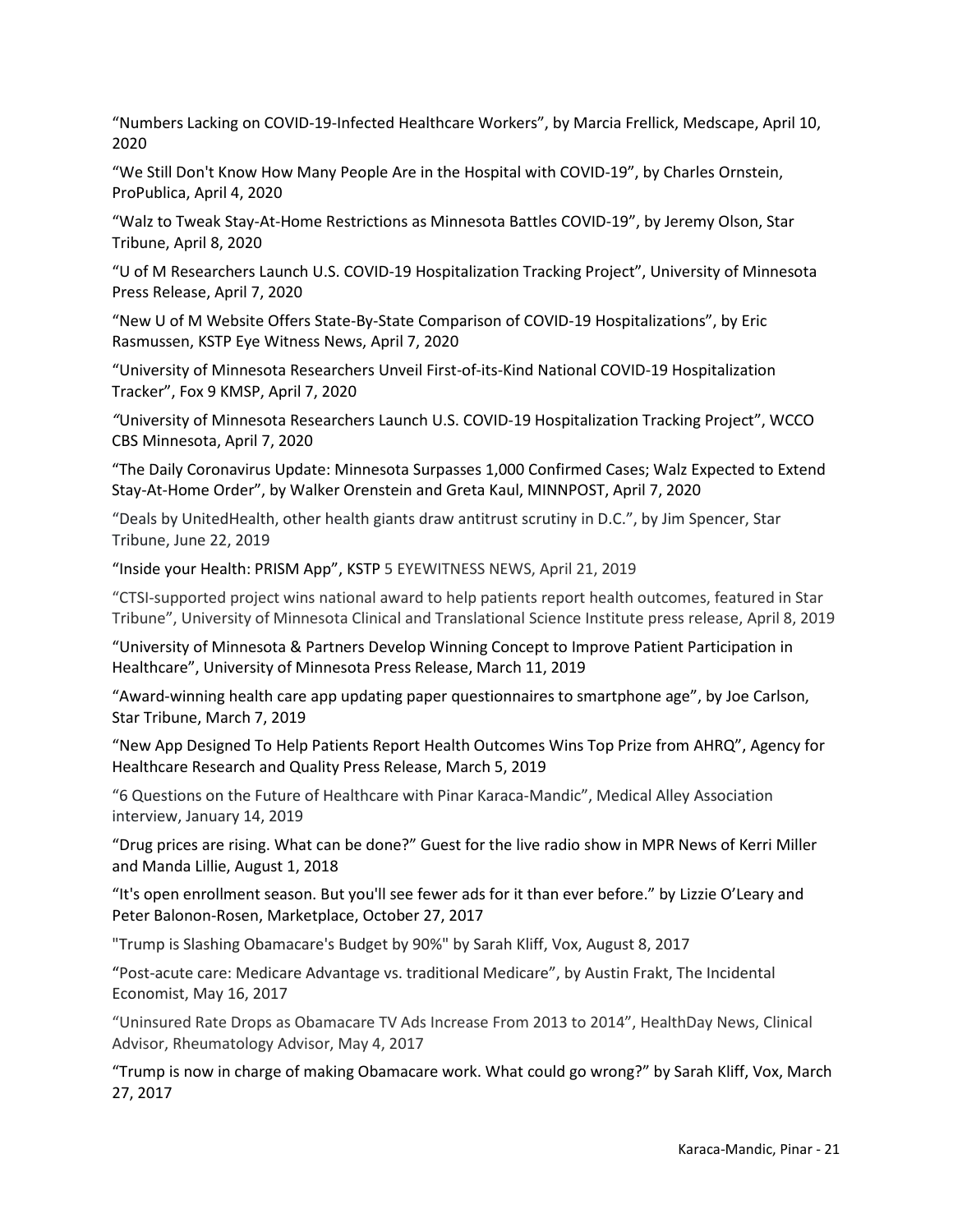“Numbers Lacking on COVID-19-Infected Healthcare Workers”, by Marcia Frellick, Medscape, April 10, 2020

“We Still Don't Know How Many People Are in the Hospital with COVID-19”, by Charles Ornstein, ProPublica, April 4, 2020

“Walz to Tweak Stay-At-Home Restrictions as Minnesota Battles COVID-19”, by Jeremy Olson, Star Tribune, April 8, 2020

“U of M Researchers Launch U.S. COVID-19 Hospitalization Tracking Project”, University of Minnesota Press Release, April 7, 2020

“New U of M Website Offers State-By-State Comparison of COVID-19 Hospitalizations”, by Eric Rasmussen, KSTP Eye Witness News, April 7, 2020

“University of Minnesota Researchers Unveil First-of-its-Kind National COVID-19 Hospitalization Tracker”, Fox 9 KMSP, April 7, 2020

“University of Minnesota Researchers Launch U.S. COVID-19 Hospitalization Tracking Project”, WCCO CBS Minnesota, April 7, 2020

“The Daily Coronavirus Update: Minnesota Surpasses 1,000 Confirmed Cases; Walz Expected to Extend Stay-At-Home Order”, by Walker Orenstein and Greta Kaul, MINNPOST, April 7, 2020

“Deals by UnitedHealth, other health giants draw antitrust scrutiny in D.C.”, by Jim Spencer, Star Tribune, June 22, 2019

“Inside your Health: PRISM App”, KSTP 5 EYEWITNESS NEWS, April 21, 2019

“CTSI-supported project wins national award to help patients report health outcomes, featured in Star Tribune”, University of Minnesota Clinical and Translational Science Institute press release, April 8, 2019

“University of Minnesota & Partners Develop Winning Concept to Improve Patient Participation in Healthcare”, University of Minnesota Press Release, March 11, 2019

“Award-winning health care app updating paper questionnaires to smartphone age”, by Joe Carlson, Star Tribune, March 7, 2019

“New App Designed To Help Patients Report Health Outcomes Wins Top Prize from AHRQ”, Agency for Healthcare Research and Quality Press Release, March 5, 2019

“6 Questions on the Future of Healthcare with Pinar Karaca-Mandic”, Medical Alley Association interview, January 14, 2019

“Drug prices are rising. What can be done?” Guest for the live radio show in MPR News of Kerri Miller and Manda Lillie, August 1, 2018

“It's open enrollment season. But you'll see fewer ads for it than ever before.” by Lizzie O’Leary and Peter Balonon-Rosen, Marketplace, October 27, 2017

"Trump is Slashing Obamacare's Budget by 90%" by Sarah Kliff, Vox, August 8, 2017

“Post-acute care: Medicare Advantage vs. traditional Medicare”, by Austin Frakt, The Incidental Economist, May 16, 2017

“Uninsured Rate Drops as Obamacare TV Ads Increase From 2013 to 2014”, HealthDay News, Clinical Advisor, Rheumatology Advisor, May 4, 2017

“Trump is now in charge of making Obamacare work. What could go wrong?” by Sarah Kliff, Vox, March 27, 2017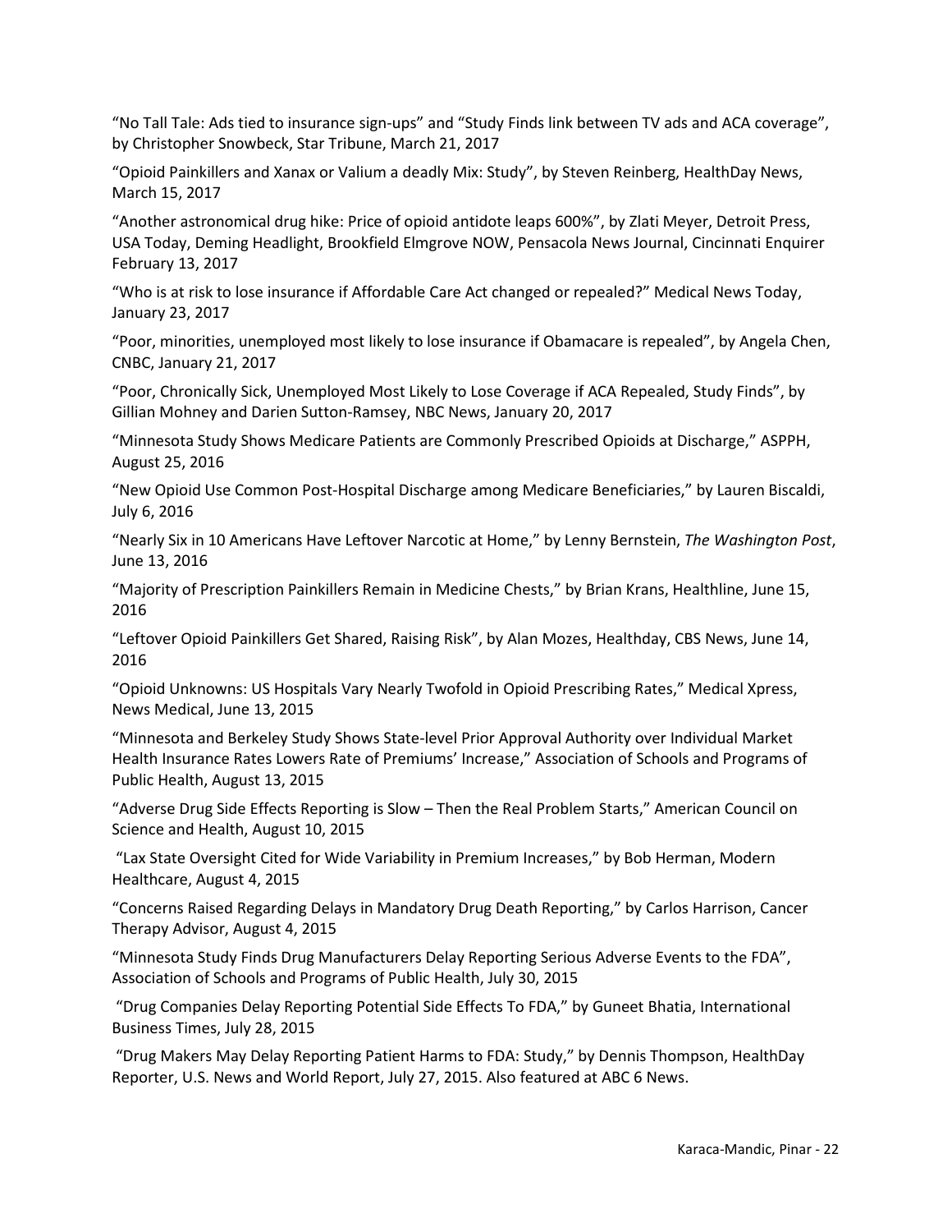“No Tall Tale: Ads tied to insurance sign-ups” and “Study Finds link between TV ads and ACA coverage”, by Christopher Snowbeck, Star Tribune, March 21, 2017

“Opioid Painkillers and Xanax or Valium a deadly Mix: Study”, by Steven Reinberg, HealthDay News, March 15, 2017

“Another astronomical drug hike: Price of opioid antidote leaps 600%”, by Zlati Meyer, Detroit Press, USA Today, Deming Headlight, Brookfield Elmgrove NOW, Pensacola News Journal, Cincinnati Enquirer February 13, 2017

“Who is at risk to lose insurance if Affordable Care Act changed or repealed?” Medical News Today, January 23, 2017

“Poor, minorities, unemployed most likely to lose insurance if Obamacare is repealed”, by Angela Chen, CNBC, January 21, 2017

“Poor, Chronically Sick, Unemployed Most Likely to Lose Coverage if ACA Repealed, Study Finds”, by Gillian Mohney and Darien Sutton-Ramsey, NBC News, January 20, 2017

“Minnesota Study Shows Medicare Patients are Commonly Prescribed Opioids at Discharge,” ASPPH, August 25, 2016

“New Opioid Use Common Post-Hospital Discharge among Medicare Beneficiaries,” by Lauren Biscaldi, July 6, 2016

“Nearly Six in 10 Americans Have Leftover Narcotic at Home,” by Lenny Bernstein, *The Washington Post*, June 13, 2016

“Majority of Prescription Painkillers Remain in Medicine Chests,” by Brian Krans, Healthline, June 15, 2016

“Leftover Opioid Painkillers Get Shared, Raising Risk”, by Alan Mozes, Healthday, CBS News, June 14, 2016

“Opioid Unknowns: US Hospitals Vary Nearly Twofold in Opioid Prescribing Rates,” Medical Xpress, News Medical, June 13, 2015

“Minnesota and Berkeley Study Shows State-level Prior Approval Authority over Individual Market Health Insurance Rates Lowers Rate of Premiums’ Increase,” Association of Schools and Programs of Public Health, August 13, 2015

“Adverse Drug Side Effects Reporting is Slow – Then the Real Problem Starts,” American Council on Science and Health, August 10, 2015

“Lax State Oversight Cited for Wide Variability in Premium Increases,” by Bob Herman, Modern Healthcare, August 4, 2015

“Concerns Raised Regarding Delays in Mandatory Drug Death Reporting,” by Carlos Harrison, Cancer Therapy Advisor, August 4, 2015

“Minnesota Study Finds Drug Manufacturers Delay Reporting Serious Adverse Events to the FDA”, Association of Schools and Programs of Public Health, July 30, 2015

“Drug Companies Delay Reporting Potential Side Effects To FDA,” by Guneet Bhatia, International Business Times, July 28, 2015

“Drug Makers May Delay Reporting Patient Harms to FDA: Study,” by Dennis Thompson, HealthDay Reporter, U.S. News and World Report, July 27, 2015. Also featured at ABC 6 News.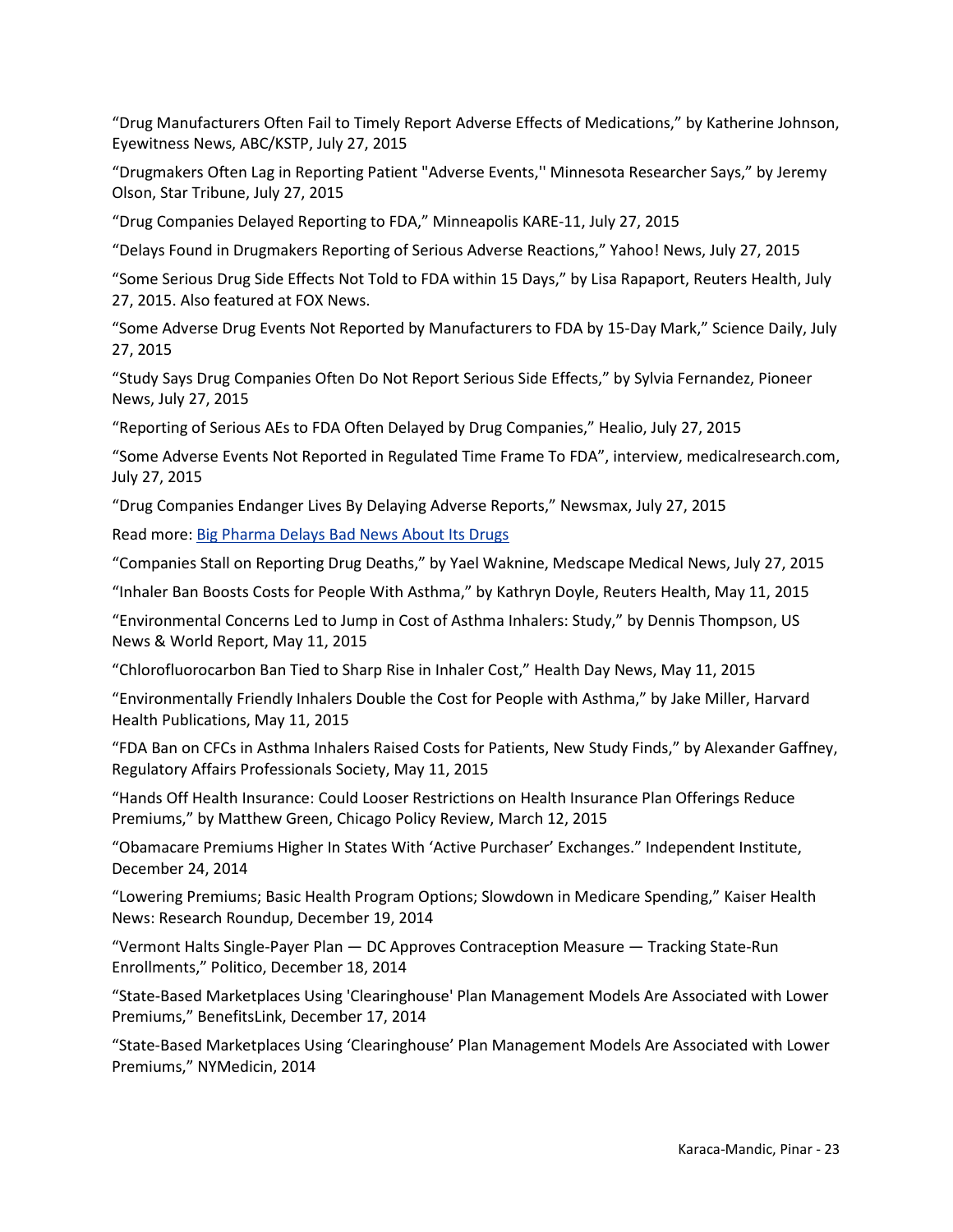“Drug Manufacturers Often Fail to Timely Report Adverse Effects of Medications,” by Katherine Johnson, Eyewitness News, ABC/KSTP, July 27, 2015

“Drugmakers Often Lag in Reporting Patient "Adverse Events,'' Minnesota Researcher Says,” by Jeremy Olson, Star Tribune, July 27, 2015

“Drug Companies Delayed Reporting to FDA,” Minneapolis KARE-11, July 27, 2015

“Delays Found in Drugmakers Reporting of Serious Adverse Reactions,” Yahoo! News, July 27, 2015

“Some Serious Drug Side Effects Not Told to FDA within 15 Days,” by Lisa Rapaport, Reuters Health, July 27, 2015. Also featured at FOX News.

“Some Adverse Drug Events Not Reported by Manufacturers to FDA by 15-Day Mark,” Science Daily, July 27, 2015

“Study Says Drug Companies Often Do Not Report Serious Side Effects,” by Sylvia Fernandez, Pioneer News, July 27, 2015

“Reporting of Serious AEs to FDA Often Delayed by Drug Companies,” Healio, July 27, 2015

“Some Adverse Events Not Reported in Regulated Time Frame To FDA”, interview, medicalresearch.com, July 27, 2015

“Drug Companies Endanger Lives By Delaying Adverse Reports,” Newsmax, July 27, 2015

Read more: Big Pharma Delays Bad News About Its Drugs

“Companies Stall on Reporting Drug Deaths,” by Yael Waknine, Medscape Medical News, July 27, 2015

“Inhaler Ban Boosts Costs for People With Asthma,” by Kathryn Doyle, Reuters Health, May 11, 2015

“Environmental Concerns Led to Jump in Cost of Asthma Inhalers: Study,” by Dennis Thompson, US News & World Report, May 11, 2015

“Chlorofluorocarbon Ban Tied to Sharp Rise in Inhaler Cost,” Health Day News, May 11, 2015

“Environmentally Friendly Inhalers Double the Cost for People with Asthma,” by Jake Miller, Harvard Health Publications, May 11, 2015

“FDA Ban on CFCs in Asthma Inhalers Raised Costs for Patients, New Study Finds,” by Alexander Gaffney, Regulatory Affairs Professionals Society, May 11, 2015

“Hands Off Health Insurance: Could Looser Restrictions on Health Insurance Plan Offerings Reduce Premiums,” by Matthew Green, Chicago Policy Review, March 12, 2015

“Obamacare Premiums Higher In States With ‘Active Purchaser’ Exchanges.” Independent Institute, December 24, 2014

“Lowering Premiums; Basic Health Program Options; Slowdown in Medicare Spending,” Kaiser Health News: Research Roundup, December 19, 2014

“Vermont Halts Single-Payer Plan — DC Approves Contraception Measure — Tracking State-Run Enrollments,” Politico, December 18, 2014

“State-Based Marketplaces Using 'Clearinghouse' Plan Management Models Are Associated with Lower Premiums,” BenefitsLink, December 17, 2014

“State-Based Marketplaces Using ‘Clearinghouse’ Plan Management Models Are Associated with Lower Premiums,” NYMedicin, 2014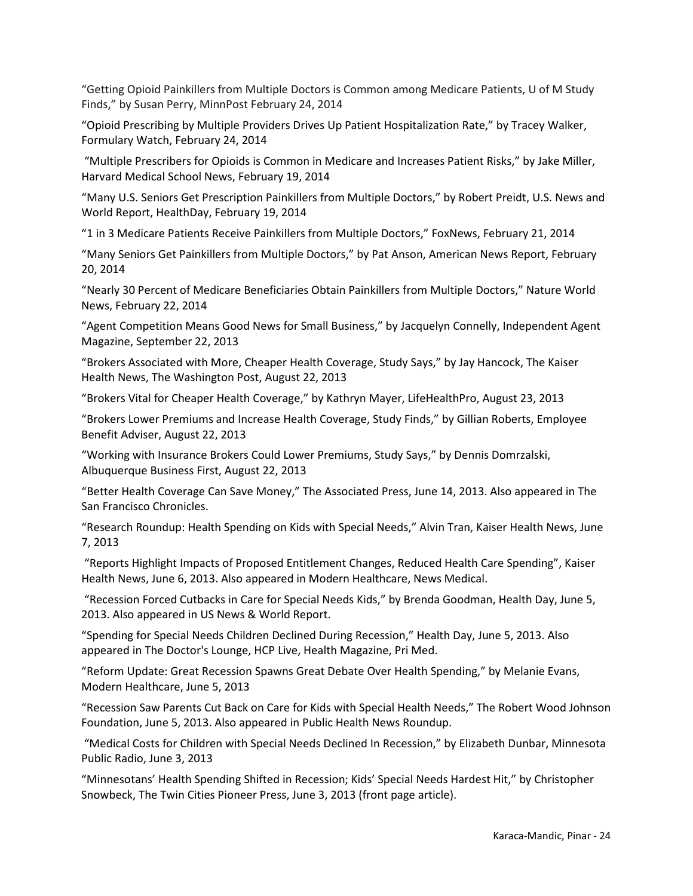"Getting Opioid Painkillers from Multiple Doctors is Common among Medicare Patients, U of M Study Finds," by Susan Perry, MinnPost February 24, 2014

"Opioid Prescribing by Multiple Providers Drives Up Patient Hospitalization Rate," by Tracey Walker, Formulary Watch, February 24, 2014

"Multiple Prescribers for Opioids is Common in Medicare and Increases Patient Risks," by Jake Miller, Harvard Medical School News, February 19, 2014

"Many U.S. Seniors Get Prescription Painkillers from Multiple Doctors," by Robert Preidt, U.S. News and World Report, HealthDay, February 19, 2014

"1 in 3 Medicare Patients Receive Painkillers from Multiple Doctors," FoxNews, February 21, 2014

"Many Seniors Get Painkillers from Multiple Doctors," by Pat Anson, American News Report, February 20, 2014

"Nearly 30 Percent of Medicare Beneficiaries Obtain Painkillers from Multiple Doctors," Nature World News, February 22, 2014

"Agent Competition Means Good News for Small Business," by Jacquelyn Connelly, Independent Agent Magazine, September 22, 2013

"Brokers Associated with More, Cheaper Health Coverage, Study Says," by Jay Hancock, The Kaiser Health News, The Washington Post, August 22, 2013

"Brokers Vital for Cheaper Health Coverage," by Kathryn Mayer, LifeHealthPro, August 23, 2013

"Brokers Lower Premiums and Increase Health Coverage, Study Finds," by Gillian Roberts, Employee Benefit Adviser, August 22, 2013

"Working with Insurance Brokers Could Lower Premiums, Study Says," by Dennis Domrzalski, Albuquerque Business First, August 22, 2013

"Better Health Coverage Can Save Money," The Associated Press, June 14, 2013. Also appeared in The San Francisco Chronicles.

"Research Roundup: Health Spending on Kids with Special Needs," Alvin Tran, Kaiser Health News, June 7, 2013

"Reports Highlight Impacts of Proposed Entitlement Changes, Reduced Health Care Spending", Kaiser Health News, June 6, 2013. Also appeared in Modern Healthcare, News Medical.

"Recession Forced Cutbacks in Care for Special Needs Kids," by Brenda Goodman, Health Day, June 5, 2013. Also appeared in US News & World Report.

"Spending for Special Needs Children Declined During Recession," Health Day, June 5, 2013. Also appeared in The Doctor's Lounge, HCP Live, Health Magazine, Pri Med.

"Reform Update: Great Recession Spawns Great Debate Over Health Spending," by Melanie Evans, Modern Healthcare, June 5, 2013

"Recession Saw Parents Cut Back on Care for Kids with Special Health Needs," The Robert Wood Johnson Foundation, June 5, 2013. Also appeared in Public Health News Roundup.

"Medical Costs for Children with Special Needs Declined In Recession," by Elizabeth Dunbar, Minnesota Public Radio, June 3, 2013

"Minnesotans' Health Spending Shifted in Recession; Kids' Special Needs Hardest Hit," by Christopher Snowbeck, The Twin Cities Pioneer Press, June 3, 2013 (front page article).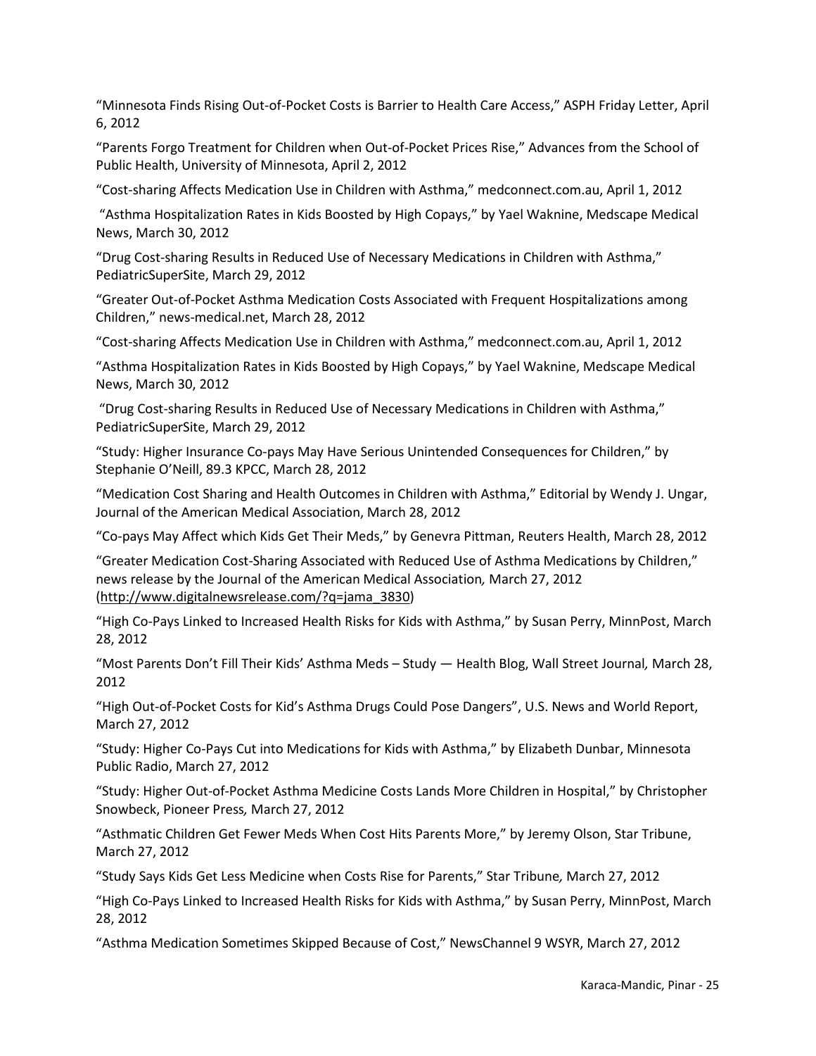"Minnesota Finds Rising Out-of-Pocket Costs is Barrier to Health Care Access," ASPH Friday Letter, April 6, 2012

"Parents Forgo Treatment for Children when Out-of-Pocket Prices Rise," Advances from the School of Public Health, University of Minnesota, April 2, 2012

"Cost-sharing Affects Medication Use in Children with Asthma," medconnect.com.au, April 1, 2012

"Asthma Hospitalization Rates in Kids Boosted by High Copays," by Yael Waknine, Medscape Medical News, March 30, 2012

"Drug Cost-sharing Results in Reduced Use of Necessary Medications in Children with Asthma," PediatricSuperSite, March 29, 2012

"Greater Out-of-Pocket Asthma Medication Costs Associated with Frequent Hospitalizations among Children," news-medical.net, March 28, 2012

"Cost-sharing Affects Medication Use in Children with Asthma," medconnect.com.au, April 1, 2012

"Asthma Hospitalization Rates in Kids Boosted by High Copays," by Yael Waknine, Medscape Medical News, March 30, 2012

"Drug Cost-sharing Results in Reduced Use of Necessary Medications in Children with Asthma," PediatricSuperSite, March 29, 2012

"Study: Higher Insurance Co-pays May Have Serious Unintended Consequences for Children," by Stephanie O'Neill, 89.3 KPCC, March 28, 2012

"Medication Cost Sharing and Health Outcomes in Children with Asthma," Editorial by Wendy J. Ungar, Journal of the American Medical Association, March 28, 2012

"Co-pays May Affect which Kids Get Their Meds," by Genevra Pittman, Reuters Health, March 28, 2012

"Greater Medication Cost-Sharing Associated with Reduced Use of Asthma Medications by Children," news release by the Journal of the American Medical Association*,* March 27, 2012 (http://www.digitalnewsrelease.com/?q=jama_3830)

"High Co-Pays Linked to Increased Health Risks for Kids with Asthma," by Susan Perry, MinnPost, March 28, 2012

"Most Parents Don't Fill Their Kids' Asthma Meds – Study — Health Blog, Wall Street Journal*,* March 28, 2012

"High Out-of-Pocket Costs for Kid's Asthma Drugs Could Pose Dangers", U.S. News and World Report, March 27, 2012

"Study: Higher Co-Pays Cut into Medications for Kids with Asthma," by Elizabeth Dunbar, Minnesota Public Radio, March 27, 2012

"Study: Higher Out-of-Pocket Asthma Medicine Costs Lands More Children in Hospital," by Christopher Snowbeck, Pioneer Press*,* March 27, 2012

"Asthmatic Children Get Fewer Meds When Cost Hits Parents More," by Jeremy Olson, Star Tribune, March 27, 2012

"Study Says Kids Get Less Medicine when Costs Rise for Parents," Star Tribune*,* March 27, 2012

"High Co-Pays Linked to Increased Health Risks for Kids with Asthma," by Susan Perry, MinnPost, March 28, 2012

"Asthma Medication Sometimes Skipped Because of Cost," NewsChannel 9 WSYR, March 27, 2012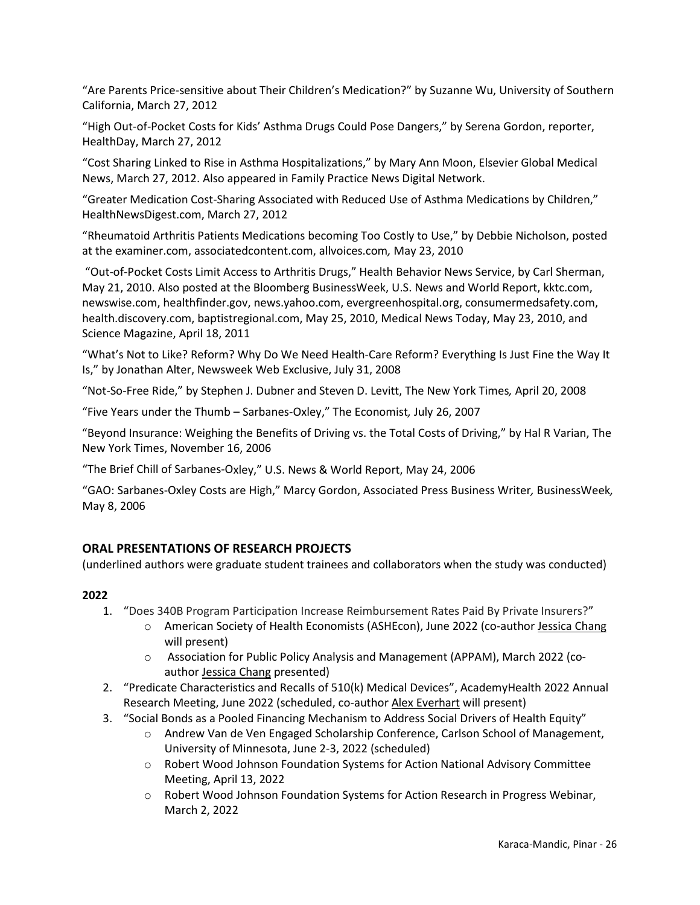"Are Parents Price-sensitive about Their Children's Medication?" by Suzanne Wu, University of Southern California, March 27, 2012

"High Out-of-Pocket Costs for Kids' Asthma Drugs Could Pose Dangers," by Serena Gordon, reporter, HealthDay, March 27, 2012

"Cost Sharing Linked to Rise in Asthma Hospitalizations," by Mary Ann Moon, Elsevier Global Medical News, March 27, 2012. Also appeared in Family Practice News Digital Network.

"Greater Medication Cost-Sharing Associated with Reduced Use of Asthma Medications by Children," HealthNewsDigest.com, March 27, 2012

"Rheumatoid Arthritis Patients Medications becoming Too Costly to Use," by Debbie Nicholson, posted at the examiner.com, associatedcontent.com, allvoices.com*,* May 23, 2010

"Out-of-Pocket Costs Limit Access to Arthritis Drugs," Health Behavior News Service, by Carl Sherman, May 21, 2010. Also posted at the Bloomberg BusinessWeek, U.S. News and World Report, kktc.com, newswise.com, healthfinder.gov, news.yahoo.com, evergreenhospital.org, consumermedsafety.com, health.discovery.com, baptistregional.com, May 25, 2010, Medical News Today, May 23, 2010, and Science Magazine, April 18, 2011

"What's Not to Like? Reform? Why Do We Need Health-Care Reform? Everything Is Just Fine the Way It Is," by Jonathan Alter, Newsweek Web Exclusive, July 31, 2008

"Not-So-Free Ride," by Stephen J. Dubner and Steven D. Levitt, The New York Times*,* April 20, 2008

"Five Years under the Thumb – Sarbanes-Oxley," The Economist*,* July 26, 2007

"Beyond Insurance: Weighing the Benefits of Driving vs. the Total Costs of Driving," by Hal R Varian, The New York Times, November 16, 2006

"The Brief Chill of Sarbanes-Oxley," U.S. News & World Report, May 24, 2006

"GAO: Sarbanes-Oxley Costs are High," Marcy Gordon, Associated Press Business Writer*,* BusinessWeek*,* May 8, 2006

## ORAL PRESENTATIONS OF RESEARCH PROJECTS

(underlined authors were graduate student trainees and collaborators when the study was conducted)

### 2022

1. "Does 340B Program Participation Increase Reimbursement Rates Paid By Private Insurers?"
   - American Society of Health Economists (ASHEcon), June 2022 (co-author <u>Jessica Chang</u> will present)
   - Association for Public Policy Analysis and Management (APPAM), March 2022 (co-author <u>Jessica Chang</u> presented)
2. "Predicate Characteristics and Recalls of 510(k) Medical Devices", AcademyHealth 2022 Annual Research Meeting, June 2022 (scheduled, co-author <u>Alex Everhart</u> will present)
3. "Social Bonds as a Pooled Financing Mechanism to Address Social Drivers of Health Equity"
   - Andrew Van de Ven Engaged Scholarship Conference, Carlson School of Management, University of Minnesota, June 2-3, 2022 (scheduled)
   - Robert Wood Johnson Foundation Systems for Action National Advisory Committee Meeting, April 13, 2022
   - Robert Wood Johnson Foundation Systems for Action Research in Progress Webinar, March 2, 2022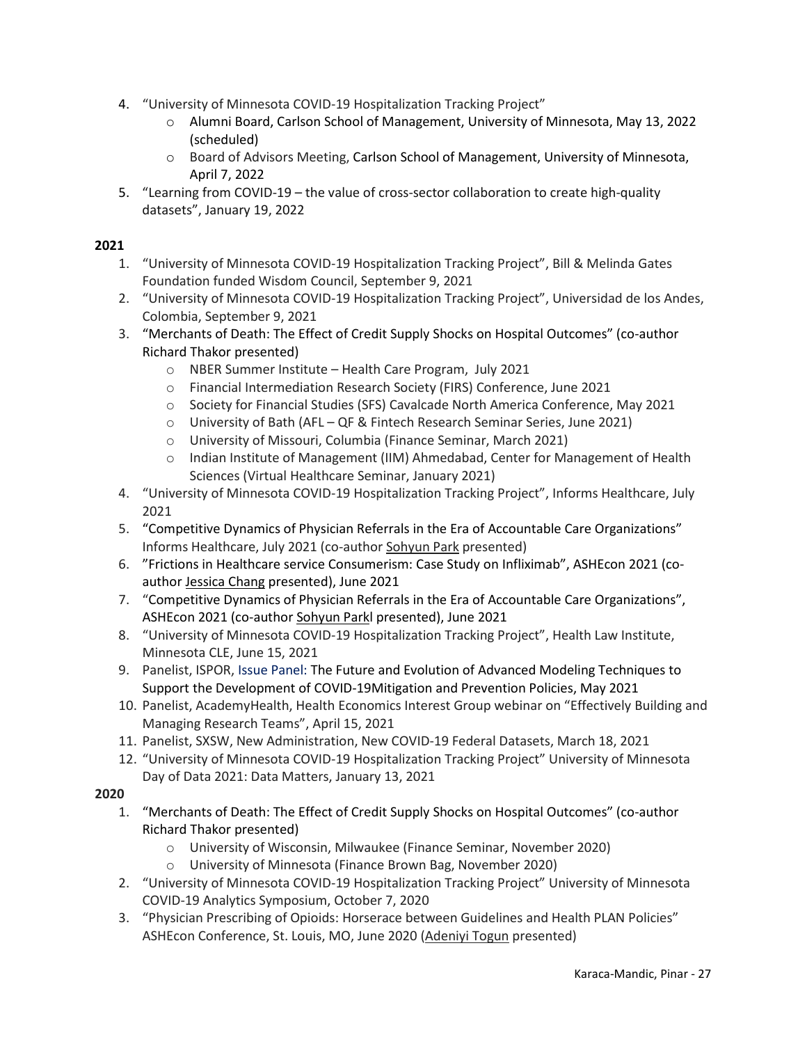4. "University of Minnesota COVID-19 Hospitalization Tracking Project"
    - Alumni Board, Carlson School of Management, University of Minnesota, May 13, 2022 (scheduled)
    - Board of Advisors Meeting, Carlson School of Management, University of Minnesota, April 7, 2022
5. "Learning from COVID-19 – the value of cross-sector collaboration to create high-quality datasets", January 19, 2022

**2021**

1. "University of Minnesota COVID-19 Hospitalization Tracking Project", Bill & Melinda Gates Foundation funded Wisdom Council, September 9, 2021
2. "University of Minnesota COVID-19 Hospitalization Tracking Project", Universidad de los Andes, Colombia, September 9, 2021
3. "Merchants of Death: The Effect of Credit Supply Shocks on Hospital Outcomes" (co-author Richard Thakor presented)
    - NBER Summer Institute – Health Care Program, July 2021
    - Financial Intermediation Research Society (FIRS) Conference, June 2021
    - Society for Financial Studies (SFS) Cavalcade North America Conference, May 2021
    - University of Bath (AFL – QF & Fintech Research Seminar Series, June 2021)
    - University of Missouri, Columbia (Finance Seminar, March 2021)
    - Indian Institute of Management (IIM) Ahmedabad, Center for Management of Health Sciences (Virtual Healthcare Seminar, January 2021)
4. "University of Minnesota COVID-19 Hospitalization Tracking Project", Informs Healthcare, July 2021
5. "Competitive Dynamics of Physician Referrals in the Era of Accountable Care Organizations" Informs Healthcare, July 2021 (co-author Sohyun Park presented)
6. "Frictions in Healthcare service Consumerism: Case Study on Infliximab", ASHEcon 2021 (co-author Jessica Chang presented), June 2021
7. "Competitive Dynamics of Physician Referrals in the Era of Accountable Care Organizations", ASHEcon 2021 (co-author Sohyun Parkl presented), June 2021
8. "University of Minnesota COVID-19 Hospitalization Tracking Project", Health Law Institute, Minnesota CLE, June 15, 2021
9. Panelist, ISPOR, Issue Panel: The Future and Evolution of Advanced Modeling Techniques to Support the Development of COVID-19Mitigation and Prevention Policies, May 2021
10. Panelist, AcademyHealth, Health Economics Interest Group webinar on "Effectively Building and Managing Research Teams", April 15, 2021
11. Panelist, SXSW, New Administration, New COVID-19 Federal Datasets, March 18, 2021
12. "University of Minnesota COVID-19 Hospitalization Tracking Project" University of Minnesota Day of Data 2021: Data Matters, January 13, 2021

**2020**

1. "Merchants of Death: The Effect of Credit Supply Shocks on Hospital Outcomes" (co-author Richard Thakor presented)
    - University of Wisconsin, Milwaukee (Finance Seminar, November 2020)
    - University of Minnesota (Finance Brown Bag, November 2020)
2. "University of Minnesota COVID-19 Hospitalization Tracking Project" University of Minnesota COVID-19 Analytics Symposium, October 7, 2020
3. "Physician Prescribing of Opioids: Horserace between Guidelines and Health PLAN Policies" ASHEcon Conference, St. Louis, MO, June 2020 (Adeniyi Togun presented)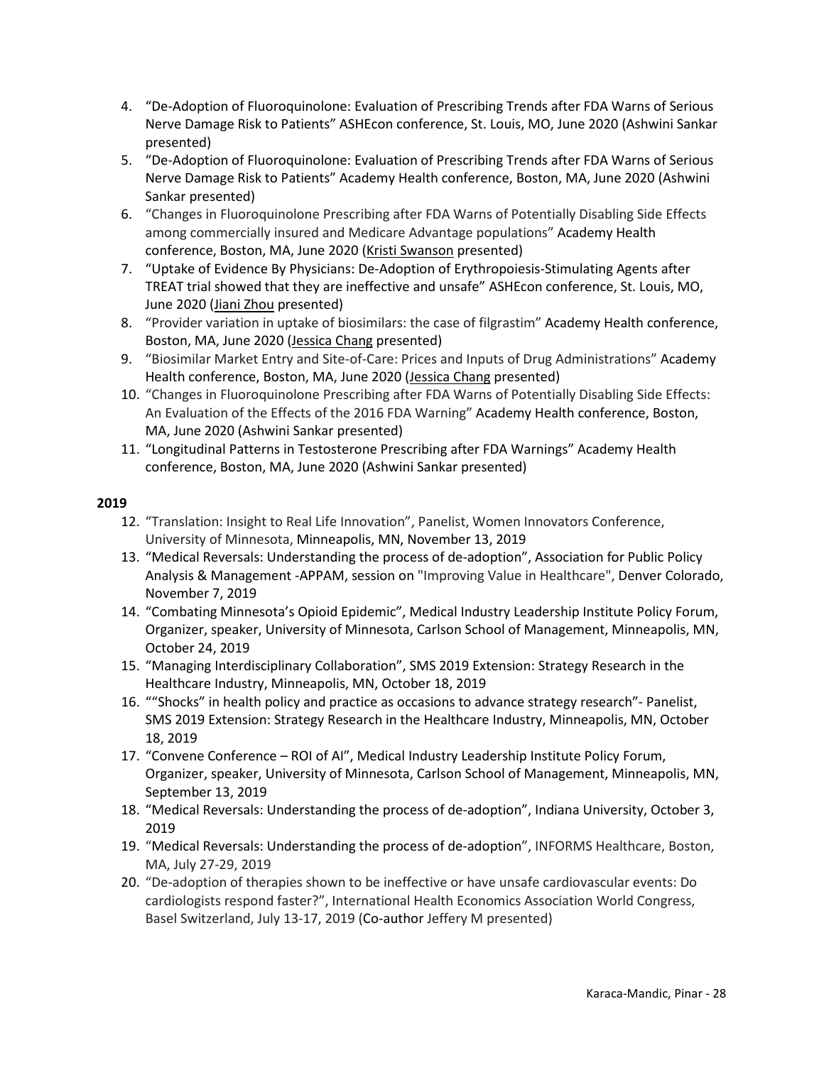4. “De-Adoption of Fluoroquinolone: Evaluation of Prescribing Trends after FDA Warns of Serious Nerve Damage Risk to Patients” ASHEcon conference, St. Louis, MO, June 2020 (Ashwini Sankar presented)
5. “De-Adoption of Fluoroquinolone: Evaluation of Prescribing Trends after FDA Warns of Serious Nerve Damage Risk to Patients” Academy Health conference, Boston, MA, June 2020 (Ashwini Sankar presented)
6. “Changes in Fluoroquinolone Prescribing after FDA Warns of Potentially Disabling Side Effects among commercially insured and Medicare Advantage populations” Academy Health conference, Boston, MA, June 2020 (Kristi Swanson presented)
7. “Uptake of Evidence By Physicians: De-Adoption of Erythropoiesis-Stimulating Agents after TREAT trial showed that they are ineffective and unsafe” ASHEcon conference, St. Louis, MO, June 2020 (Jiani Zhou presented)
8. “Provider variation in uptake of biosimilars: the case of filgrastim” Academy Health conference, Boston, MA, June 2020 (Jessica Chang presented)
9. “Biosimilar Market Entry and Site-of-Care: Prices and Inputs of Drug Administrations” Academy Health conference, Boston, MA, June 2020 (Jessica Chang presented)
10. “Changes in Fluoroquinolone Prescribing after FDA Warns of Potentially Disabling Side Effects: An Evaluation of the Effects of the 2016 FDA Warning” Academy Health conference, Boston, MA, June 2020 (Ashwini Sankar presented)
11. “Longitudinal Patterns in Testosterone Prescribing after FDA Warnings” Academy Health conference, Boston, MA, June 2020 (Ashwini Sankar presented)

**2019**

12. “Translation: Insight to Real Life Innovation”, Panelist, Women Innovators Conference, University of Minnesota, Minneapolis, MN, November 13, 2019
13. “Medical Reversals: Understanding the process of de-adoption”, Association for Public Policy Analysis & Management -APPAM, session on "Improving Value in Healthcare", Denver Colorado, November 7, 2019
14. “Combating Minnesota’s Opioid Epidemic”, Medical Industry Leadership Institute Policy Forum, Organizer, speaker, University of Minnesota, Carlson School of Management, Minneapolis, MN, October 24, 2019
15. “Managing Interdisciplinary Collaboration”, SMS 2019 Extension: Strategy Research in the Healthcare Industry, Minneapolis, MN, October 18, 2019
16. ““Shocks” in health policy and practice as occasions to advance strategy research”- Panelist, SMS 2019 Extension: Strategy Research in the Healthcare Industry, Minneapolis, MN, October 18, 2019
17. “Convene Conference – ROI of AI”, Medical Industry Leadership Institute Policy Forum, Organizer, speaker, University of Minnesota, Carlson School of Management, Minneapolis, MN, September 13, 2019
18. “Medical Reversals: Understanding the process of de-adoption”, Indiana University, October 3, 2019
19. “Medical Reversals: Understanding the process of de-adoption”, INFORMS Healthcare, Boston, MA, July 27-29, 2019
20. “De-adoption of therapies shown to be ineffective or have unsafe cardiovascular events: Do cardiologists respond faster?”, International Health Economics Association World Congress, Basel Switzerland, July 13-17, 2019 (Co-author Jeffery M presented)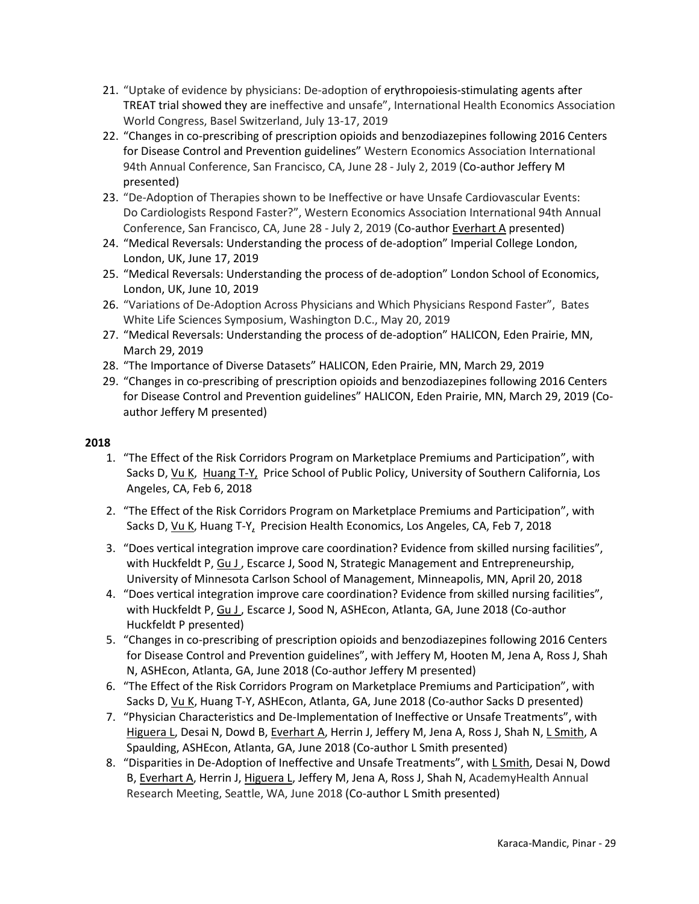21. "Uptake of evidence by physicians: De-adoption of erythropoiesis-stimulating agents after TREAT trial showed they are ineffective and unsafe", International Health Economics Association World Congress, Basel Switzerland, July 13-17, 2019
22. "Changes in co-prescribing of prescription opioids and benzodiazepines following 2016 Centers for Disease Control and Prevention guidelines" Western Economics Association International 94th Annual Conference, San Francisco, CA, June 28 - July 2, 2019 (Co-author Jeffery M presented)
23. "De-Adoption of Therapies shown to be Ineffective or have Unsafe Cardiovascular Events: Do Cardiologists Respond Faster?", Western Economics Association International 94th Annual Conference, San Francisco, CA, June 28 - July 2, 2019 (Co-author Everhart A presented)
24. "Medical Reversals: Understanding the process of de-adoption" Imperial College London, London, UK, June 17, 2019
25. "Medical Reversals: Understanding the process of de-adoption" London School of Economics, London, UK, June 10, 2019
26. "Variations of De-Adoption Across Physicians and Which Physicians Respond Faster", Bates White Life Sciences Symposium, Washington D.C., May 20, 2019
27. "Medical Reversals: Understanding the process of de-adoption" HALICON, Eden Prairie, MN, March 29, 2019
28. "The Importance of Diverse Datasets" HALICON, Eden Prairie, MN, March 29, 2019
29. "Changes in co-prescribing of prescription opioids and benzodiazepines following 2016 Centers for Disease Control and Prevention guidelines" HALICON, Eden Prairie, MN, March 29, 2019 (Co-author Jeffery M presented)

**2018**

1. "The Effect of the Risk Corridors Program on Marketplace Premiums and Participation", with Sacks D, Vu K, Huang T-Y, Price School of Public Policy, University of Southern California, Los Angeles, CA, Feb 6, 2018
2. "The Effect of the Risk Corridors Program on Marketplace Premiums and Participation", with Sacks D, Vu K, Huang T-Y, Precision Health Economics, Los Angeles, CA, Feb 7, 2018
3. "Does vertical integration improve care coordination? Evidence from skilled nursing facilities", with Huckfeldt P, Gu J, Escarce J, Sood N, Strategic Management and Entrepreneurship, University of Minnesota Carlson School of Management, Minneapolis, MN, April 20, 2018
4. "Does vertical integration improve care coordination? Evidence from skilled nursing facilities", with Huckfeldt P, Gu J, Escarce J, Sood N, ASHEcon, Atlanta, GA, June 2018 (Co-author Huckfeldt P presented)
5. "Changes in co-prescribing of prescription opioids and benzodiazepines following 2016 Centers for Disease Control and Prevention guidelines", with Jeffery M, Hooten M, Jena A, Ross J, Shah N, ASHEcon, Atlanta, GA, June 2018 (Co-author Jeffery M presented)
6. "The Effect of the Risk Corridors Program on Marketplace Premiums and Participation", with Sacks D, Vu K, Huang T-Y, ASHEcon, Atlanta, GA, June 2018 (Co-author Sacks D presented)
7. "Physician Characteristics and De-Implementation of Ineffective or Unsafe Treatments", with Higuera L, Desai N, Dowd B, Everhart A, Herrin J, Jeffery M, Jena A, Ross J, Shah N, L Smith, A Spaulding, ASHEcon, Atlanta, GA, June 2018 (Co-author L Smith presented)
8. "Disparities in De-Adoption of Ineffective and Unsafe Treatments", with L Smith, Desai N, Dowd B, Everhart A, Herrin J, Higuera L, Jeffery M, Jena A, Ross J, Shah N, AcademyHealth Annual Research Meeting, Seattle, WA, June 2018 (Co-author L Smith presented)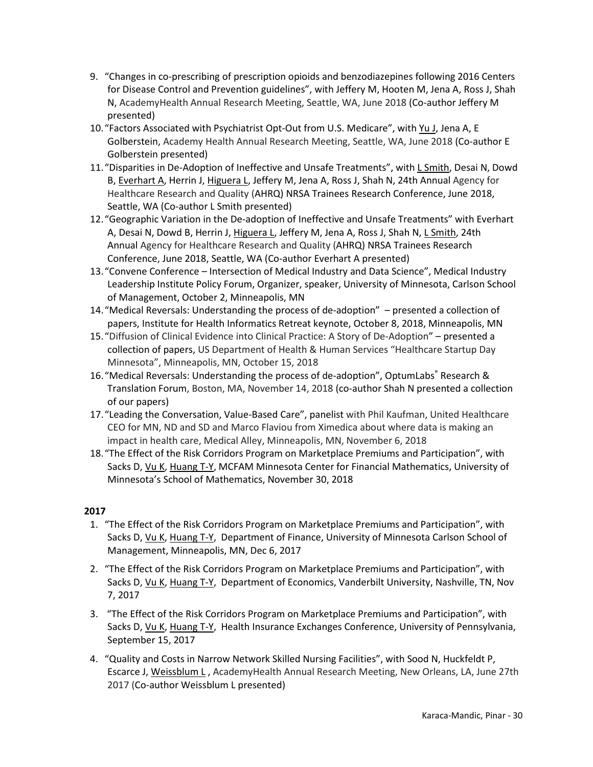9. "Changes in co-prescribing of prescription opioids and benzodiazepines following 2016 Centers for Disease Control and Prevention guidelines", with Jeffery M, Hooten M, Jena A, Ross J, Shah N, AcademyHealth Annual Research Meeting, Seattle, WA, June 2018 (Co-author Jeffery M presented)
10. "Factors Associated with Psychiatrist Opt-Out from U.S. Medicare", with Yu J, Jena A, E Golberstein, Academy Health Annual Research Meeting, Seattle, WA, June 2018 (Co-author E Golberstein presented)
11. "Disparities in De-Adoption of Ineffective and Unsafe Treatments", with L Smith, Desai N, Dowd B, Everhart A, Herrin J, Higuera L, Jeffery M, Jena A, Ross J, Shah N, 24th Annual Agency for Healthcare Research and Quality (AHRQ) NRSA Trainees Research Conference, June 2018, Seattle, WA (Co-author L Smith presented)
12. "Geographic Variation in the De-adoption of Ineffective and Unsafe Treatments" with Everhart A, Desai N, Dowd B, Herrin J, Higuera L, Jeffery M, Jena A, Ross J, Shah N, L Smith, 24th Annual Agency for Healthcare Research and Quality (AHRQ) NRSA Trainees Research Conference, June 2018, Seattle, WA (Co-author Everhart A presented)
13. "Convene Conference – Intersection of Medical Industry and Data Science", Medical Industry Leadership Institute Policy Forum, Organizer, speaker, University of Minnesota, Carlson School of Management, October 2, Minneapolis, MN
14. "Medical Reversals: Understanding the process of de-adoption" – presented a collection of papers, Institute for Health Informatics Retreat keynote, October 8, 2018, Minneapolis, MN
15. "Diffusion of Clinical Evidence into Clinical Practice: A Story of De-Adoption" – presented a collection of papers, US Department of Health & Human Services "Healthcare Startup Day Minnesota", Minneapolis, MN, October 15, 2018
16. "Medical Reversals: Understanding the process of de-adoption", OptumLabs® Research & Translation Forum, Boston, MA, November 14, 2018 (co-author Shah N presented a collection of our papers)
17. "Leading the Conversation, Value-Based Care", panelist with Phil Kaufman, United Healthcare CEO for MN, ND and SD and Marco Flaviou from Ximedica about where data is making an impact in health care, Medical Alley, Minneapolis, MN, November 6, 2018
18. "The Effect of the Risk Corridors Program on Marketplace Premiums and Participation", with Sacks D, Vu K, Huang T-Y, MCFAM Minnesota Center for Financial Mathematics, University of Minnesota's School of Mathematics, November 30, 2018

**2017**

1. "The Effect of the Risk Corridors Program on Marketplace Premiums and Participation", with Sacks D, Vu K, Huang T-Y, Department of Finance, University of Minnesota Carlson School of Management, Minneapolis, MN, Dec 6, 2017
2. "The Effect of the Risk Corridors Program on Marketplace Premiums and Participation", with Sacks D, Vu K, Huang T-Y, Department of Economics, Vanderbilt University, Nashville, TN, Nov 7, 2017
3. "The Effect of the Risk Corridors Program on Marketplace Premiums and Participation", with Sacks D, Vu K, Huang T-Y, Health Insurance Exchanges Conference, University of Pennsylvania, September 15, 2017
4. "Quality and Costs in Narrow Network Skilled Nursing Facilities", with Sood N, Huckfeldt P, Escarce J, Weissblum L , AcademyHealth Annual Research Meeting, New Orleans, LA, June 27th 2017 (Co-author Weissblum L presented)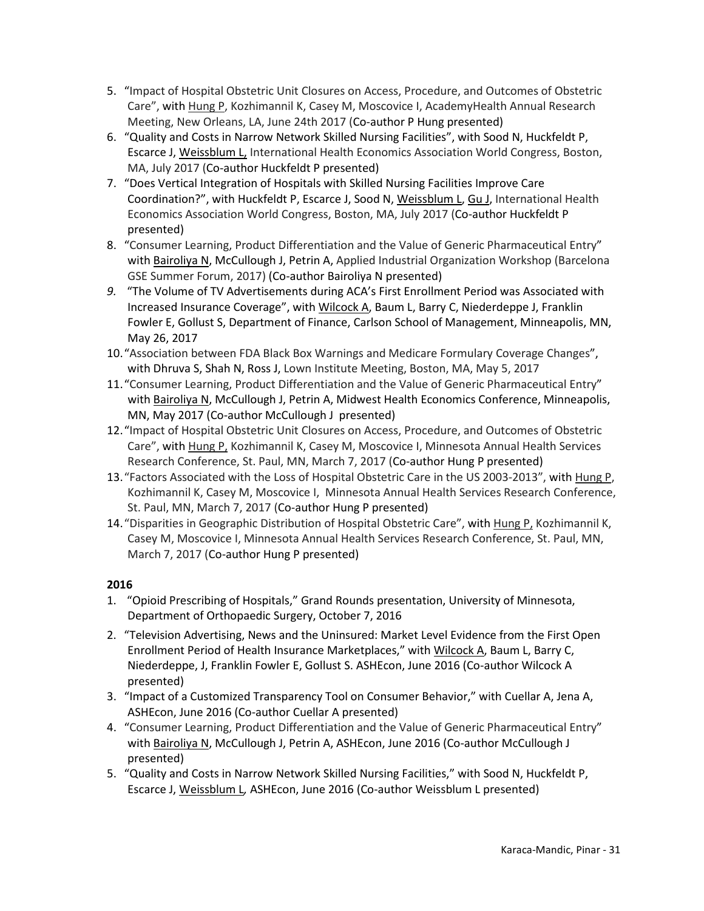5. "Impact of Hospital Obstetric Unit Closures on Access, Procedure, and Outcomes of Obstetric Care", with Hung P, Kozhimannil K, Casey M, Moscovice I, AcademyHealth Annual Research Meeting, New Orleans, LA, June 24th 2017 (Co-author P Hung presented)
6. "Quality and Costs in Narrow Network Skilled Nursing Facilities", with Sood N, Huckfeldt P, Escarce J, Weissblum L, International Health Economics Association World Congress, Boston, MA, July 2017 (Co-author Huckfeldt P presented)
7. "Does Vertical Integration of Hospitals with Skilled Nursing Facilities Improve Care Coordination?", with Huckfeldt P, Escarce J, Sood N, Weissblum L, Gu J, International Health Economics Association World Congress, Boston, MA, July 2017 (Co-author Huckfeldt P presented)
8. "Consumer Learning, Product Differentiation and the Value of Generic Pharmaceutical Entry" with Bairoliya N, McCullough J, Petrin A, Applied Industrial Organization Workshop (Barcelona GSE Summer Forum, 2017) (Co-author Bairoliya N presented)
9. "The Volume of TV Advertisements during ACA's First Enrollment Period was Associated with Increased Insurance Coverage", with Wilcock A, Baum L, Barry C, Niederdeppe J, Franklin Fowler E, Gollust S, Department of Finance, Carlson School of Management, Minneapolis, MN, May 26, 2017
10. "Association between FDA Black Box Warnings and Medicare Formulary Coverage Changes", with Dhruva S, Shah N, Ross J, Lown Institute Meeting, Boston, MA, May 5, 2017
11. "Consumer Learning, Product Differentiation and the Value of Generic Pharmaceutical Entry" with Bairoliya N, McCullough J, Petrin A, Midwest Health Economics Conference, Minneapolis, MN, May 2017 (Co-author McCullough J presented)
12. "Impact of Hospital Obstetric Unit Closures on Access, Procedure, and Outcomes of Obstetric Care", with Hung P, Kozhimannil K, Casey M, Moscovice I, Minnesota Annual Health Services Research Conference, St. Paul, MN, March 7, 2017 (Co-author Hung P presented)
13. "Factors Associated with the Loss of Hospital Obstetric Care in the US 2003-2013", with Hung P, Kozhimannil K, Casey M, Moscovice I, Minnesota Annual Health Services Research Conference, St. Paul, MN, March 7, 2017 (Co-author Hung P presented)
14. "Disparities in Geographic Distribution of Hospital Obstetric Care", with Hung P, Kozhimannil K, Casey M, Moscovice I, Minnesota Annual Health Services Research Conference, St. Paul, MN, March 7, 2017 (Co-author Hung P presented)

**2016**

1. "Opioid Prescribing of Hospitals," Grand Rounds presentation, University of Minnesota, Department of Orthopaedic Surgery, October 7, 2016
2. "Television Advertising, News and the Uninsured: Market Level Evidence from the First Open Enrollment Period of Health Insurance Marketplaces," with Wilcock A, Baum L, Barry C, Niederdeppe, J, Franklin Fowler E, Gollust S. ASHEcon, June 2016 (Co-author Wilcock A presented)
3. "Impact of a Customized Transparency Tool on Consumer Behavior," with Cuellar A, Jena A, ASHEcon, June 2016 (Co-author Cuellar A presented)
4. "Consumer Learning, Product Differentiation and the Value of Generic Pharmaceutical Entry" with Bairoliya N, McCullough J, Petrin A, ASHEcon, June 2016 (Co-author McCullough J presented)
5. "Quality and Costs in Narrow Network Skilled Nursing Facilities," with Sood N, Huckfeldt P, Escarce J, Weissblum L, ASHEcon, June 2016 (Co-author Weissblum L presented)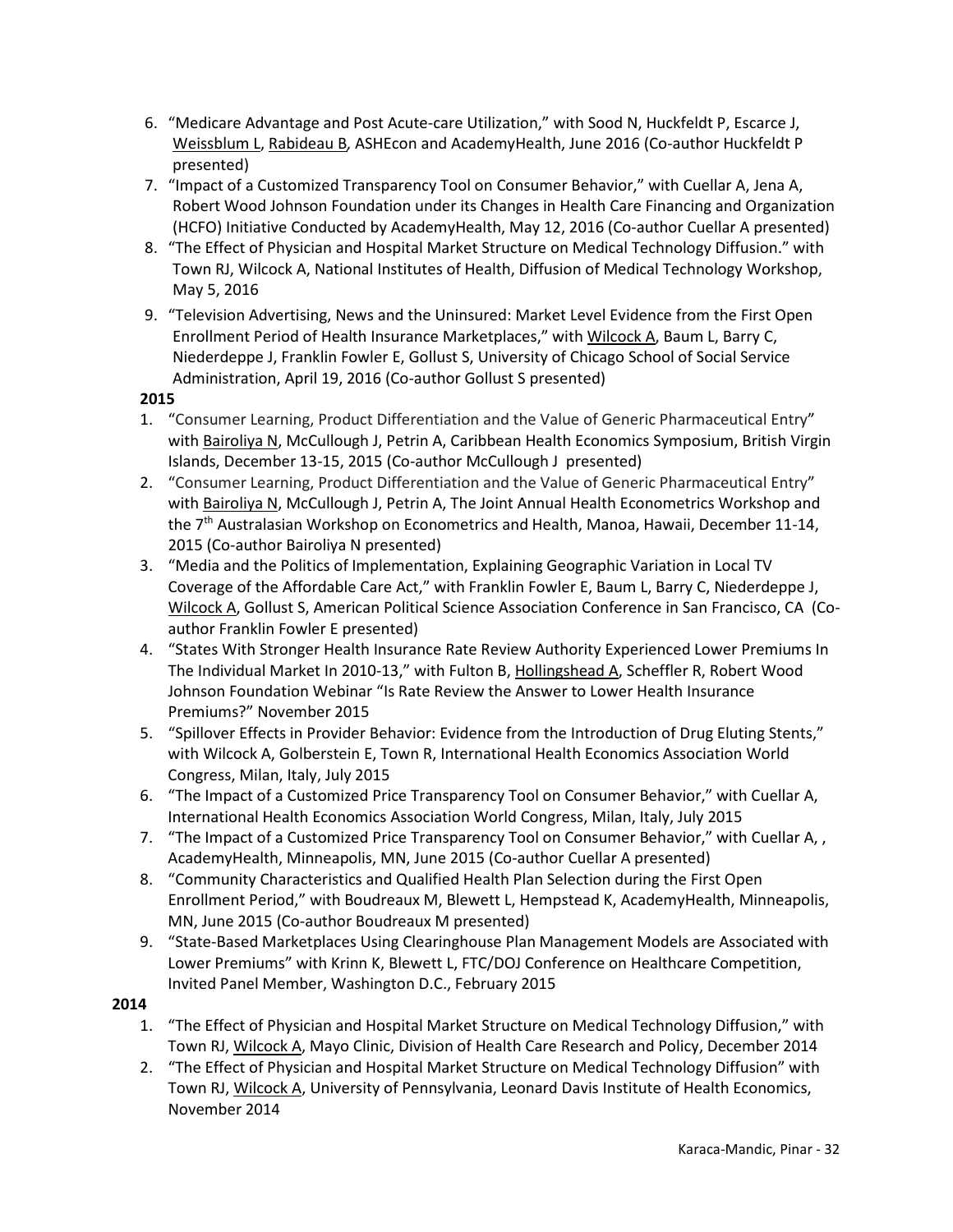6. "Medicare Advantage and Post Acute-care Utilization," with Sood N, Huckfeldt P, Escarce J, Weissblum L, Rabideau B, ASHEcon and AcademyHealth, June 2016 (Co-author Huckfeldt P presented)
7. "Impact of a Customized Transparency Tool on Consumer Behavior," with Cuellar A, Jena A, Robert Wood Johnson Foundation under its Changes in Health Care Financing and Organization (HCFO) Initiative Conducted by AcademyHealth, May 12, 2016 (Co-author Cuellar A presented)
8. "The Effect of Physician and Hospital Market Structure on Medical Technology Diffusion." with Town RJ, Wilcock A, National Institutes of Health, Diffusion of Medical Technology Workshop, May 5, 2016
9. "Television Advertising, News and the Uninsured: Market Level Evidence from the First Open Enrollment Period of Health Insurance Marketplaces," with Wilcock A, Baum L, Barry C, Niederdeppe J, Franklin Fowler E, Gollust S, University of Chicago School of Social Service Administration, April 19, 2016 (Co-author Gollust S presented)

**2015**

1. "Consumer Learning, Product Differentiation and the Value of Generic Pharmaceutical Entry" with Bairoliya N, McCullough J, Petrin A, Caribbean Health Economics Symposium, British Virgin Islands, December 13-15, 2015 (Co-author McCullough J presented)
2. "Consumer Learning, Product Differentiation and the Value of Generic Pharmaceutical Entry" with Bairoliya N, McCullough J, Petrin A, The Joint Annual Health Econometrics Workshop and the 7th Australasian Workshop on Econometrics and Health, Manoa, Hawaii, December 11-14, 2015 (Co-author Bairoliya N presented)
3. "Media and the Politics of Implementation, Explaining Geographic Variation in Local TV Coverage of the Affordable Care Act," with Franklin Fowler E, Baum L, Barry C, Niederdeppe J, Wilcock A, Gollust S, American Political Science Association Conference in San Francisco, CA (Co-author Franklin Fowler E presented)
4. "States With Stronger Health Insurance Rate Review Authority Experienced Lower Premiums In The Individual Market In 2010-13," with Fulton B, Hollingshead A, Scheffler R, Robert Wood Johnson Foundation Webinar "Is Rate Review the Answer to Lower Health Insurance Premiums?" November 2015
5. "Spillover Effects in Provider Behavior: Evidence from the Introduction of Drug Eluting Stents," with Wilcock A, Golberstein E, Town R, International Health Economics Association World Congress, Milan, Italy, July 2015
6. "The Impact of a Customized Price Transparency Tool on Consumer Behavior," with Cuellar A, International Health Economics Association World Congress, Milan, Italy, July 2015
7. "The Impact of a Customized Price Transparency Tool on Consumer Behavior," with Cuellar A, , AcademyHealth, Minneapolis, MN, June 2015 (Co-author Cuellar A presented)
8. "Community Characteristics and Qualified Health Plan Selection during the First Open Enrollment Period," with Boudreaux M, Blewett L, Hempstead K, AcademyHealth, Minneapolis, MN, June 2015 (Co-author Boudreaux M presented)
9. "State-Based Marketplaces Using Clearinghouse Plan Management Models are Associated with Lower Premiums" with Krinn K, Blewett L, FTC/DOJ Conference on Healthcare Competition, Invited Panel Member, Washington D.C., February 2015

**2014**

1. "The Effect of Physician and Hospital Market Structure on Medical Technology Diffusion," with Town RJ, Wilcock A, Mayo Clinic, Division of Health Care Research and Policy, December 2014
2. "The Effect of Physician and Hospital Market Structure on Medical Technology Diffusion" with Town RJ, Wilcock A, University of Pennsylvania, Leonard Davis Institute of Health Economics, November 2014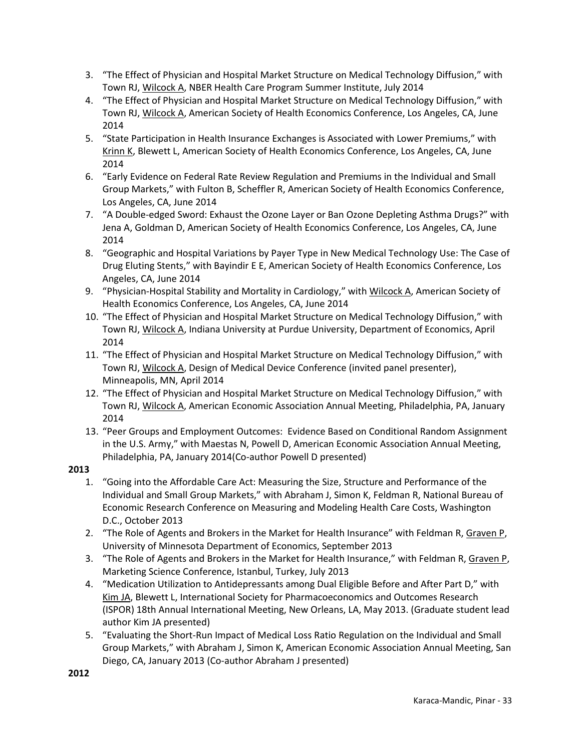3. "The Effect of Physician and Hospital Market Structure on Medical Technology Diffusion," with Town RJ, Wilcock A, NBER Health Care Program Summer Institute, July 2014
4. "The Effect of Physician and Hospital Market Structure on Medical Technology Diffusion," with Town RJ, Wilcock A, American Society of Health Economics Conference, Los Angeles, CA, June 2014
5. "State Participation in Health Insurance Exchanges is Associated with Lower Premiums," with Krinn K, Blewett L, American Society of Health Economics Conference, Los Angeles, CA, June 2014
6. "Early Evidence on Federal Rate Review Regulation and Premiums in the Individual and Small Group Markets," with Fulton B, Scheffler R, American Society of Health Economics Conference, Los Angeles, CA, June 2014
7. "A Double-edged Sword: Exhaust the Ozone Layer or Ban Ozone Depleting Asthma Drugs?" with Jena A, Goldman D, American Society of Health Economics Conference, Los Angeles, CA, June 2014
8. "Geographic and Hospital Variations by Payer Type in New Medical Technology Use: The Case of Drug Eluting Stents," with Bayindir E E, American Society of Health Economics Conference, Los Angeles, CA, June 2014
9. "Physician-Hospital Stability and Mortality in Cardiology," with Wilcock A, American Society of Health Economics Conference, Los Angeles, CA, June 2014
10. "The Effect of Physician and Hospital Market Structure on Medical Technology Diffusion," with Town RJ, Wilcock A, Indiana University at Purdue University, Department of Economics, April 2014
11. "The Effect of Physician and Hospital Market Structure on Medical Technology Diffusion," with Town RJ, Wilcock A, Design of Medical Device Conference (invited panel presenter), Minneapolis, MN, April 2014
12. "The Effect of Physician and Hospital Market Structure on Medical Technology Diffusion," with Town RJ, Wilcock A, American Economic Association Annual Meeting, Philadelphia, PA, January 2014
13. "Peer Groups and Employment Outcomes: Evidence Based on Conditional Random Assignment in the U.S. Army," with Maestas N, Powell D, American Economic Association Annual Meeting, Philadelphia, PA, January 2014(Co-author Powell D presented)

**2013**

1. "Going into the Affordable Care Act: Measuring the Size, Structure and Performance of the Individual and Small Group Markets," with Abraham J, Simon K, Feldman R, National Bureau of Economic Research Conference on Measuring and Modeling Health Care Costs, Washington D.C., October 2013
2. "The Role of Agents and Brokers in the Market for Health Insurance" with Feldman R, Graven P, University of Minnesota Department of Economics, September 2013
3. "The Role of Agents and Brokers in the Market for Health Insurance," with Feldman R, Graven P, Marketing Science Conference, Istanbul, Turkey, July 2013
4. "Medication Utilization to Antidepressants among Dual Eligible Before and After Part D," with Kim JA, Blewett L, International Society for Pharmacoeconomics and Outcomes Research (ISPOR) 18th Annual International Meeting, New Orleans, LA, May 2013. (Graduate student lead author Kim JA presented)
5. "Evaluating the Short-Run Impact of Medical Loss Ratio Regulation on the Individual and Small Group Markets," with Abraham J, Simon K, American Economic Association Annual Meeting, San Diego, CA, January 2013 (Co-author Abraham J presented)

**2012**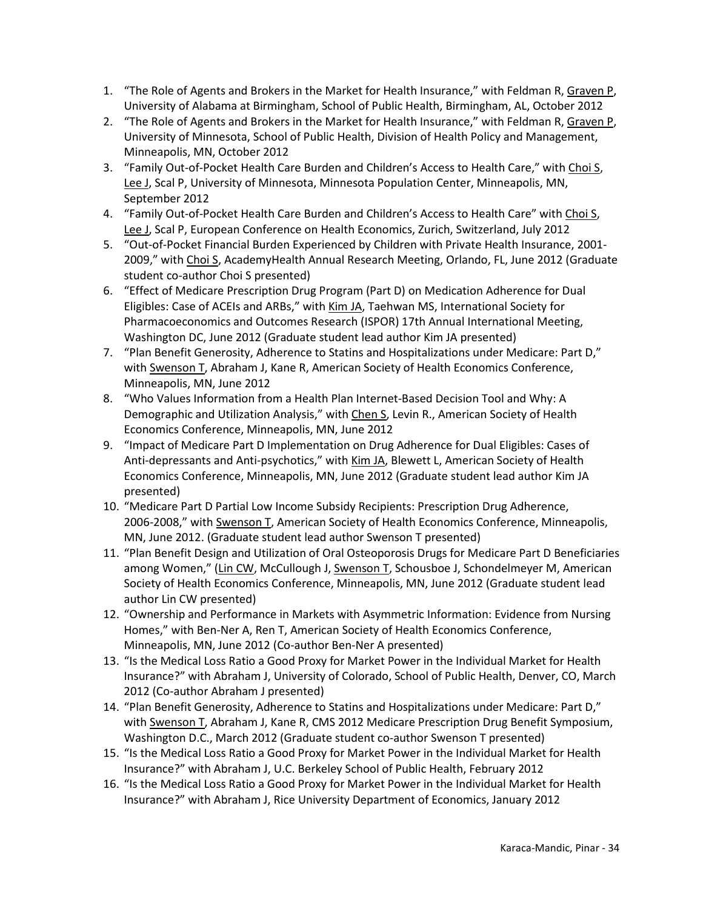1. "The Role of Agents and Brokers in the Market for Health Insurance," with Feldman R, Graven P, University of Alabama at Birmingham, School of Public Health, Birmingham, AL, October 2012
2. "The Role of Agents and Brokers in the Market for Health Insurance," with Feldman R, Graven P, University of Minnesota, School of Public Health, Division of Health Policy and Management, Minneapolis, MN, October 2012
3. "Family Out-of-Pocket Health Care Burden and Children's Access to Health Care," with Choi S, Lee J, Scal P, University of Minnesota, Minnesota Population Center, Minneapolis, MN, September 2012
4. "Family Out-of-Pocket Health Care Burden and Children's Access to Health Care" with Choi S, Lee J, Scal P, European Conference on Health Economics, Zurich, Switzerland, July 2012
5. "Out-of-Pocket Financial Burden Experienced by Children with Private Health Insurance, 2001-2009," with Choi S, AcademyHealth Annual Research Meeting, Orlando, FL, June 2012 (Graduate student co-author Choi S presented)
6. "Effect of Medicare Prescription Drug Program (Part D) on Medication Adherence for Dual Eligibles: Case of ACEIs and ARBs," with Kim JA, Taehwan MS, International Society for Pharmacoeconomics and Outcomes Research (ISPOR) 17th Annual International Meeting, Washington DC, June 2012 (Graduate student lead author Kim JA presented)
7. "Plan Benefit Generosity, Adherence to Statins and Hospitalizations under Medicare: Part D," with Swenson T, Abraham J, Kane R, American Society of Health Economics Conference, Minneapolis, MN, June 2012
8. "Who Values Information from a Health Plan Internet-Based Decision Tool and Why: A Demographic and Utilization Analysis," with Chen S, Levin R., American Society of Health Economics Conference, Minneapolis, MN, June 2012
9. "Impact of Medicare Part D Implementation on Drug Adherence for Dual Eligibles: Cases of Anti-depressants and Anti-psychotics," with Kim JA, Blewett L, American Society of Health Economics Conference, Minneapolis, MN, June 2012 (Graduate student lead author Kim JA presented)
10. "Medicare Part D Partial Low Income Subsidy Recipients: Prescription Drug Adherence, 2006-2008," with Swenson T, American Society of Health Economics Conference, Minneapolis, MN, June 2012. (Graduate student lead author Swenson T presented)
11. "Plan Benefit Design and Utilization of Oral Osteoporosis Drugs for Medicare Part D Beneficiaries among Women," (Lin CW, McCullough J, Swenson T, Schousboe J, Schondelmeyer M, American Society of Health Economics Conference, Minneapolis, MN, June 2012 (Graduate student lead author Lin CW presented)
12. "Ownership and Performance in Markets with Asymmetric Information: Evidence from Nursing Homes," with Ben-Ner A, Ren T, American Society of Health Economics Conference, Minneapolis, MN, June 2012 (Co-author Ben-Ner A presented)
13. "Is the Medical Loss Ratio a Good Proxy for Market Power in the Individual Market for Health Insurance?" with Abraham J, University of Colorado, School of Public Health, Denver, CO, March 2012 (Co-author Abraham J presented)
14. "Plan Benefit Generosity, Adherence to Statins and Hospitalizations under Medicare: Part D," with Swenson T, Abraham J, Kane R, CMS 2012 Medicare Prescription Drug Benefit Symposium, Washington D.C., March 2012 (Graduate student co-author Swenson T presented)
15. "Is the Medical Loss Ratio a Good Proxy for Market Power in the Individual Market for Health Insurance?" with Abraham J, U.C. Berkeley School of Public Health, February 2012
16. "Is the Medical Loss Ratio a Good Proxy for Market Power in the Individual Market for Health Insurance?" with Abraham J, Rice University Department of Economics, January 2012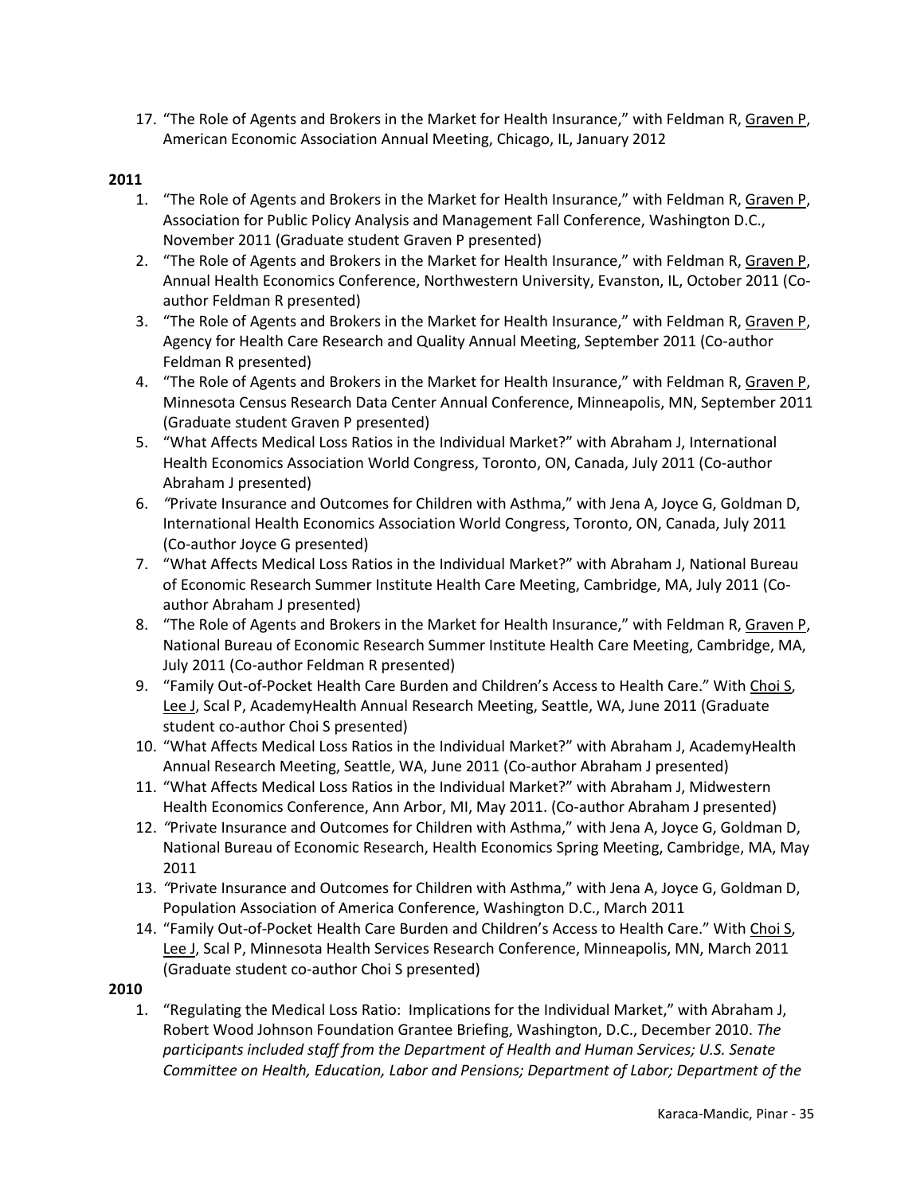17. "The Role of Agents and Brokers in the Market for Health Insurance," with Feldman R, Graven P, American Economic Association Annual Meeting, Chicago, IL, January 2012

**2011**

1. "The Role of Agents and Brokers in the Market for Health Insurance," with Feldman R, Graven P, Association for Public Policy Analysis and Management Fall Conference, Washington D.C., November 2011 (Graduate student Graven P presented)
2. "The Role of Agents and Brokers in the Market for Health Insurance," with Feldman R, Graven P, Annual Health Economics Conference, Northwestern University, Evanston, IL, October 2011 (Co-author Feldman R presented)
3. "The Role of Agents and Brokers in the Market for Health Insurance," with Feldman R, Graven P, Agency for Health Care Research and Quality Annual Meeting, September 2011 (Co-author Feldman R presented)
4. "The Role of Agents and Brokers in the Market for Health Insurance," with Feldman R, Graven P, Minnesota Census Research Data Center Annual Conference, Minneapolis, MN, September 2011 (Graduate student Graven P presented)
5. "What Affects Medical Loss Ratios in the Individual Market?" with Abraham J, International Health Economics Association World Congress, Toronto, ON, Canada, July 2011 (Co-author Abraham J presented)
6. "Private Insurance and Outcomes for Children with Asthma," with Jena A, Joyce G, Goldman D, International Health Economics Association World Congress, Toronto, ON, Canada, July 2011 (Co-author Joyce G presented)
7. "What Affects Medical Loss Ratios in the Individual Market?" with Abraham J, National Bureau of Economic Research Summer Institute Health Care Meeting, Cambridge, MA, July 2011 (Co-author Abraham J presented)
8. "The Role of Agents and Brokers in the Market for Health Insurance," with Feldman R, Graven P, National Bureau of Economic Research Summer Institute Health Care Meeting, Cambridge, MA, July 2011 (Co-author Feldman R presented)
9. "Family Out-of-Pocket Health Care Burden and Children's Access to Health Care." With Choi S, Lee J, Scal P, AcademyHealth Annual Research Meeting, Seattle, WA, June 2011 (Graduate student co-author Choi S presented)
10. "What Affects Medical Loss Ratios in the Individual Market?" with Abraham J, AcademyHealth Annual Research Meeting, Seattle, WA, June 2011 (Co-author Abraham J presented)
11. "What Affects Medical Loss Ratios in the Individual Market?" with Abraham J, Midwestern Health Economics Conference, Ann Arbor, MI, May 2011. (Co-author Abraham J presented)
12. "Private Insurance and Outcomes for Children with Asthma," with Jena A, Joyce G, Goldman D, National Bureau of Economic Research, Health Economics Spring Meeting, Cambridge, MA, May 2011
13. "Private Insurance and Outcomes for Children with Asthma," with Jena A, Joyce G, Goldman D, Population Association of America Conference, Washington D.C., March 2011
14. "Family Out-of-Pocket Health Care Burden and Children's Access to Health Care." With Choi S, Lee J, Scal P, Minnesota Health Services Research Conference, Minneapolis, MN, March 2011 (Graduate student co-author Choi S presented)

**2010**

1. "Regulating the Medical Loss Ratio: Implications for the Individual Market," with Abraham J, Robert Wood Johnson Foundation Grantee Briefing, Washington, D.C., December 2010. *The participants included staff from the Department of Health and Human Services; U.S. Senate Committee on Health, Education, Labor and Pensions; Department of Labor; Department of the*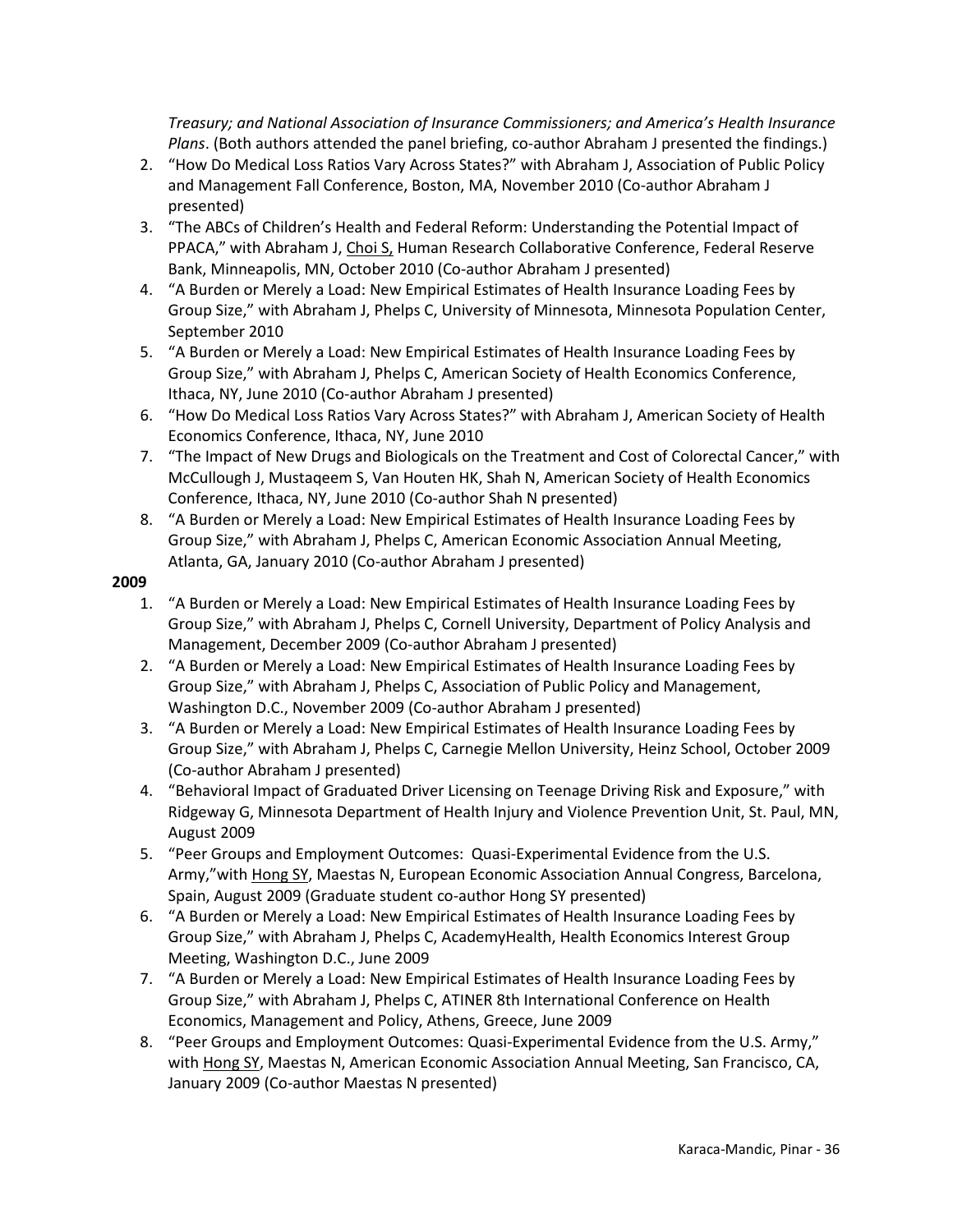*Treasury; and National Association of Insurance Commissioners; and America's Health Insurance Plans*. (Both authors attended the panel briefing, co-author Abraham J presented the findings.)

2. "How Do Medical Loss Ratios Vary Across States?" with Abraham J, Association of Public Policy and Management Fall Conference, Boston, MA, November 2010 (Co-author Abraham J presented)
3. "The ABCs of Children's Health and Federal Reform: Understanding the Potential Impact of PPACA," with Abraham J, <u>Choi S,</u> Human Research Collaborative Conference, Federal Reserve Bank, Minneapolis, MN, October 2010 (Co-author Abraham J presented)
4. "A Burden or Merely a Load: New Empirical Estimates of Health Insurance Loading Fees by Group Size," with Abraham J, Phelps C, University of Minnesota, Minnesota Population Center, September 2010
5. "A Burden or Merely a Load: New Empirical Estimates of Health Insurance Loading Fees by Group Size," with Abraham J, Phelps C, American Society of Health Economics Conference, Ithaca, NY, June 2010 (Co-author Abraham J presented)
6. "How Do Medical Loss Ratios Vary Across States?" with Abraham J, American Society of Health Economics Conference, Ithaca, NY, June 2010
7. "The Impact of New Drugs and Biologicals on the Treatment and Cost of Colorectal Cancer," with McCullough J, Mustaqeem S, Van Houten HK, Shah N, American Society of Health Economics Conference, Ithaca, NY, June 2010 (Co-author Shah N presented)
8. "A Burden or Merely a Load: New Empirical Estimates of Health Insurance Loading Fees by Group Size," with Abraham J, Phelps C, American Economic Association Annual Meeting, Atlanta, GA, January 2010 (Co-author Abraham J presented)

**2009**

1. "A Burden or Merely a Load: New Empirical Estimates of Health Insurance Loading Fees by Group Size," with Abraham J, Phelps C, Cornell University, Department of Policy Analysis and Management, December 2009 (Co-author Abraham J presented)
2. "A Burden or Merely a Load: New Empirical Estimates of Health Insurance Loading Fees by Group Size," with Abraham J, Phelps C, Association of Public Policy and Management, Washington D.C., November 2009 (Co-author Abraham J presented)
3. "A Burden or Merely a Load: New Empirical Estimates of Health Insurance Loading Fees by Group Size," with Abraham J, Phelps C, Carnegie Mellon University, Heinz School, October 2009 (Co-author Abraham J presented)
4. "Behavioral Impact of Graduated Driver Licensing on Teenage Driving Risk and Exposure," with Ridgeway G, Minnesota Department of Health Injury and Violence Prevention Unit, St. Paul, MN, August 2009
5. "Peer Groups and Employment Outcomes: Quasi-Experimental Evidence from the U.S. Army,"with <u>Hong SY</u>, Maestas N, European Economic Association Annual Congress, Barcelona, Spain, August 2009 (Graduate student co-author Hong SY presented)
6. "A Burden or Merely a Load: New Empirical Estimates of Health Insurance Loading Fees by Group Size," with Abraham J, Phelps C, AcademyHealth, Health Economics Interest Group Meeting, Washington D.C., June 2009
7. "A Burden or Merely a Load: New Empirical Estimates of Health Insurance Loading Fees by Group Size," with Abraham J, Phelps C, ATINER 8th International Conference on Health Economics, Management and Policy, Athens, Greece, June 2009
8. "Peer Groups and Employment Outcomes: Quasi-Experimental Evidence from the U.S. Army," with <u>Hong SY</u>, Maestas N, American Economic Association Annual Meeting, San Francisco, CA, January 2009 (Co-author Maestas N presented)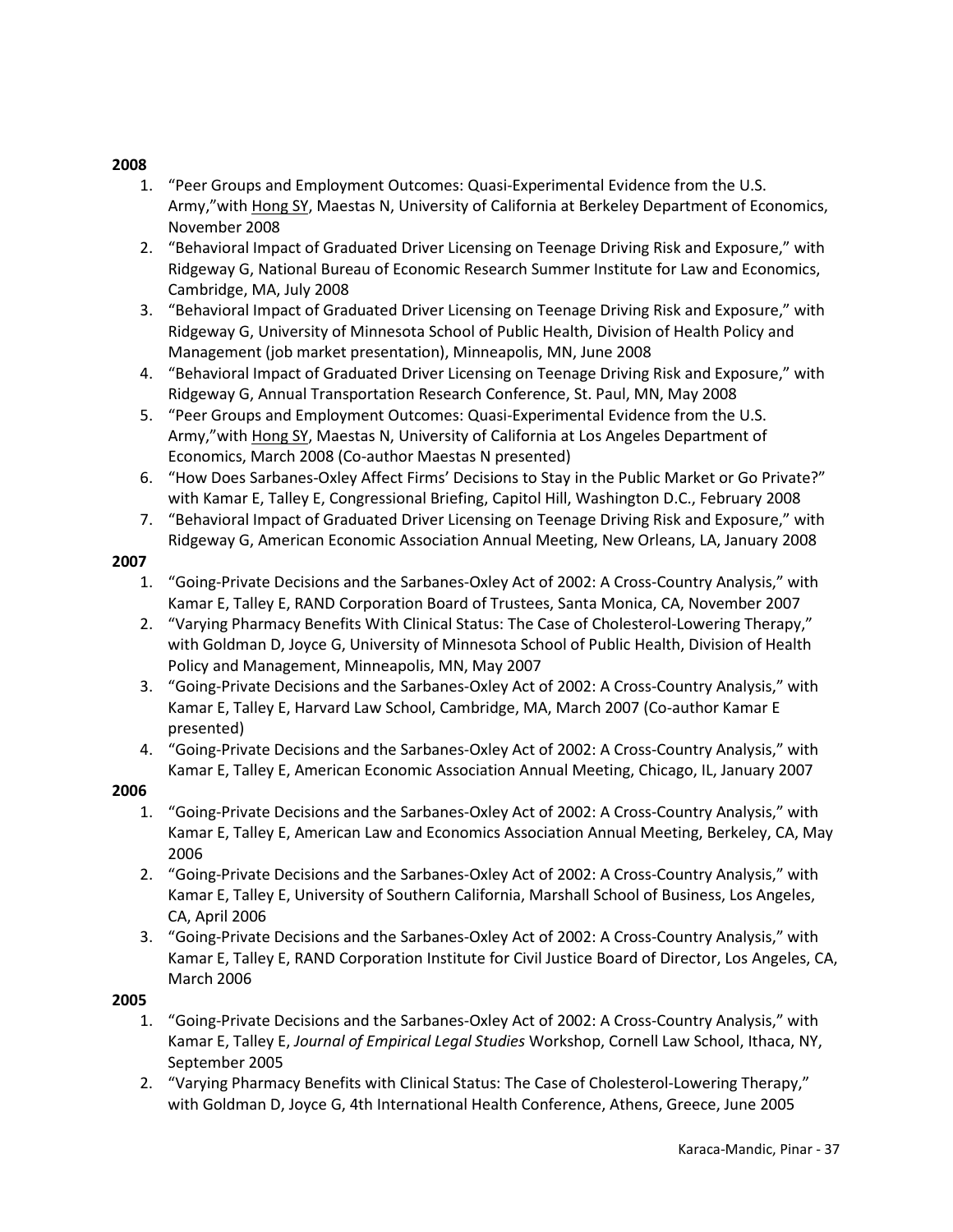**2008**

1. “Peer Groups and Employment Outcomes: Quasi-Experimental Evidence from the U.S. Army,”with <u>Hong SY</u>, Maestas N, University of California at Berkeley Department of Economics, November 2008
2. “Behavioral Impact of Graduated Driver Licensing on Teenage Driving Risk and Exposure,” with Ridgeway G, National Bureau of Economic Research Summer Institute for Law and Economics, Cambridge, MA, July 2008
3. “Behavioral Impact of Graduated Driver Licensing on Teenage Driving Risk and Exposure,” with Ridgeway G, University of Minnesota School of Public Health, Division of Health Policy and Management (job market presentation), Minneapolis, MN, June 2008
4. “Behavioral Impact of Graduated Driver Licensing on Teenage Driving Risk and Exposure,” with Ridgeway G, Annual Transportation Research Conference, St. Paul, MN, May 2008
5. “Peer Groups and Employment Outcomes: Quasi-Experimental Evidence from the U.S. Army,”with <u>Hong SY</u>, Maestas N, University of California at Los Angeles Department of Economics, March 2008 (Co-author Maestas N presented)
6. “How Does Sarbanes-Oxley Affect Firms’ Decisions to Stay in the Public Market or Go Private?” with Kamar E, Talley E, Congressional Briefing, Capitol Hill, Washington D.C., February 2008
7. “Behavioral Impact of Graduated Driver Licensing on Teenage Driving Risk and Exposure,” with Ridgeway G, American Economic Association Annual Meeting, New Orleans, LA, January 2008

**2007**

1. “Going-Private Decisions and the Sarbanes-Oxley Act of 2002: A Cross-Country Analysis,” with Kamar E, Talley E, RAND Corporation Board of Trustees, Santa Monica, CA, November 2007
2. “Varying Pharmacy Benefits With Clinical Status: The Case of Cholesterol-Lowering Therapy,” with Goldman D, Joyce G, University of Minnesota School of Public Health, Division of Health Policy and Management, Minneapolis, MN, May 2007
3. “Going-Private Decisions and the Sarbanes-Oxley Act of 2002: A Cross-Country Analysis,” with Kamar E, Talley E, Harvard Law School, Cambridge, MA, March 2007 (Co-author Kamar E presented)
4. “Going-Private Decisions and the Sarbanes-Oxley Act of 2002: A Cross-Country Analysis,” with Kamar E, Talley E, American Economic Association Annual Meeting, Chicago, IL, January 2007

**2006**

1. “Going-Private Decisions and the Sarbanes-Oxley Act of 2002: A Cross-Country Analysis,” with Kamar E, Talley E, American Law and Economics Association Annual Meeting, Berkeley, CA, May 2006
2. “Going-Private Decisions and the Sarbanes-Oxley Act of 2002: A Cross-Country Analysis,” with Kamar E, Talley E, University of Southern California, Marshall School of Business, Los Angeles, CA, April 2006
3. “Going-Private Decisions and the Sarbanes-Oxley Act of 2002: A Cross-Country Analysis,” with Kamar E, Talley E, RAND Corporation Institute for Civil Justice Board of Director, Los Angeles, CA, March 2006

**2005**

1. “Going-Private Decisions and the Sarbanes-Oxley Act of 2002: A Cross-Country Analysis,” with Kamar E, Talley E, *Journal of Empirical Legal Studies* Workshop, Cornell Law School, Ithaca, NY, September 2005
2. “Varying Pharmacy Benefits with Clinical Status: The Case of Cholesterol-Lowering Therapy,” with Goldman D, Joyce G, 4th International Health Conference, Athens, Greece, June 2005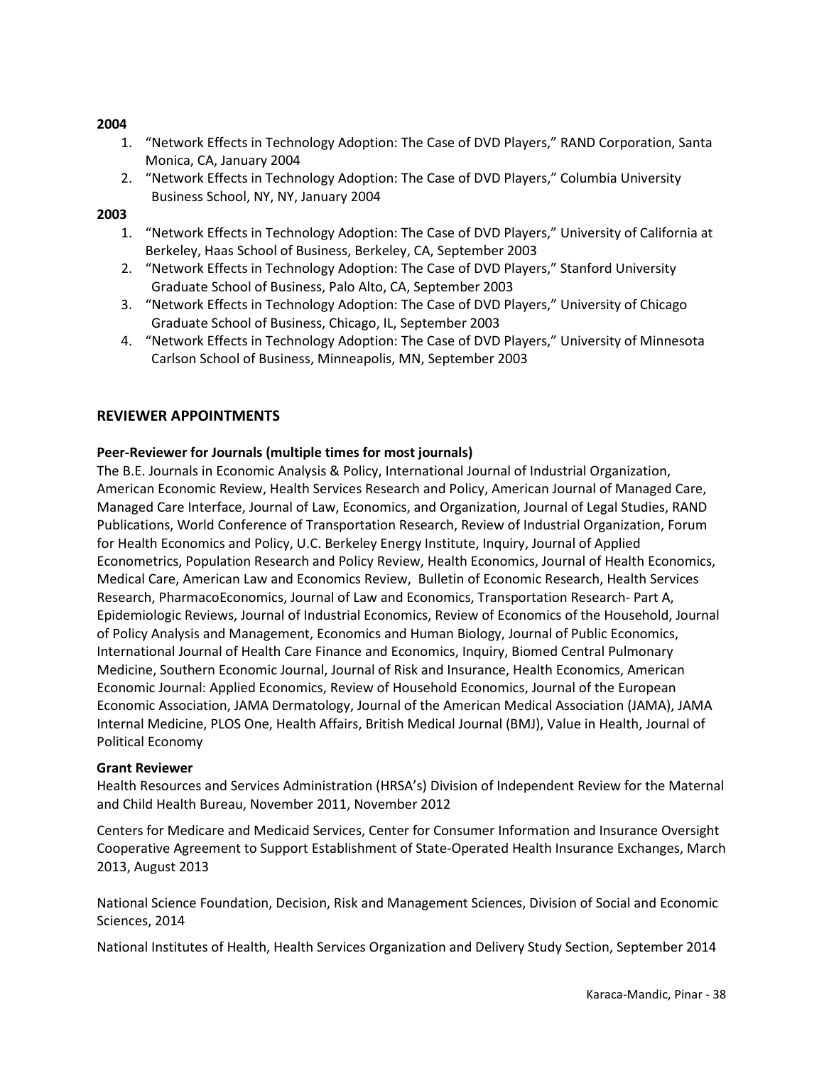**2004**

1. "Network Effects in Technology Adoption: The Case of DVD Players," RAND Corporation, Santa Monica, CA, January 2004
2. "Network Effects in Technology Adoption: The Case of DVD Players," Columbia University Business School, NY, NY, January 2004

**2003**

1. "Network Effects in Technology Adoption: The Case of DVD Players," University of California at Berkeley, Haas School of Business, Berkeley, CA, September 2003
2. "Network Effects in Technology Adoption: The Case of DVD Players," Stanford University Graduate School of Business, Palo Alto, CA, September 2003
3. "Network Effects in Technology Adoption: The Case of DVD Players," University of Chicago Graduate School of Business, Chicago, IL, September 2003
4. "Network Effects in Technology Adoption: The Case of DVD Players," University of Minnesota Carlson School of Business, Minneapolis, MN, September 2003

## REVIEWER APPOINTMENTS

### Peer-Reviewer for Journals (multiple times for most journals)

The B.E. Journals in Economic Analysis & Policy, International Journal of Industrial Organization, American Economic Review, Health Services Research and Policy, American Journal of Managed Care, Managed Care Interface, Journal of Law, Economics, and Organization, Journal of Legal Studies, RAND Publications, World Conference of Transportation Research, Review of Industrial Organization, Forum for Health Economics and Policy, U.C. Berkeley Energy Institute, Inquiry, Journal of Applied Econometrics, Population Research and Policy Review, Health Economics, Journal of Health Economics, Medical Care, American Law and Economics Review, Bulletin of Economic Research, Health Services Research, PharmacoEconomics, Journal of Law and Economics, Transportation Research- Part A, Epidemiologic Reviews, Journal of Industrial Economics, Review of Economics of the Household, Journal of Policy Analysis and Management, Economics and Human Biology, Journal of Public Economics, International Journal of Health Care Finance and Economics, Inquiry, Biomed Central Pulmonary Medicine, Southern Economic Journal, Journal of Risk and Insurance, Health Economics, American Economic Journal: Applied Economics, Review of Household Economics, Journal of the European Economic Association, JAMA Dermatology, Journal of the American Medical Association (JAMA), JAMA Internal Medicine, PLOS One, Health Affairs, British Medical Journal (BMJ), Value in Health, Journal of Political Economy

### Grant Reviewer

Health Resources and Services Administration (HRSA's) Division of Independent Review for the Maternal and Child Health Bureau, November 2011, November 2012

Centers for Medicare and Medicaid Services, Center for Consumer Information and Insurance Oversight Cooperative Agreement to Support Establishment of State-Operated Health Insurance Exchanges, March 2013, August 2013

National Science Foundation, Decision, Risk and Management Sciences, Division of Social and Economic Sciences, 2014

National Institutes of Health, Health Services Organization and Delivery Study Section, September 2014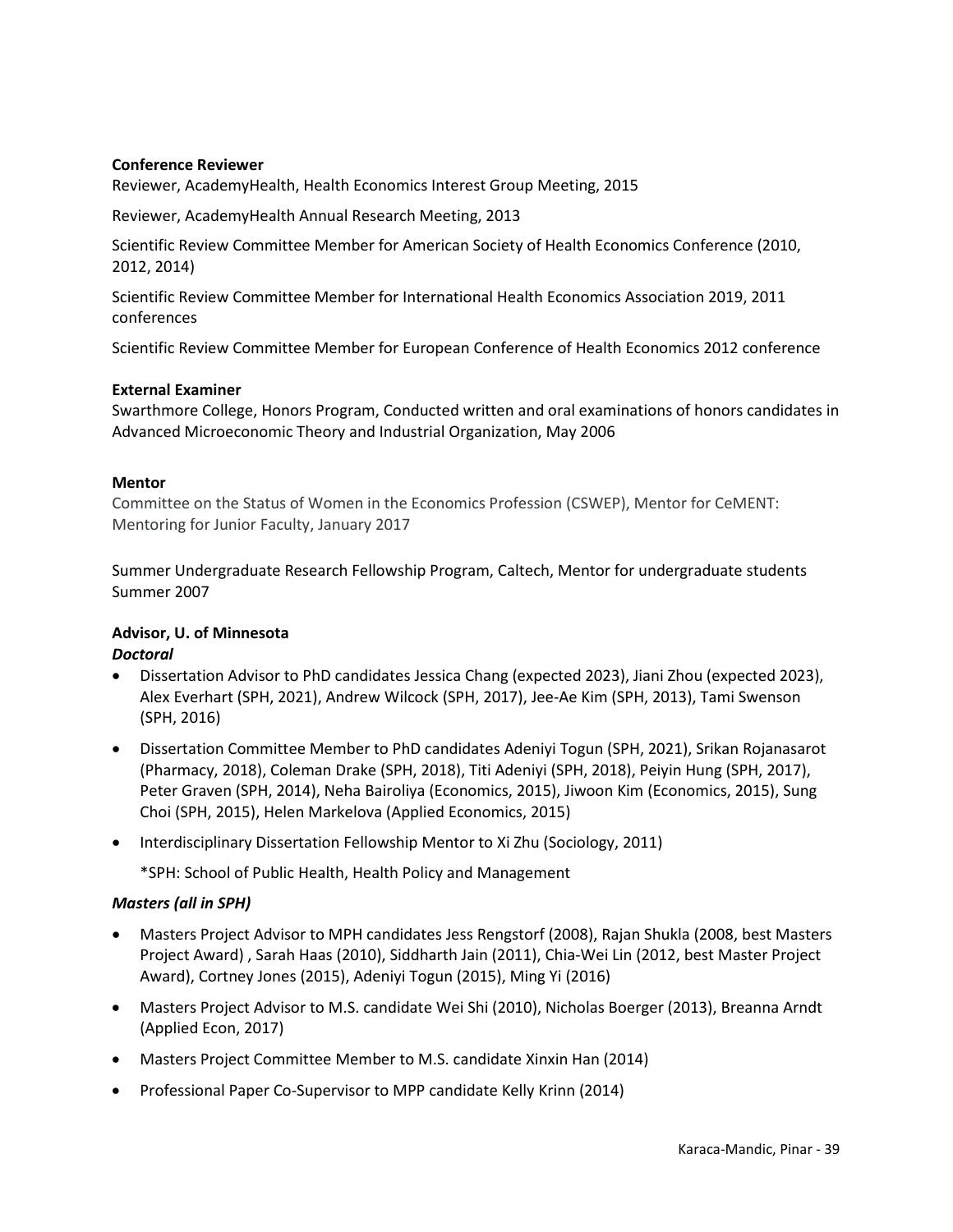**Conference Reviewer**

Reviewer, AcademyHealth, Health Economics Interest Group Meeting, 2015

Reviewer, AcademyHealth Annual Research Meeting, 2013

Scientific Review Committee Member for American Society of Health Economics Conference (2010, 2012, 2014)

Scientific Review Committee Member for International Health Economics Association 2019, 2011 conferences

Scientific Review Committee Member for European Conference of Health Economics 2012 conference

**External Examiner**

Swarthmore College, Honors Program, Conducted written and oral examinations of honors candidates in Advanced Microeconomic Theory and Industrial Organization, May 2006

**Mentor**

Committee on the Status of Women in the Economics Profession (CSWEP), Mentor for CeMENT: Mentoring for Junior Faculty, January 2017

Summer Undergraduate Research Fellowship Program, Caltech, Mentor for undergraduate students Summer 2007

**Advisor, U. of Minnesota**

***Doctoral***

- Dissertation Advisor to PhD candidates Jessica Chang (expected 2023), Jiani Zhou (expected 2023), Alex Everhart (SPH, 2021), Andrew Wilcock (SPH, 2017), Jee-Ae Kim (SPH, 2013), Tami Swenson (SPH, 2016)
- Dissertation Committee Member to PhD candidates Adeniyi Togun (SPH, 2021), Srikan Rojanasarot (Pharmacy, 2018), Coleman Drake (SPH, 2018), Titi Adeniyi (SPH, 2018), Peiyin Hung (SPH, 2017), Peter Graven (SPH, 2014), Neha Bairoliya (Economics, 2015), Jiwoon Kim (Economics, 2015), Sung Choi (SPH, 2015), Helen Markelova (Applied Economics, 2015)
- Interdisciplinary Dissertation Fellowship Mentor to Xi Zhu (Sociology, 2011)

  *SPH: School of Public Health, Health Policy and Management

***Masters (all in SPH)***

- Masters Project Advisor to MPH candidates Jess Rengstorf (2008), Rajan Shukla (2008, best Masters Project Award) , Sarah Haas (2010), Siddharth Jain (2011), Chia-Wei Lin (2012, best Master Project Award), Cortney Jones (2015), Adeniyi Togun (2015), Ming Yi (2016)
- Masters Project Advisor to M.S. candidate Wei Shi (2010), Nicholas Boerger (2013), Breanna Arndt (Applied Econ, 2017)
- Masters Project Committee Member to M.S. candidate Xinxin Han (2014)
- Professional Paper Co-Supervisor to MPP candidate Kelly Krinn (2014)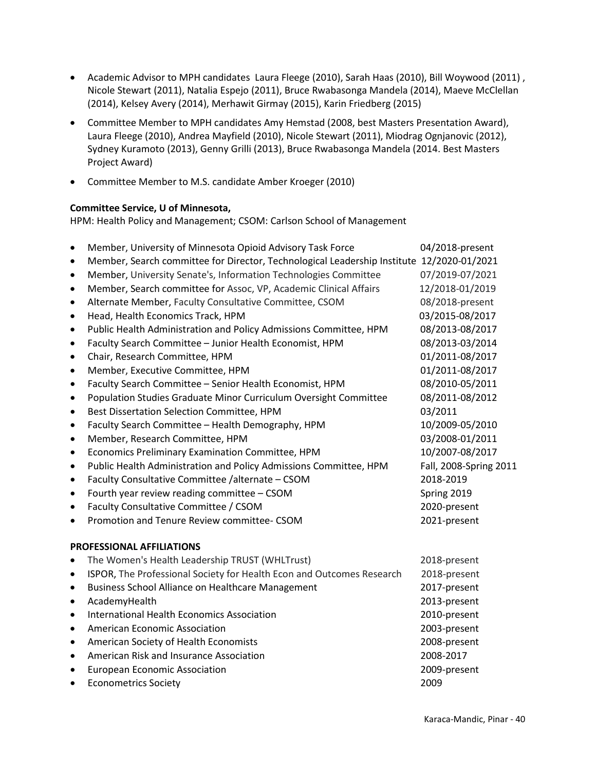- Academic Advisor to MPH candidates Laura Fleege (2010), Sarah Haas (2010), Bill Woywood (2011) , Nicole Stewart (2011), Natalia Espejo (2011), Bruce Rwabasonga Mandela (2014), Maeve McClellan (2014), Kelsey Avery (2014), Merhawit Girmay (2015), Karin Friedberg (2015)
- Committee Member to MPH candidates Amy Hemstad (2008, best Masters Presentation Award), Laura Fleege (2010), Andrea Mayfield (2010), Nicole Stewart (2011), Miodrag Ognjanovic (2012), Sydney Kuramoto (2013), Genny Grilli (2013), Bruce Rwabasonga Mandela (2014. Best Masters Project Award)
- Committee Member to M.S. candidate Amber Kroeger (2010)

**Committee Service, U of Minnesota,**

HPM: Health Policy and Management; CSOM: Carlson School of Management

- Member, University of Minnesota Opioid Advisory Task Force 04/2018-present
- Member, Search committee for Director, Technological Leadership Institute 12/2020-01/2021
- Member, University Senate's, Information Technologies Committee 07/2019-07/2021
- Member, Search committee for Assoc, VP, Academic Clinical Affairs 12/2018-01/2019
- Alternate Member, Faculty Consultative Committee, CSOM 08/2018-present
- Head, Health Economics Track, HPM 03/2015-08/2017
- Public Health Administration and Policy Admissions Committee, HPM 08/2013-08/2017
- Faculty Search Committee – Junior Health Economist, HPM 08/2013-03/2014
- Chair, Research Committee, HPM 01/2011-08/2017
- Member, Executive Committee, HPM 01/2011-08/2017
- Faculty Search Committee – Senior Health Economist, HPM 08/2010-05/2011
- Population Studies Graduate Minor Curriculum Oversight Committee 08/2011-08/2012
- Best Dissertation Selection Committee, HPM 03/2011
- Faculty Search Committee – Health Demography, HPM 10/2009-05/2010
- Member, Research Committee, HPM 03/2008-01/2011
- Economics Preliminary Examination Committee, HPM 10/2007-08/2017
- Public Health Administration and Policy Admissions Committee, HPM Fall, 2008-Spring 2011
- Faculty Consultative Committee /alternate – CSOM 2018-2019
- Fourth year review reading committee – CSOM Spring 2019
- Faculty Consultative Committee / CSOM 2020-present
- Promotion and Tenure Review committee- CSOM 2021-present

**PROFESSIONAL AFFILIATIONS**

- The Women's Health Leadership TRUST (WHLTrust) 2018-present
- ISPOR, The Professional Society for Health Econ and Outcomes Research 2018-present
- Business School Alliance on Healthcare Management 2017-present
- AcademyHealth 2013-present
- International Health Economics Association 2010-present
- American Economic Association 2003-present
- American Society of Health Economists 2008-present
- American Risk and Insurance Association 2008-2017
- European Economic Association 2009-present
- Econometrics Society 2009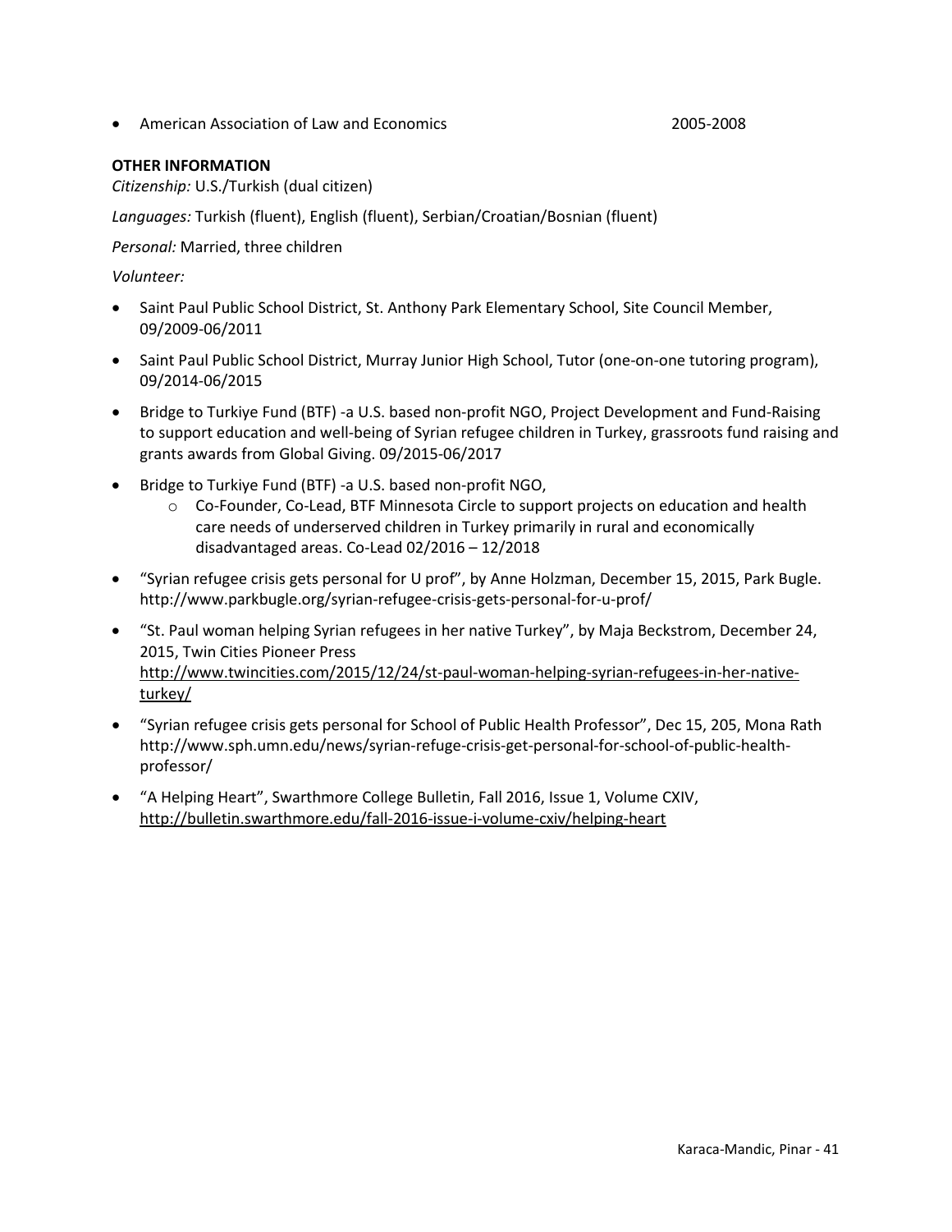- American Association of Law and Economics 2005-2008

**OTHER INFORMATION**

*Citizenship:* U.S./Turkish (dual citizen)

*Languages:* Turkish (fluent), English (fluent), Serbian/Croatian/Bosnian (fluent)

*Personal:* Married, three children

*Volunteer:*

- Saint Paul Public School District, St. Anthony Park Elementary School, Site Council Member, 09/2009-06/2011
- Saint Paul Public School District, Murray Junior High School, Tutor (one-on-one tutoring program), 09/2014-06/2015
- Bridge to Turkiye Fund (BTF) -a U.S. based non-profit NGO, Project Development and Fund-Raising to support education and well-being of Syrian refugee children in Turkey, grassroots fund raising and grants awards from Global Giving. 09/2015-06/2017
- Bridge to Turkiye Fund (BTF) -a U.S. based non-profit NGO,
    - Co-Founder, Co-Lead, BTF Minnesota Circle to support projects on education and health care needs of underserved children in Turkey primarily in rural and economically disadvantaged areas. Co-Lead 02/2016 – 12/2018
- "Syrian refugee crisis gets personal for U prof", by Anne Holzman, December 15, 2015, Park Bugle. http://www.parkbugle.org/syrian-refugee-crisis-gets-personal-for-u-prof/
- "St. Paul woman helping Syrian refugees in her native Turkey", by Maja Beckstrom, December 24, 2015, Twin Cities Pioneer Press http://www.twincities.com/2015/12/24/st-paul-woman-helping-syrian-refugees-in-her-native-turkey/
- "Syrian refugee crisis gets personal for School of Public Health Professor", Dec 15, 205, Mona Rath http://www.sph.umn.edu/news/syrian-refuge-crisis-get-personal-for-school-of-public-health-professor/
- "A Helping Heart", Swarthmore College Bulletin, Fall 2016, Issue 1, Volume CXIV, http://bulletin.swarthmore.edu/fall-2016-issue-i-volume-cxiv/helping-heart